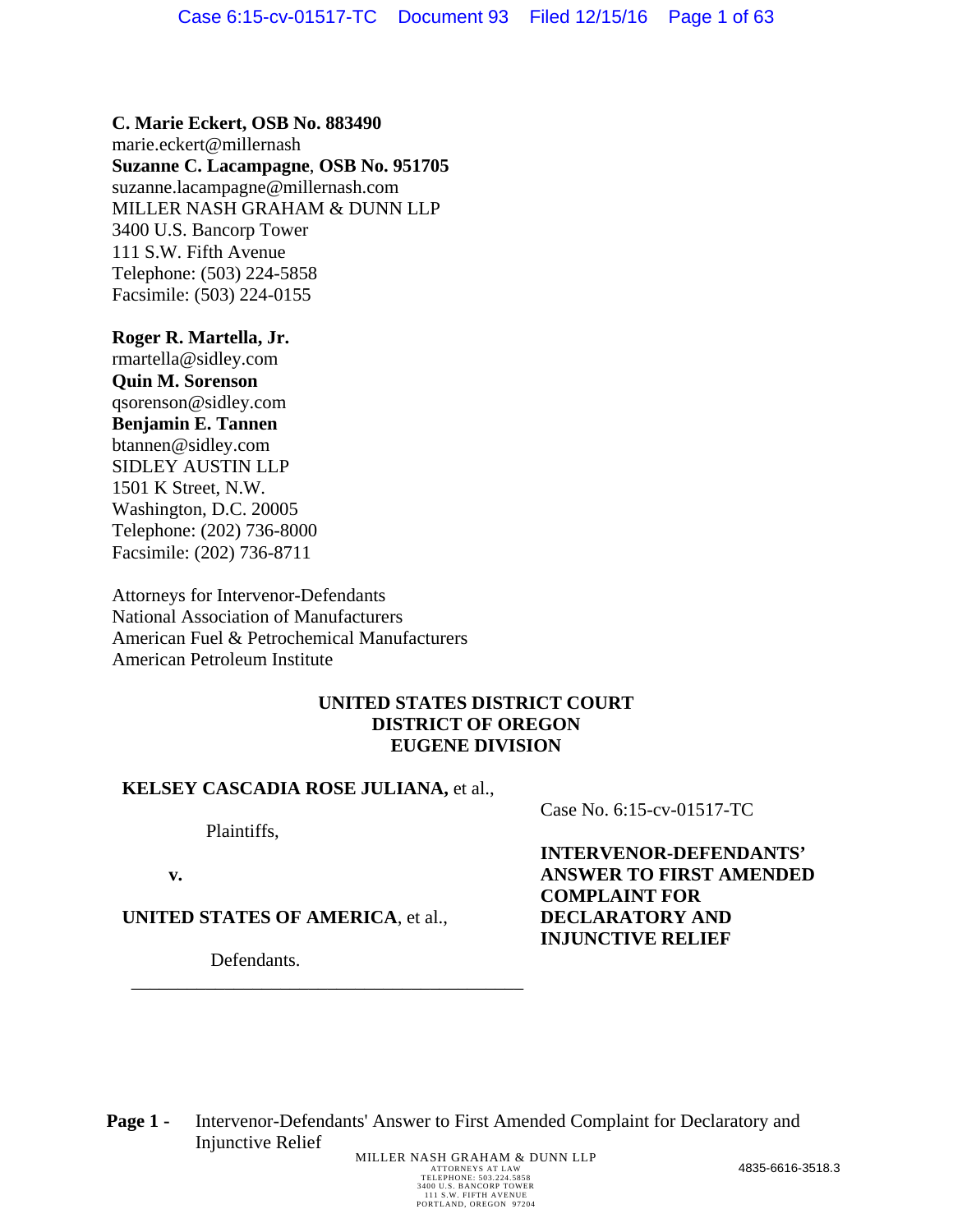**C. Marie Eckert, OSB No. 883490**
marie.eckert@millernash
**Suzanne C. Lacampagne**, **OSB No. 951705**
suzanne.lacampagne@millernash.com
MILLER NASH GRAHAM & DUNN LLP
3400 U.S. Bancorp Tower
111 S.W. Fifth Avenue
Telephone: (503) 224-5858
Facsimile: (503) 224-0155

**Roger R. Martella, Jr.**
rmartella@sidley.com
**Quin M. Sorenson**
qsorenson@sidley.com
**Benjamin E. Tannen**
btannen@sidley.com
SIDLEY AUSTIN LLP
1501 K Street, N.W.
Washington, D.C. 20005
Telephone: (202) 736-8000
Facsimile: (202) 736-8711

Attorneys for Intervenor-Defendants
National Association of Manufacturers
American Fuel & Petrochemical Manufacturers
American Petroleum Institute

**UNITED STATES DISTRICT COURT**
**DISTRICT OF OREGON**
**EUGENE DIVISION**

**KELSEY CASCADIA ROSE JULIANA,** et al.,

Plaintiffs,

**v.**

**UNITED STATES OF AMERICA**, et al.,

Defendants.

Case No. 6:15-cv-01517-TC

**INTERVENOR-DEFENDANTS' ANSWER TO FIRST AMENDED COMPLAINT FOR DECLARATORY AND INJUNCTIVE RELIEF**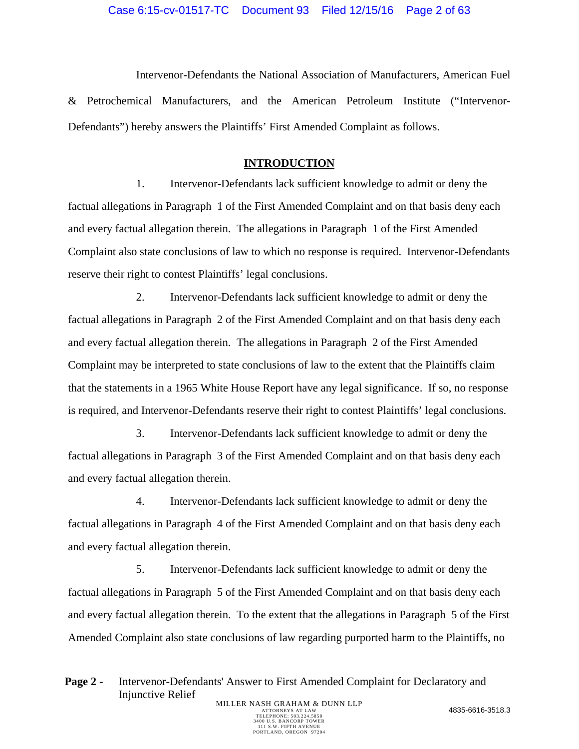Intervenor-Defendants the National Association of Manufacturers, American Fuel & Petrochemical Manufacturers, and the American Petroleum Institute ("Intervenor-Defendants") hereby answers the Plaintiffs' First Amended Complaint as follows.

## INTRODUCTION

1. Intervenor-Defendants lack sufficient knowledge to admit or deny the factual allegations in Paragraph 1 of the First Amended Complaint and on that basis deny each and every factual allegation therein. The allegations in Paragraph 1 of the First Amended Complaint also state conclusions of law to which no response is required. Intervenor-Defendants reserve their right to contest Plaintiffs' legal conclusions.

2. Intervenor-Defendants lack sufficient knowledge to admit or deny the factual allegations in Paragraph 2 of the First Amended Complaint and on that basis deny each and every factual allegation therein. The allegations in Paragraph 2 of the First Amended Complaint may be interpreted to state conclusions of law to the extent that the Plaintiffs claim that the statements in a 1965 White House Report have any legal significance. If so, no response is required, and Intervenor-Defendants reserve their right to contest Plaintiffs' legal conclusions.

3. Intervenor-Defendants lack sufficient knowledge to admit or deny the factual allegations in Paragraph 3 of the First Amended Complaint and on that basis deny each and every factual allegation therein.

4. Intervenor-Defendants lack sufficient knowledge to admit or deny the factual allegations in Paragraph 4 of the First Amended Complaint and on that basis deny each and every factual allegation therein.

5. Intervenor-Defendants lack sufficient knowledge to admit or deny the factual allegations in Paragraph 5 of the First Amended Complaint and on that basis deny each and every factual allegation therein. To the extent that the allegations in Paragraph 5 of the First Amended Complaint also state conclusions of law regarding purported harm to the Plaintiffs, no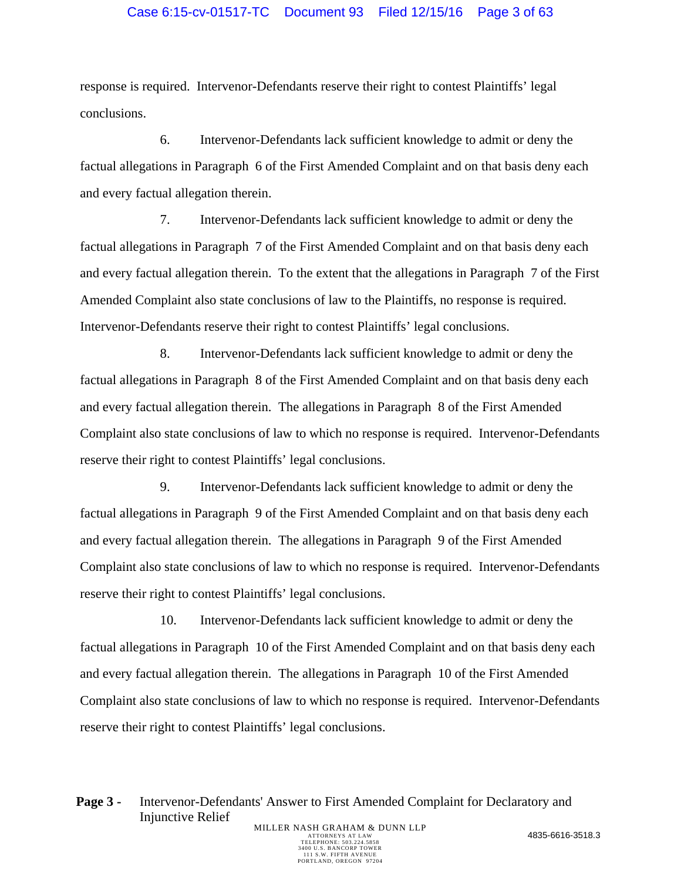response is required. Intervenor-Defendants reserve their right to contest Plaintiffs' legal conclusions.

6. Intervenor-Defendants lack sufficient knowledge to admit or deny the factual allegations in Paragraph 6 of the First Amended Complaint and on that basis deny each and every factual allegation therein.

7. Intervenor-Defendants lack sufficient knowledge to admit or deny the factual allegations in Paragraph 7 of the First Amended Complaint and on that basis deny each and every factual allegation therein. To the extent that the allegations in Paragraph 7 of the First Amended Complaint also state conclusions of law to the Plaintiffs, no response is required. Intervenor-Defendants reserve their right to contest Plaintiffs' legal conclusions.

8. Intervenor-Defendants lack sufficient knowledge to admit or deny the factual allegations in Paragraph 8 of the First Amended Complaint and on that basis deny each and every factual allegation therein. The allegations in Paragraph 8 of the First Amended Complaint also state conclusions of law to which no response is required. Intervenor-Defendants reserve their right to contest Plaintiffs' legal conclusions.

9. Intervenor-Defendants lack sufficient knowledge to admit or deny the factual allegations in Paragraph 9 of the First Amended Complaint and on that basis deny each and every factual allegation therein. The allegations in Paragraph 9 of the First Amended Complaint also state conclusions of law to which no response is required. Intervenor-Defendants reserve their right to contest Plaintiffs' legal conclusions.

10. Intervenor-Defendants lack sufficient knowledge to admit or deny the factual allegations in Paragraph 10 of the First Amended Complaint and on that basis deny each and every factual allegation therein. The allegations in Paragraph 10 of the First Amended Complaint also state conclusions of law to which no response is required. Intervenor-Defendants reserve their right to contest Plaintiffs' legal conclusions.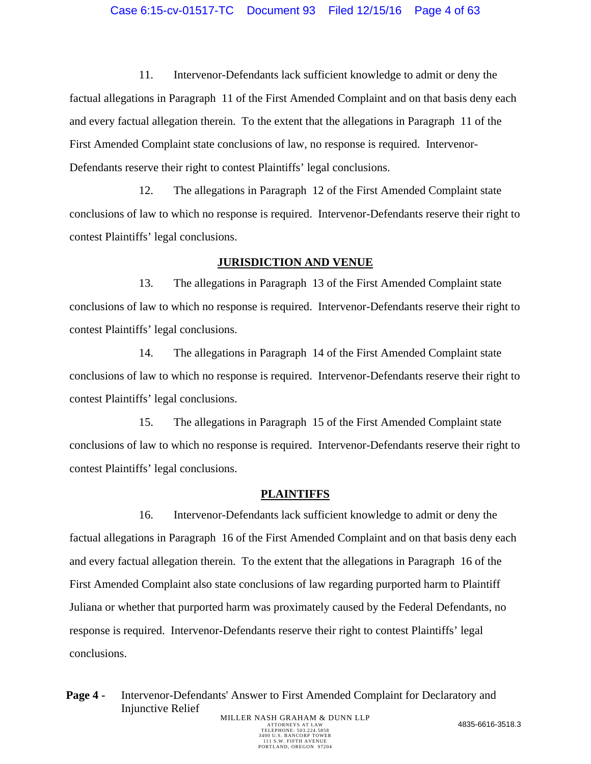11. Intervenor-Defendants lack sufficient knowledge to admit or deny the factual allegations in Paragraph 11 of the First Amended Complaint and on that basis deny each and every factual allegation therein. To the extent that the allegations in Paragraph 11 of the First Amended Complaint state conclusions of law, no response is required. Intervenor-Defendants reserve their right to contest Plaintiffs' legal conclusions.

12. The allegations in Paragraph 12 of the First Amended Complaint state conclusions of law to which no response is required. Intervenor-Defendants reserve their right to contest Plaintiffs' legal conclusions.

## JURISDICTION AND VENUE

13. The allegations in Paragraph 13 of the First Amended Complaint state conclusions of law to which no response is required. Intervenor-Defendants reserve their right to contest Plaintiffs' legal conclusions.

14. The allegations in Paragraph 14 of the First Amended Complaint state conclusions of law to which no response is required. Intervenor-Defendants reserve their right to contest Plaintiffs' legal conclusions.

15. The allegations in Paragraph 15 of the First Amended Complaint state conclusions of law to which no response is required. Intervenor-Defendants reserve their right to contest Plaintiffs' legal conclusions.

## PLAINTIFFS

16. Intervenor-Defendants lack sufficient knowledge to admit or deny the factual allegations in Paragraph 16 of the First Amended Complaint and on that basis deny each and every factual allegation therein. To the extent that the allegations in Paragraph 16 of the First Amended Complaint also state conclusions of law regarding purported harm to Plaintiff Juliana or whether that purported harm was proximately caused by the Federal Defendants, no response is required. Intervenor-Defendants reserve their right to contest Plaintiffs' legal conclusions.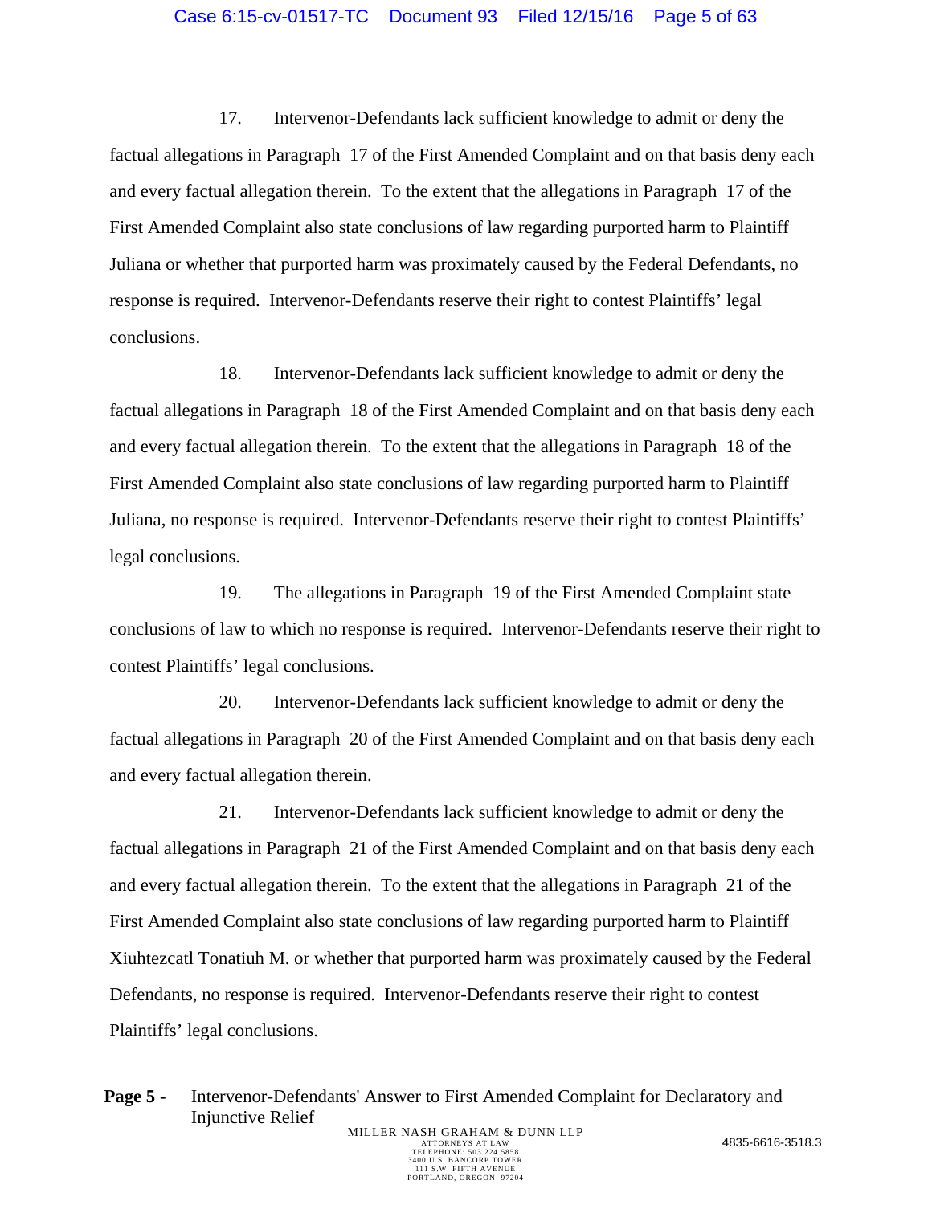17. Intervenor-Defendants lack sufficient knowledge to admit or deny the factual allegations in Paragraph 17 of the First Amended Complaint and on that basis deny each and every factual allegation therein. To the extent that the allegations in Paragraph 17 of the First Amended Complaint also state conclusions of law regarding purported harm to Plaintiff Juliana or whether that purported harm was proximately caused by the Federal Defendants, no response is required. Intervenor-Defendants reserve their right to contest Plaintiffs' legal conclusions.

18. Intervenor-Defendants lack sufficient knowledge to admit or deny the factual allegations in Paragraph 18 of the First Amended Complaint and on that basis deny each and every factual allegation therein. To the extent that the allegations in Paragraph 18 of the First Amended Complaint also state conclusions of law regarding purported harm to Plaintiff Juliana, no response is required. Intervenor-Defendants reserve their right to contest Plaintiffs' legal conclusions.

19. The allegations in Paragraph 19 of the First Amended Complaint state conclusions of law to which no response is required. Intervenor-Defendants reserve their right to contest Plaintiffs' legal conclusions.

20. Intervenor-Defendants lack sufficient knowledge to admit or deny the factual allegations in Paragraph 20 of the First Amended Complaint and on that basis deny each and every factual allegation therein.

21. Intervenor-Defendants lack sufficient knowledge to admit or deny the factual allegations in Paragraph 21 of the First Amended Complaint and on that basis deny each and every factual allegation therein. To the extent that the allegations in Paragraph 21 of the First Amended Complaint also state conclusions of law regarding purported harm to Plaintiff Xiuhtezcatl Tonatiuh M. or whether that purported harm was proximately caused by the Federal Defendants, no response is required. Intervenor-Defendants reserve their right to contest Plaintiffs' legal conclusions.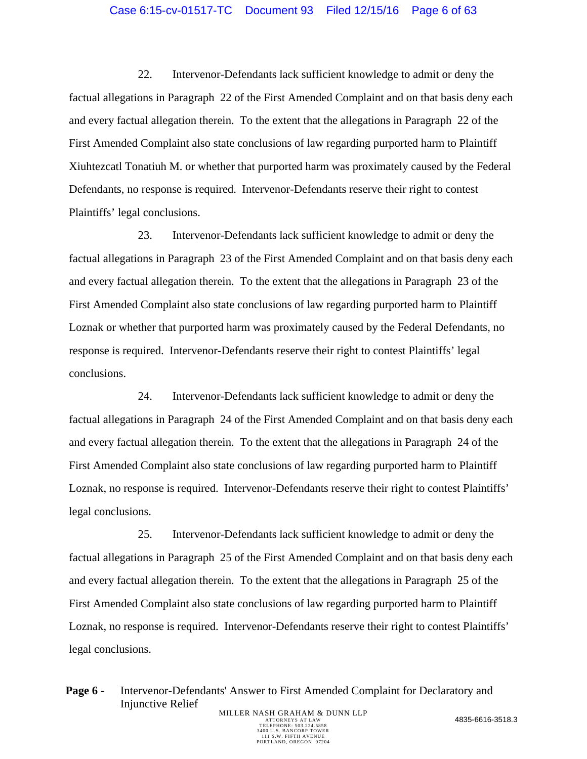22. Intervenor-Defendants lack sufficient knowledge to admit or deny the factual allegations in Paragraph 22 of the First Amended Complaint and on that basis deny each and every factual allegation therein. To the extent that the allegations in Paragraph 22 of the First Amended Complaint also state conclusions of law regarding purported harm to Plaintiff Xiuhtezcatl Tonatiuh M. or whether that purported harm was proximately caused by the Federal Defendants, no response is required. Intervenor-Defendants reserve their right to contest Plaintiffs' legal conclusions.

23. Intervenor-Defendants lack sufficient knowledge to admit or deny the factual allegations in Paragraph 23 of the First Amended Complaint and on that basis deny each and every factual allegation therein. To the extent that the allegations in Paragraph 23 of the First Amended Complaint also state conclusions of law regarding purported harm to Plaintiff Loznak or whether that purported harm was proximately caused by the Federal Defendants, no response is required. Intervenor-Defendants reserve their right to contest Plaintiffs' legal conclusions.

24. Intervenor-Defendants lack sufficient knowledge to admit or deny the factual allegations in Paragraph 24 of the First Amended Complaint and on that basis deny each and every factual allegation therein. To the extent that the allegations in Paragraph 24 of the First Amended Complaint also state conclusions of law regarding purported harm to Plaintiff Loznak, no response is required. Intervenor-Defendants reserve their right to contest Plaintiffs' legal conclusions.

25. Intervenor-Defendants lack sufficient knowledge to admit or deny the factual allegations in Paragraph 25 of the First Amended Complaint and on that basis deny each and every factual allegation therein. To the extent that the allegations in Paragraph 25 of the First Amended Complaint also state conclusions of law regarding purported harm to Plaintiff Loznak, no response is required. Intervenor-Defendants reserve their right to contest Plaintiffs' legal conclusions.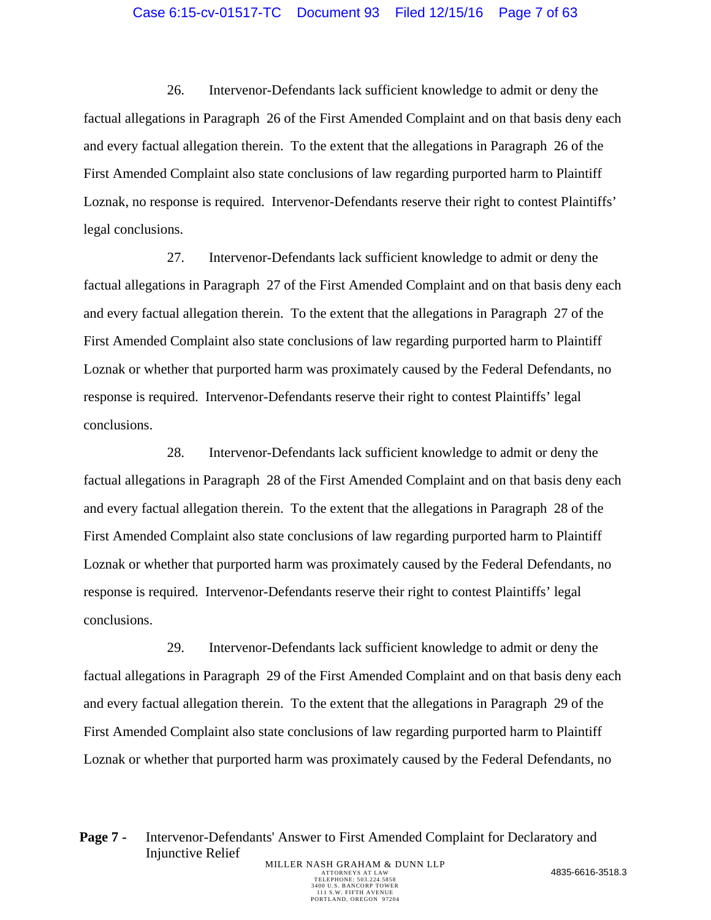26. Intervenor-Defendants lack sufficient knowledge to admit or deny the factual allegations in Paragraph 26 of the First Amended Complaint and on that basis deny each and every factual allegation therein. To the extent that the allegations in Paragraph 26 of the First Amended Complaint also state conclusions of law regarding purported harm to Plaintiff Loznak, no response is required. Intervenor-Defendants reserve their right to contest Plaintiffs' legal conclusions.

27. Intervenor-Defendants lack sufficient knowledge to admit or deny the factual allegations in Paragraph 27 of the First Amended Complaint and on that basis deny each and every factual allegation therein. To the extent that the allegations in Paragraph 27 of the First Amended Complaint also state conclusions of law regarding purported harm to Plaintiff Loznak or whether that purported harm was proximately caused by the Federal Defendants, no response is required. Intervenor-Defendants reserve their right to contest Plaintiffs' legal conclusions.

28. Intervenor-Defendants lack sufficient knowledge to admit or deny the factual allegations in Paragraph 28 of the First Amended Complaint and on that basis deny each and every factual allegation therein. To the extent that the allegations in Paragraph 28 of the First Amended Complaint also state conclusions of law regarding purported harm to Plaintiff Loznak or whether that purported harm was proximately caused by the Federal Defendants, no response is required. Intervenor-Defendants reserve their right to contest Plaintiffs' legal conclusions.

29. Intervenor-Defendants lack sufficient knowledge to admit or deny the factual allegations in Paragraph 29 of the First Amended Complaint and on that basis deny each and every factual allegation therein. To the extent that the allegations in Paragraph 29 of the First Amended Complaint also state conclusions of law regarding purported harm to Plaintiff Loznak or whether that purported harm was proximately caused by the Federal Defendants, no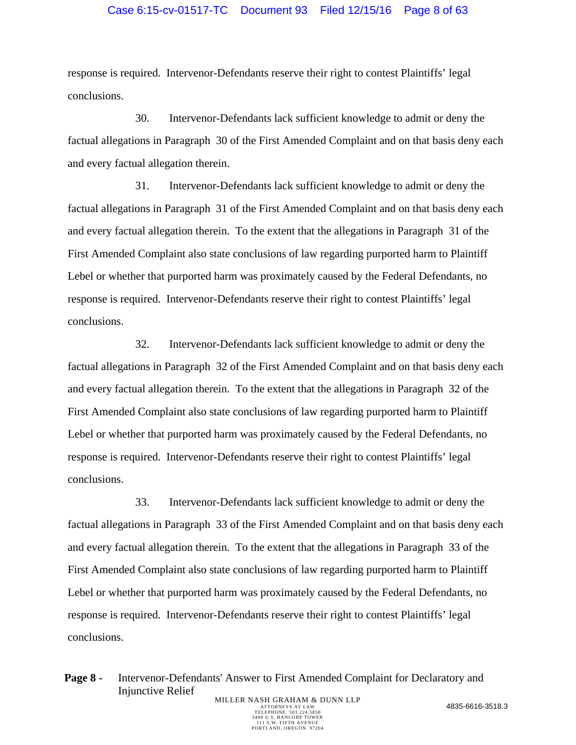response is required. Intervenor-Defendants reserve their right to contest Plaintiffs' legal conclusions.

30. Intervenor-Defendants lack sufficient knowledge to admit or deny the factual allegations in Paragraph 30 of the First Amended Complaint and on that basis deny each and every factual allegation therein.

31. Intervenor-Defendants lack sufficient knowledge to admit or deny the factual allegations in Paragraph 31 of the First Amended Complaint and on that basis deny each and every factual allegation therein. To the extent that the allegations in Paragraph 31 of the First Amended Complaint also state conclusions of law regarding purported harm to Plaintiff Lebel or whether that purported harm was proximately caused by the Federal Defendants, no response is required. Intervenor-Defendants reserve their right to contest Plaintiffs' legal conclusions.

32. Intervenor-Defendants lack sufficient knowledge to admit or deny the factual allegations in Paragraph 32 of the First Amended Complaint and on that basis deny each and every factual allegation therein. To the extent that the allegations in Paragraph 32 of the First Amended Complaint also state conclusions of law regarding purported harm to Plaintiff Lebel or whether that purported harm was proximately caused by the Federal Defendants, no response is required. Intervenor-Defendants reserve their right to contest Plaintiffs' legal conclusions.

33. Intervenor-Defendants lack sufficient knowledge to admit or deny the factual allegations in Paragraph 33 of the First Amended Complaint and on that basis deny each and every factual allegation therein. To the extent that the allegations in Paragraph 33 of the First Amended Complaint also state conclusions of law regarding purported harm to Plaintiff Lebel or whether that purported harm was proximately caused by the Federal Defendants, no response is required. Intervenor-Defendants reserve their right to contest Plaintiffs' legal conclusions.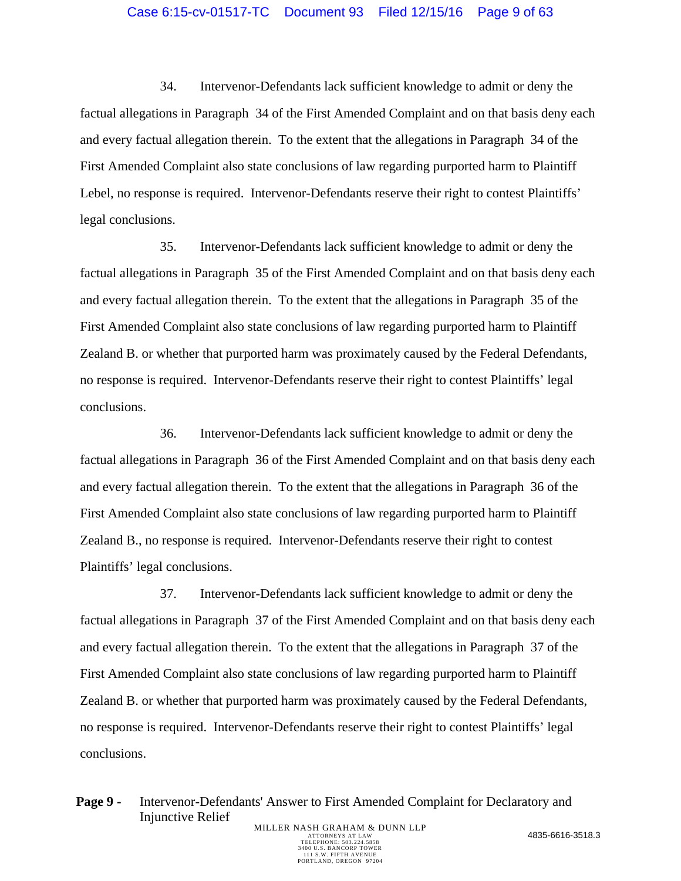34. Intervenor-Defendants lack sufficient knowledge to admit or deny the factual allegations in Paragraph 34 of the First Amended Complaint and on that basis deny each and every factual allegation therein. To the extent that the allegations in Paragraph 34 of the First Amended Complaint also state conclusions of law regarding purported harm to Plaintiff Lebel, no response is required. Intervenor-Defendants reserve their right to contest Plaintiffs' legal conclusions.

35. Intervenor-Defendants lack sufficient knowledge to admit or deny the factual allegations in Paragraph 35 of the First Amended Complaint and on that basis deny each and every factual allegation therein. To the extent that the allegations in Paragraph 35 of the First Amended Complaint also state conclusions of law regarding purported harm to Plaintiff Zealand B. or whether that purported harm was proximately caused by the Federal Defendants, no response is required. Intervenor-Defendants reserve their right to contest Plaintiffs' legal conclusions.

36. Intervenor-Defendants lack sufficient knowledge to admit or deny the factual allegations in Paragraph 36 of the First Amended Complaint and on that basis deny each and every factual allegation therein. To the extent that the allegations in Paragraph 36 of the First Amended Complaint also state conclusions of law regarding purported harm to Plaintiff Zealand B., no response is required. Intervenor-Defendants reserve their right to contest Plaintiffs' legal conclusions.

37. Intervenor-Defendants lack sufficient knowledge to admit or deny the factual allegations in Paragraph 37 of the First Amended Complaint and on that basis deny each and every factual allegation therein. To the extent that the allegations in Paragraph 37 of the First Amended Complaint also state conclusions of law regarding purported harm to Plaintiff Zealand B. or whether that purported harm was proximately caused by the Federal Defendants, no response is required. Intervenor-Defendants reserve their right to contest Plaintiffs' legal conclusions.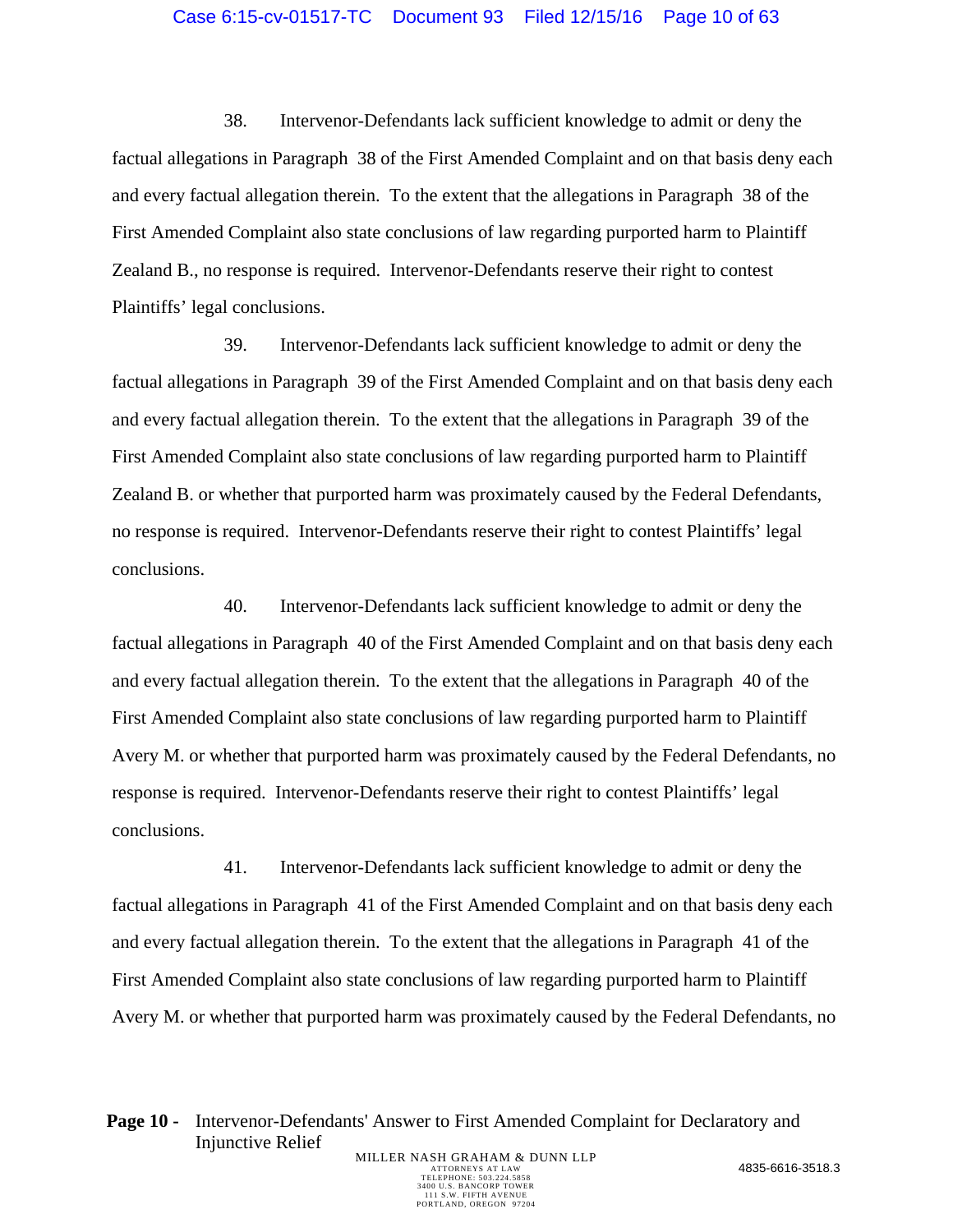38. Intervenor-Defendants lack sufficient knowledge to admit or deny the factual allegations in Paragraph 38 of the First Amended Complaint and on that basis deny each and every factual allegation therein. To the extent that the allegations in Paragraph 38 of the First Amended Complaint also state conclusions of law regarding purported harm to Plaintiff Zealand B., no response is required. Intervenor-Defendants reserve their right to contest Plaintiffs' legal conclusions.

39. Intervenor-Defendants lack sufficient knowledge to admit or deny the factual allegations in Paragraph 39 of the First Amended Complaint and on that basis deny each and every factual allegation therein. To the extent that the allegations in Paragraph 39 of the First Amended Complaint also state conclusions of law regarding purported harm to Plaintiff Zealand B. or whether that purported harm was proximately caused by the Federal Defendants, no response is required. Intervenor-Defendants reserve their right to contest Plaintiffs' legal conclusions.

40. Intervenor-Defendants lack sufficient knowledge to admit or deny the factual allegations in Paragraph 40 of the First Amended Complaint and on that basis deny each and every factual allegation therein. To the extent that the allegations in Paragraph 40 of the First Amended Complaint also state conclusions of law regarding purported harm to Plaintiff Avery M. or whether that purported harm was proximately caused by the Federal Defendants, no response is required. Intervenor-Defendants reserve their right to contest Plaintiffs' legal conclusions.

41. Intervenor-Defendants lack sufficient knowledge to admit or deny the factual allegations in Paragraph 41 of the First Amended Complaint and on that basis deny each and every factual allegation therein. To the extent that the allegations in Paragraph 41 of the First Amended Complaint also state conclusions of law regarding purported harm to Plaintiff Avery M. or whether that purported harm was proximately caused by the Federal Defendants, no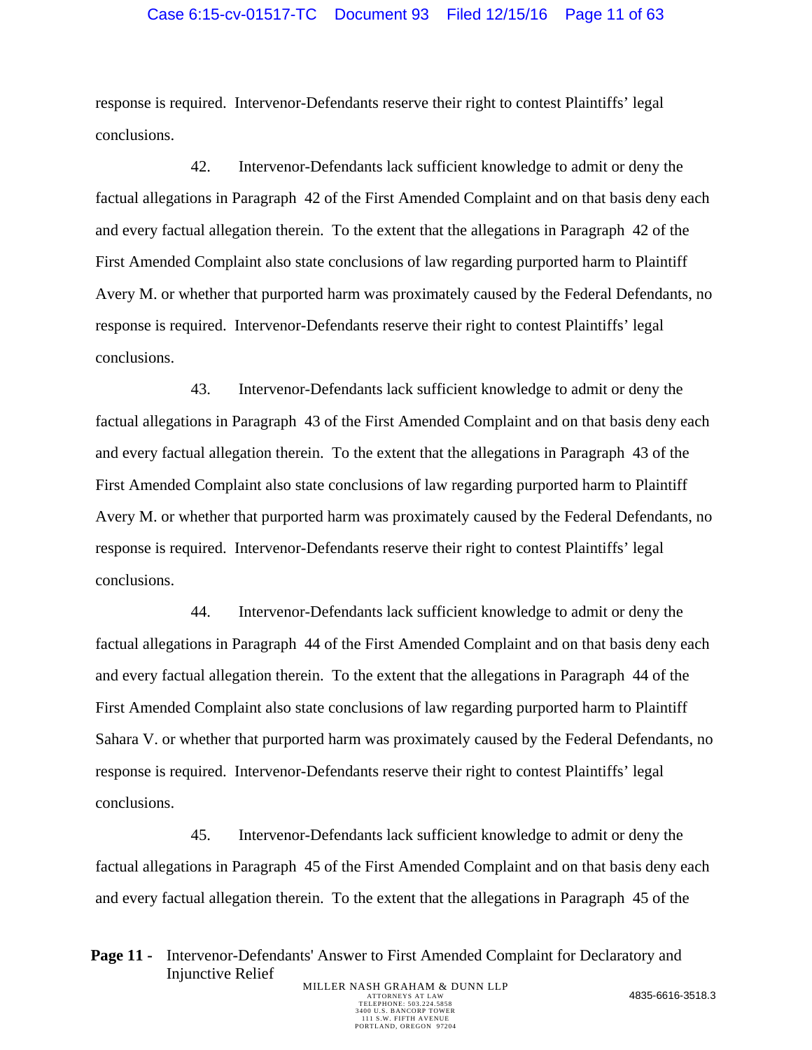response is required. Intervenor-Defendants reserve their right to contest Plaintiffs' legal conclusions.

42. Intervenor-Defendants lack sufficient knowledge to admit or deny the factual allegations in Paragraph 42 of the First Amended Complaint and on that basis deny each and every factual allegation therein. To the extent that the allegations in Paragraph 42 of the First Amended Complaint also state conclusions of law regarding purported harm to Plaintiff Avery M. or whether that purported harm was proximately caused by the Federal Defendants, no response is required. Intervenor-Defendants reserve their right to contest Plaintiffs' legal conclusions.

43. Intervenor-Defendants lack sufficient knowledge to admit or deny the factual allegations in Paragraph 43 of the First Amended Complaint and on that basis deny each and every factual allegation therein. To the extent that the allegations in Paragraph 43 of the First Amended Complaint also state conclusions of law regarding purported harm to Plaintiff Avery M. or whether that purported harm was proximately caused by the Federal Defendants, no response is required. Intervenor-Defendants reserve their right to contest Plaintiffs' legal conclusions.

44. Intervenor-Defendants lack sufficient knowledge to admit or deny the factual allegations in Paragraph 44 of the First Amended Complaint and on that basis deny each and every factual allegation therein. To the extent that the allegations in Paragraph 44 of the First Amended Complaint also state conclusions of law regarding purported harm to Plaintiff Sahara V. or whether that purported harm was proximately caused by the Federal Defendants, no response is required. Intervenor-Defendants reserve their right to contest Plaintiffs' legal conclusions.

45. Intervenor-Defendants lack sufficient knowledge to admit or deny the factual allegations in Paragraph 45 of the First Amended Complaint and on that basis deny each and every factual allegation therein. To the extent that the allegations in Paragraph 45 of the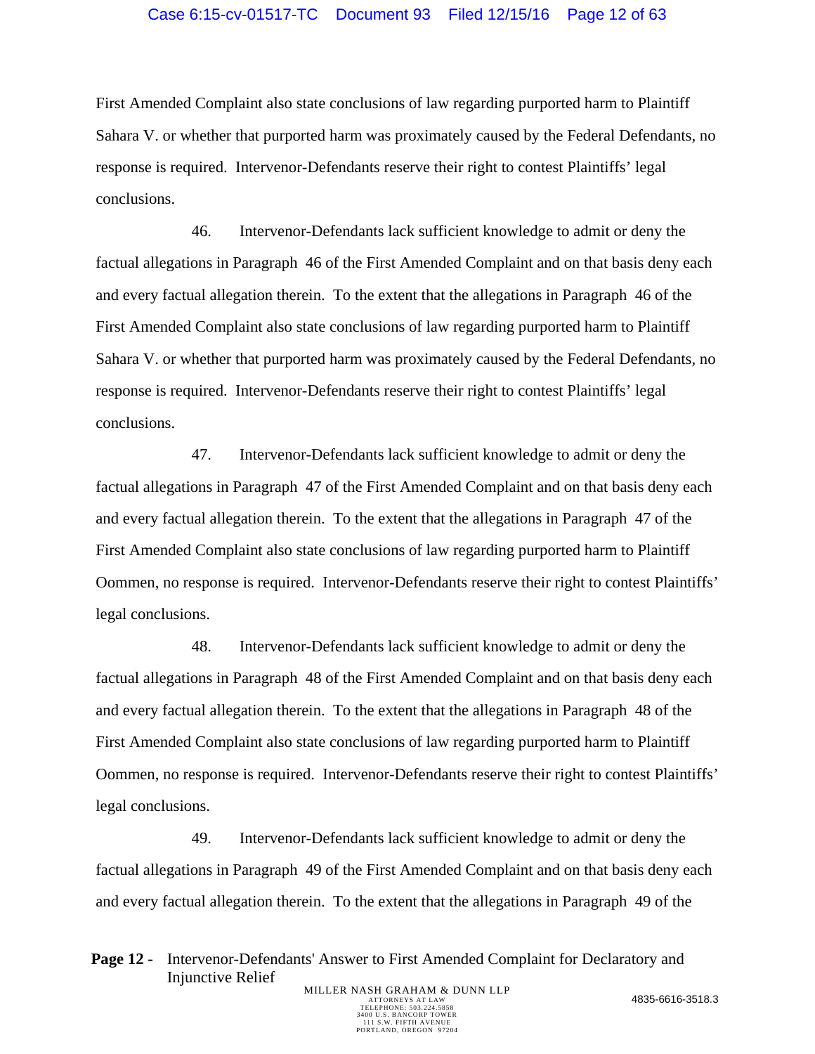First Amended Complaint also state conclusions of law regarding purported harm to Plaintiff Sahara V. or whether that purported harm was proximately caused by the Federal Defendants, no response is required. Intervenor-Defendants reserve their right to contest Plaintiffs' legal conclusions.

46. Intervenor-Defendants lack sufficient knowledge to admit or deny the factual allegations in Paragraph 46 of the First Amended Complaint and on that basis deny each and every factual allegation therein. To the extent that the allegations in Paragraph 46 of the First Amended Complaint also state conclusions of law regarding purported harm to Plaintiff Sahara V. or whether that purported harm was proximately caused by the Federal Defendants, no response is required. Intervenor-Defendants reserve their right to contest Plaintiffs' legal conclusions.

47. Intervenor-Defendants lack sufficient knowledge to admit or deny the factual allegations in Paragraph 47 of the First Amended Complaint and on that basis deny each and every factual allegation therein. To the extent that the allegations in Paragraph 47 of the First Amended Complaint also state conclusions of law regarding purported harm to Plaintiff Oommen, no response is required. Intervenor-Defendants reserve their right to contest Plaintiffs' legal conclusions.

48. Intervenor-Defendants lack sufficient knowledge to admit or deny the factual allegations in Paragraph 48 of the First Amended Complaint and on that basis deny each and every factual allegation therein. To the extent that the allegations in Paragraph 48 of the First Amended Complaint also state conclusions of law regarding purported harm to Plaintiff Oommen, no response is required. Intervenor-Defendants reserve their right to contest Plaintiffs' legal conclusions.

49. Intervenor-Defendants lack sufficient knowledge to admit or deny the factual allegations in Paragraph 49 of the First Amended Complaint and on that basis deny each and every factual allegation therein. To the extent that the allegations in Paragraph 49 of the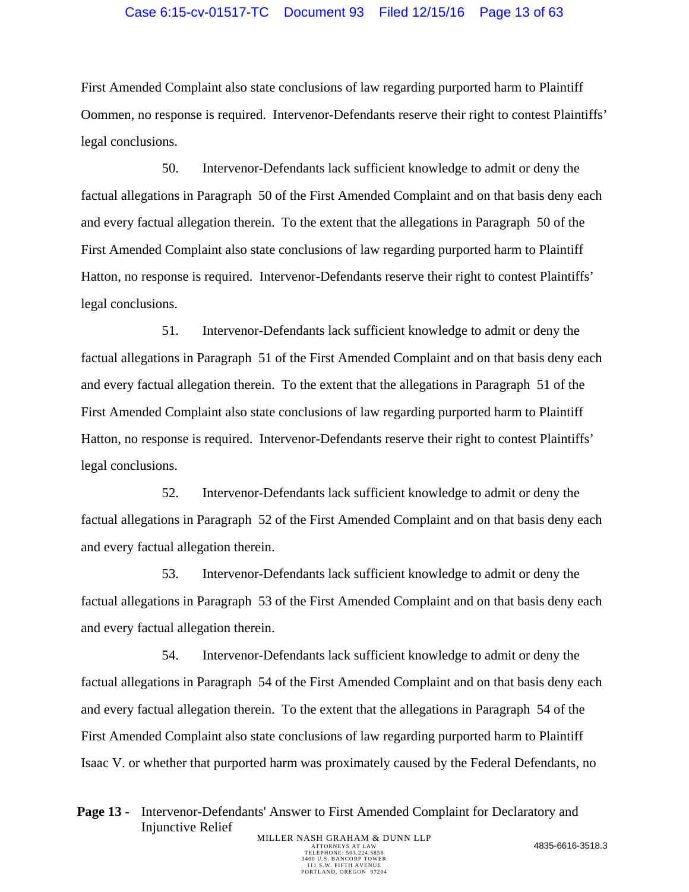First Amended Complaint also state conclusions of law regarding purported harm to Plaintiff Oommen, no response is required. Intervenor-Defendants reserve their right to contest Plaintiffs' legal conclusions.

50. Intervenor-Defendants lack sufficient knowledge to admit or deny the factual allegations in Paragraph 50 of the First Amended Complaint and on that basis deny each and every factual allegation therein. To the extent that the allegations in Paragraph 50 of the First Amended Complaint also state conclusions of law regarding purported harm to Plaintiff Hatton, no response is required. Intervenor-Defendants reserve their right to contest Plaintiffs' legal conclusions.

51. Intervenor-Defendants lack sufficient knowledge to admit or deny the factual allegations in Paragraph 51 of the First Amended Complaint and on that basis deny each and every factual allegation therein. To the extent that the allegations in Paragraph 51 of the First Amended Complaint also state conclusions of law regarding purported harm to Plaintiff Hatton, no response is required. Intervenor-Defendants reserve their right to contest Plaintiffs' legal conclusions.

52. Intervenor-Defendants lack sufficient knowledge to admit or deny the factual allegations in Paragraph 52 of the First Amended Complaint and on that basis deny each and every factual allegation therein.

53. Intervenor-Defendants lack sufficient knowledge to admit or deny the factual allegations in Paragraph 53 of the First Amended Complaint and on that basis deny each and every factual allegation therein.

54. Intervenor-Defendants lack sufficient knowledge to admit or deny the factual allegations in Paragraph 54 of the First Amended Complaint and on that basis deny each and every factual allegation therein. To the extent that the allegations in Paragraph 54 of the First Amended Complaint also state conclusions of law regarding purported harm to Plaintiff Isaac V. or whether that purported harm was proximately caused by the Federal Defendants, no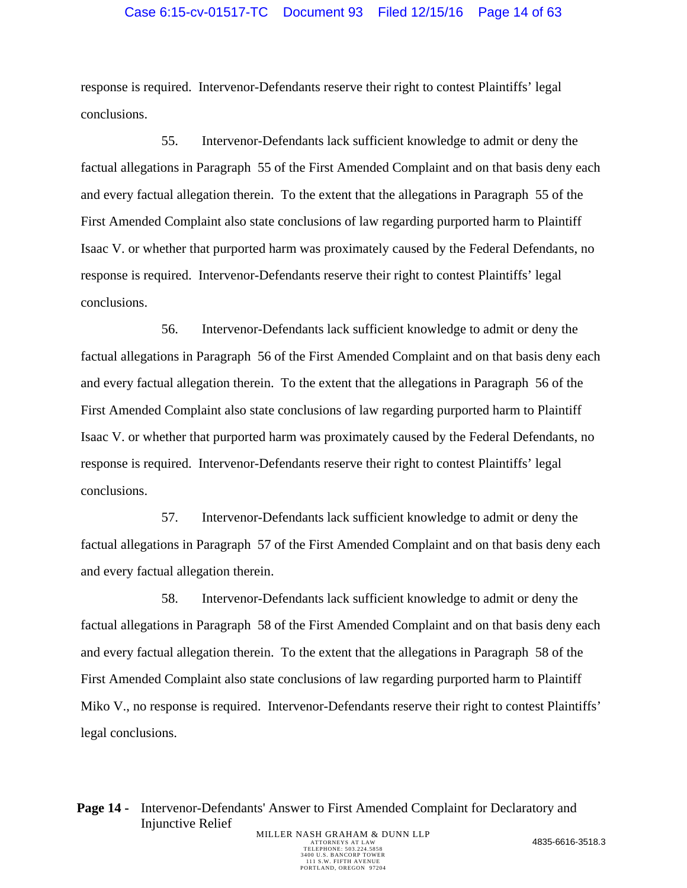response is required. Intervenor-Defendants reserve their right to contest Plaintiffs' legal conclusions.

55. Intervenor-Defendants lack sufficient knowledge to admit or deny the factual allegations in Paragraph 55 of the First Amended Complaint and on that basis deny each and every factual allegation therein. To the extent that the allegations in Paragraph 55 of the First Amended Complaint also state conclusions of law regarding purported harm to Plaintiff Isaac V. or whether that purported harm was proximately caused by the Federal Defendants, no response is required. Intervenor-Defendants reserve their right to contest Plaintiffs' legal conclusions.

56. Intervenor-Defendants lack sufficient knowledge to admit or deny the factual allegations in Paragraph 56 of the First Amended Complaint and on that basis deny each and every factual allegation therein. To the extent that the allegations in Paragraph 56 of the First Amended Complaint also state conclusions of law regarding purported harm to Plaintiff Isaac V. or whether that purported harm was proximately caused by the Federal Defendants, no response is required. Intervenor-Defendants reserve their right to contest Plaintiffs' legal conclusions.

57. Intervenor-Defendants lack sufficient knowledge to admit or deny the factual allegations in Paragraph 57 of the First Amended Complaint and on that basis deny each and every factual allegation therein.

58. Intervenor-Defendants lack sufficient knowledge to admit or deny the factual allegations in Paragraph 58 of the First Amended Complaint and on that basis deny each and every factual allegation therein. To the extent that the allegations in Paragraph 58 of the First Amended Complaint also state conclusions of law regarding purported harm to Plaintiff Miko V., no response is required. Intervenor-Defendants reserve their right to contest Plaintiffs' legal conclusions.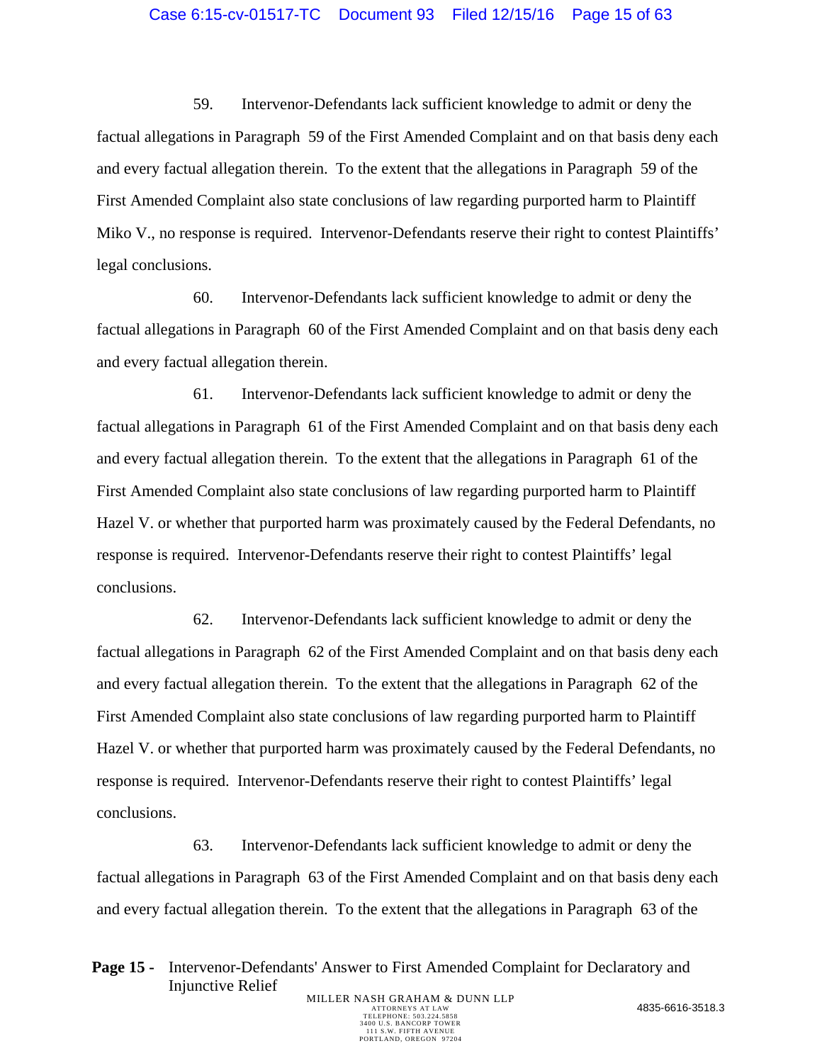59. Intervenor-Defendants lack sufficient knowledge to admit or deny the factual allegations in Paragraph 59 of the First Amended Complaint and on that basis deny each and every factual allegation therein. To the extent that the allegations in Paragraph 59 of the First Amended Complaint also state conclusions of law regarding purported harm to Plaintiff Miko V., no response is required. Intervenor-Defendants reserve their right to contest Plaintiffs' legal conclusions.

60. Intervenor-Defendants lack sufficient knowledge to admit or deny the factual allegations in Paragraph 60 of the First Amended Complaint and on that basis deny each and every factual allegation therein.

61. Intervenor-Defendants lack sufficient knowledge to admit or deny the factual allegations in Paragraph 61 of the First Amended Complaint and on that basis deny each and every factual allegation therein. To the extent that the allegations in Paragraph 61 of the First Amended Complaint also state conclusions of law regarding purported harm to Plaintiff Hazel V. or whether that purported harm was proximately caused by the Federal Defendants, no response is required. Intervenor-Defendants reserve their right to contest Plaintiffs' legal conclusions.

62. Intervenor-Defendants lack sufficient knowledge to admit or deny the factual allegations in Paragraph 62 of the First Amended Complaint and on that basis deny each and every factual allegation therein. To the extent that the allegations in Paragraph 62 of the First Amended Complaint also state conclusions of law regarding purported harm to Plaintiff Hazel V. or whether that purported harm was proximately caused by the Federal Defendants, no response is required. Intervenor-Defendants reserve their right to contest Plaintiffs' legal conclusions.

63. Intervenor-Defendants lack sufficient knowledge to admit or deny the factual allegations in Paragraph 63 of the First Amended Complaint and on that basis deny each and every factual allegation therein. To the extent that the allegations in Paragraph 63 of the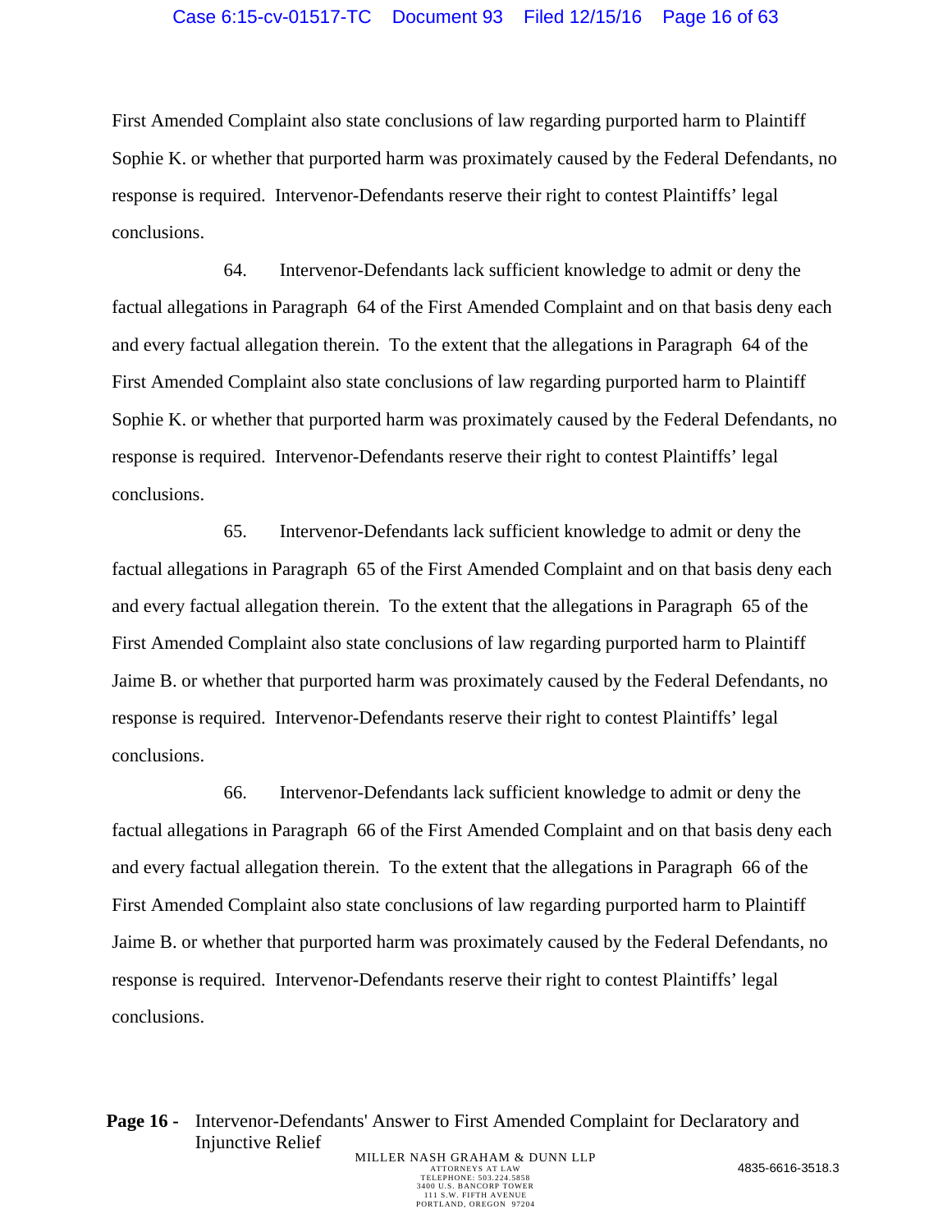First Amended Complaint also state conclusions of law regarding purported harm to Plaintiff Sophie K. or whether that purported harm was proximately caused by the Federal Defendants, no response is required. Intervenor-Defendants reserve their right to contest Plaintiffs' legal conclusions.

64. Intervenor-Defendants lack sufficient knowledge to admit or deny the factual allegations in Paragraph 64 of the First Amended Complaint and on that basis deny each and every factual allegation therein. To the extent that the allegations in Paragraph 64 of the First Amended Complaint also state conclusions of law regarding purported harm to Plaintiff Sophie K. or whether that purported harm was proximately caused by the Federal Defendants, no response is required. Intervenor-Defendants reserve their right to contest Plaintiffs' legal conclusions.

65. Intervenor-Defendants lack sufficient knowledge to admit or deny the factual allegations in Paragraph 65 of the First Amended Complaint and on that basis deny each and every factual allegation therein. To the extent that the allegations in Paragraph 65 of the First Amended Complaint also state conclusions of law regarding purported harm to Plaintiff Jaime B. or whether that purported harm was proximately caused by the Federal Defendants, no response is required. Intervenor-Defendants reserve their right to contest Plaintiffs' legal conclusions.

66. Intervenor-Defendants lack sufficient knowledge to admit or deny the factual allegations in Paragraph 66 of the First Amended Complaint and on that basis deny each and every factual allegation therein. To the extent that the allegations in Paragraph 66 of the First Amended Complaint also state conclusions of law regarding purported harm to Plaintiff Jaime B. or whether that purported harm was proximately caused by the Federal Defendants, no response is required. Intervenor-Defendants reserve their right to contest Plaintiffs' legal conclusions.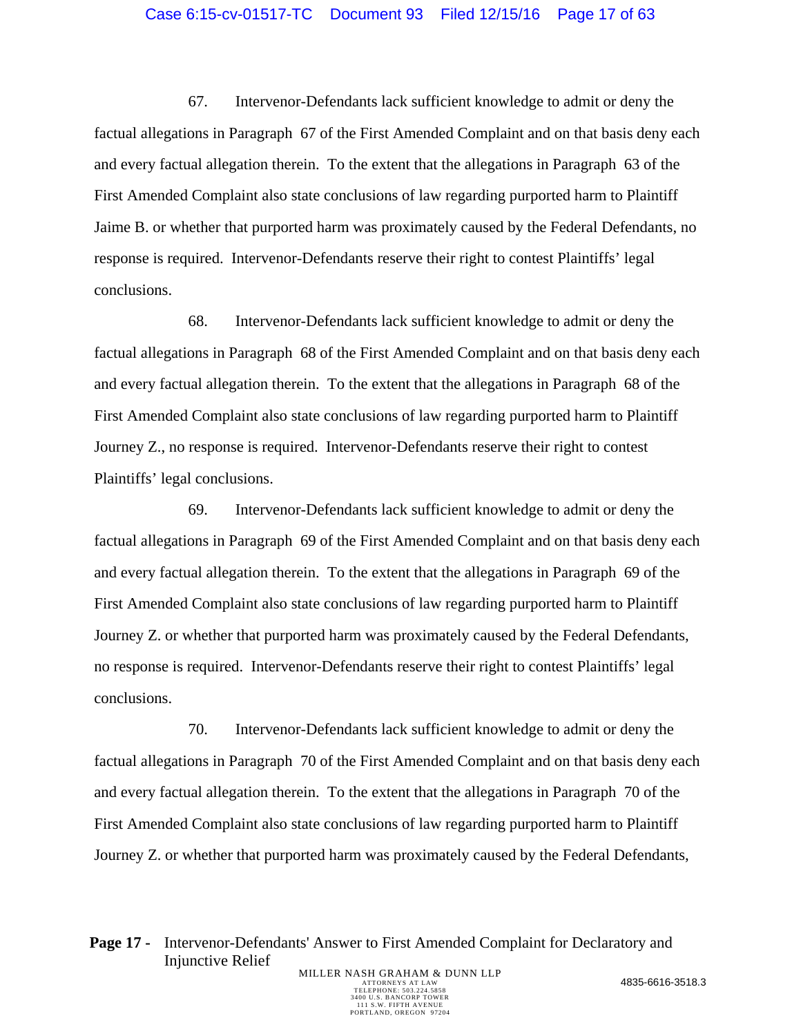67. Intervenor-Defendants lack sufficient knowledge to admit or deny the factual allegations in Paragraph 67 of the First Amended Complaint and on that basis deny each and every factual allegation therein. To the extent that the allegations in Paragraph 63 of the First Amended Complaint also state conclusions of law regarding purported harm to Plaintiff Jaime B. or whether that purported harm was proximately caused by the Federal Defendants, no response is required. Intervenor-Defendants reserve their right to contest Plaintiffs' legal conclusions.

68. Intervenor-Defendants lack sufficient knowledge to admit or deny the factual allegations in Paragraph 68 of the First Amended Complaint and on that basis deny each and every factual allegation therein. To the extent that the allegations in Paragraph 68 of the First Amended Complaint also state conclusions of law regarding purported harm to Plaintiff Journey Z., no response is required. Intervenor-Defendants reserve their right to contest Plaintiffs' legal conclusions.

69. Intervenor-Defendants lack sufficient knowledge to admit or deny the factual allegations in Paragraph 69 of the First Amended Complaint and on that basis deny each and every factual allegation therein. To the extent that the allegations in Paragraph 69 of the First Amended Complaint also state conclusions of law regarding purported harm to Plaintiff Journey Z. or whether that purported harm was proximately caused by the Federal Defendants, no response is required. Intervenor-Defendants reserve their right to contest Plaintiffs' legal conclusions.

70. Intervenor-Defendants lack sufficient knowledge to admit or deny the factual allegations in Paragraph 70 of the First Amended Complaint and on that basis deny each and every factual allegation therein. To the extent that the allegations in Paragraph 70 of the First Amended Complaint also state conclusions of law regarding purported harm to Plaintiff Journey Z. or whether that purported harm was proximately caused by the Federal Defendants,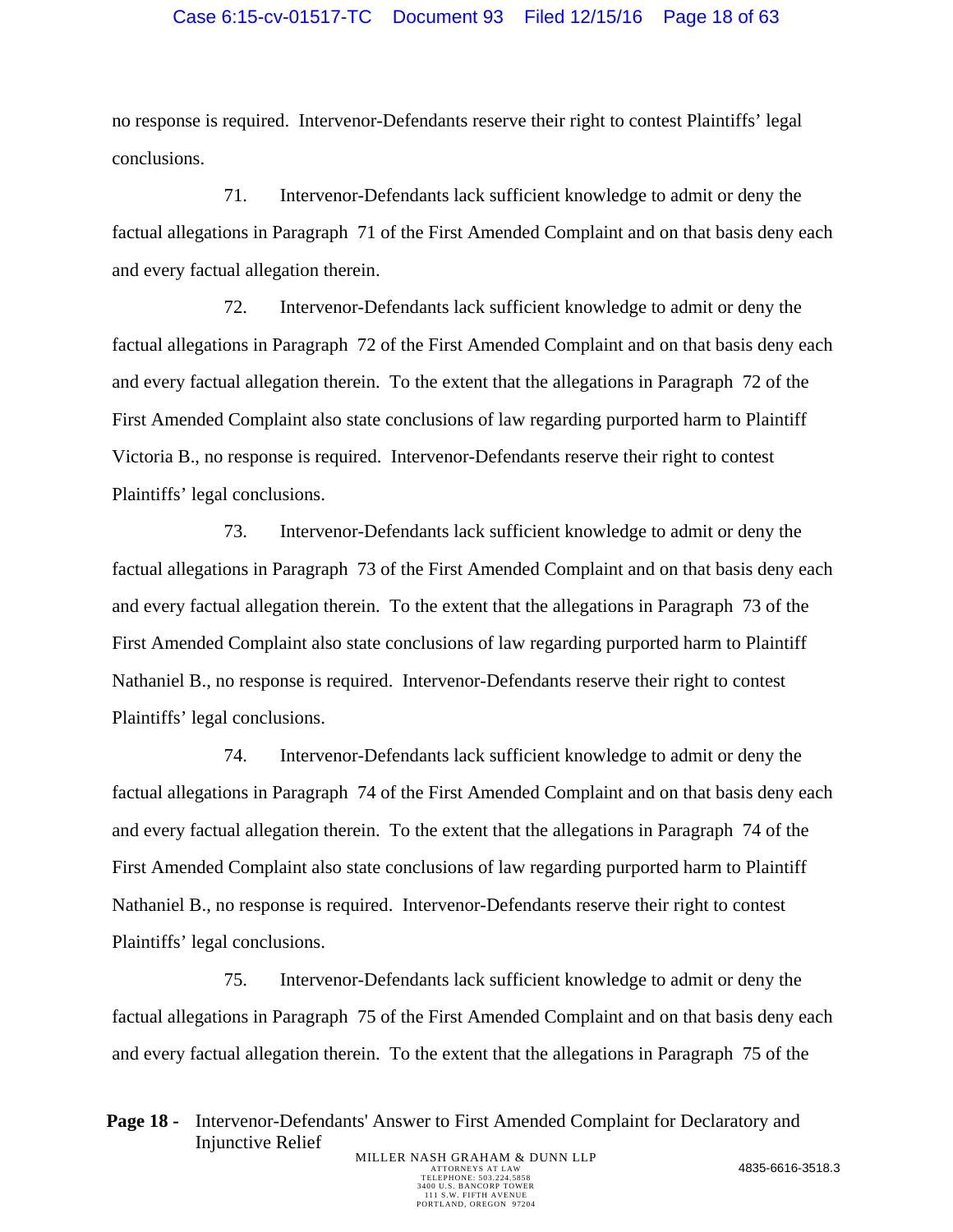no response is required. Intervenor-Defendants reserve their right to contest Plaintiffs' legal conclusions.

71. Intervenor-Defendants lack sufficient knowledge to admit or deny the factual allegations in Paragraph 71 of the First Amended Complaint and on that basis deny each and every factual allegation therein.

72. Intervenor-Defendants lack sufficient knowledge to admit or deny the factual allegations in Paragraph 72 of the First Amended Complaint and on that basis deny each and every factual allegation therein. To the extent that the allegations in Paragraph 72 of the First Amended Complaint also state conclusions of law regarding purported harm to Plaintiff Victoria B., no response is required. Intervenor-Defendants reserve their right to contest Plaintiffs' legal conclusions.

73. Intervenor-Defendants lack sufficient knowledge to admit or deny the factual allegations in Paragraph 73 of the First Amended Complaint and on that basis deny each and every factual allegation therein. To the extent that the allegations in Paragraph 73 of the First Amended Complaint also state conclusions of law regarding purported harm to Plaintiff Nathaniel B., no response is required. Intervenor-Defendants reserve their right to contest Plaintiffs' legal conclusions.

74. Intervenor-Defendants lack sufficient knowledge to admit or deny the factual allegations in Paragraph 74 of the First Amended Complaint and on that basis deny each and every factual allegation therein. To the extent that the allegations in Paragraph 74 of the First Amended Complaint also state conclusions of law regarding purported harm to Plaintiff Nathaniel B., no response is required. Intervenor-Defendants reserve their right to contest Plaintiffs' legal conclusions.

75. Intervenor-Defendants lack sufficient knowledge to admit or deny the factual allegations in Paragraph 75 of the First Amended Complaint and on that basis deny each and every factual allegation therein. To the extent that the allegations in Paragraph 75 of the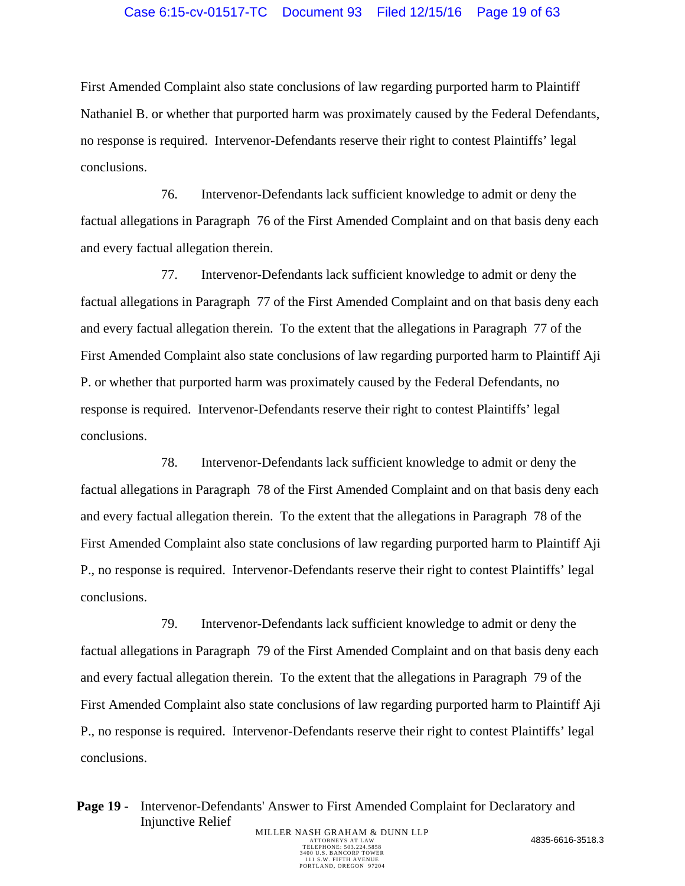First Amended Complaint also state conclusions of law regarding purported harm to Plaintiff Nathaniel B. or whether that purported harm was proximately caused by the Federal Defendants, no response is required. Intervenor-Defendants reserve their right to contest Plaintiffs' legal conclusions.

76. Intervenor-Defendants lack sufficient knowledge to admit or deny the factual allegations in Paragraph 76 of the First Amended Complaint and on that basis deny each and every factual allegation therein.

77. Intervenor-Defendants lack sufficient knowledge to admit or deny the factual allegations in Paragraph 77 of the First Amended Complaint and on that basis deny each and every factual allegation therein. To the extent that the allegations in Paragraph 77 of the First Amended Complaint also state conclusions of law regarding purported harm to Plaintiff Aji P. or whether that purported harm was proximately caused by the Federal Defendants, no response is required. Intervenor-Defendants reserve their right to contest Plaintiffs' legal conclusions.

78. Intervenor-Defendants lack sufficient knowledge to admit or deny the factual allegations in Paragraph 78 of the First Amended Complaint and on that basis deny each and every factual allegation therein. To the extent that the allegations in Paragraph 78 of the First Amended Complaint also state conclusions of law regarding purported harm to Plaintiff Aji P., no response is required. Intervenor-Defendants reserve their right to contest Plaintiffs' legal conclusions.

79. Intervenor-Defendants lack sufficient knowledge to admit or deny the factual allegations in Paragraph 79 of the First Amended Complaint and on that basis deny each and every factual allegation therein. To the extent that the allegations in Paragraph 79 of the First Amended Complaint also state conclusions of law regarding purported harm to Plaintiff Aji P., no response is required. Intervenor-Defendants reserve their right to contest Plaintiffs' legal conclusions.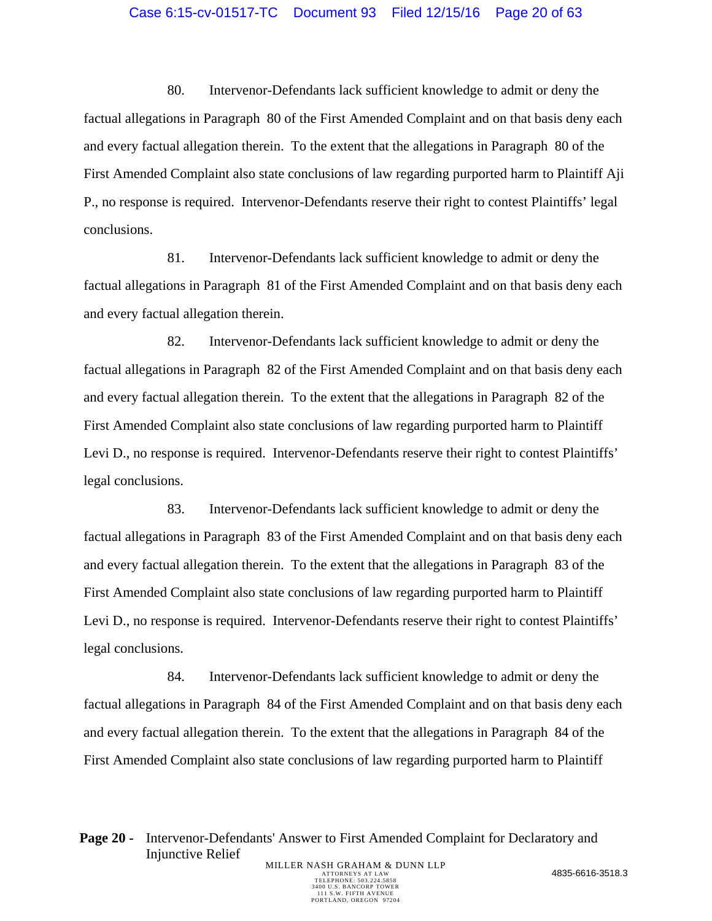80. Intervenor-Defendants lack sufficient knowledge to admit or deny the factual allegations in Paragraph 80 of the First Amended Complaint and on that basis deny each and every factual allegation therein. To the extent that the allegations in Paragraph 80 of the First Amended Complaint also state conclusions of law regarding purported harm to Plaintiff Aji P., no response is required. Intervenor-Defendants reserve their right to contest Plaintiffs' legal conclusions.

81. Intervenor-Defendants lack sufficient knowledge to admit or deny the factual allegations in Paragraph 81 of the First Amended Complaint and on that basis deny each and every factual allegation therein.

82. Intervenor-Defendants lack sufficient knowledge to admit or deny the factual allegations in Paragraph 82 of the First Amended Complaint and on that basis deny each and every factual allegation therein. To the extent that the allegations in Paragraph 82 of the First Amended Complaint also state conclusions of law regarding purported harm to Plaintiff Levi D., no response is required. Intervenor-Defendants reserve their right to contest Plaintiffs' legal conclusions.

83. Intervenor-Defendants lack sufficient knowledge to admit or deny the factual allegations in Paragraph 83 of the First Amended Complaint and on that basis deny each and every factual allegation therein. To the extent that the allegations in Paragraph 83 of the First Amended Complaint also state conclusions of law regarding purported harm to Plaintiff Levi D., no response is required. Intervenor-Defendants reserve their right to contest Plaintiffs' legal conclusions.

84. Intervenor-Defendants lack sufficient knowledge to admit or deny the factual allegations in Paragraph 84 of the First Amended Complaint and on that basis deny each and every factual allegation therein. To the extent that the allegations in Paragraph 84 of the First Amended Complaint also state conclusions of law regarding purported harm to Plaintiff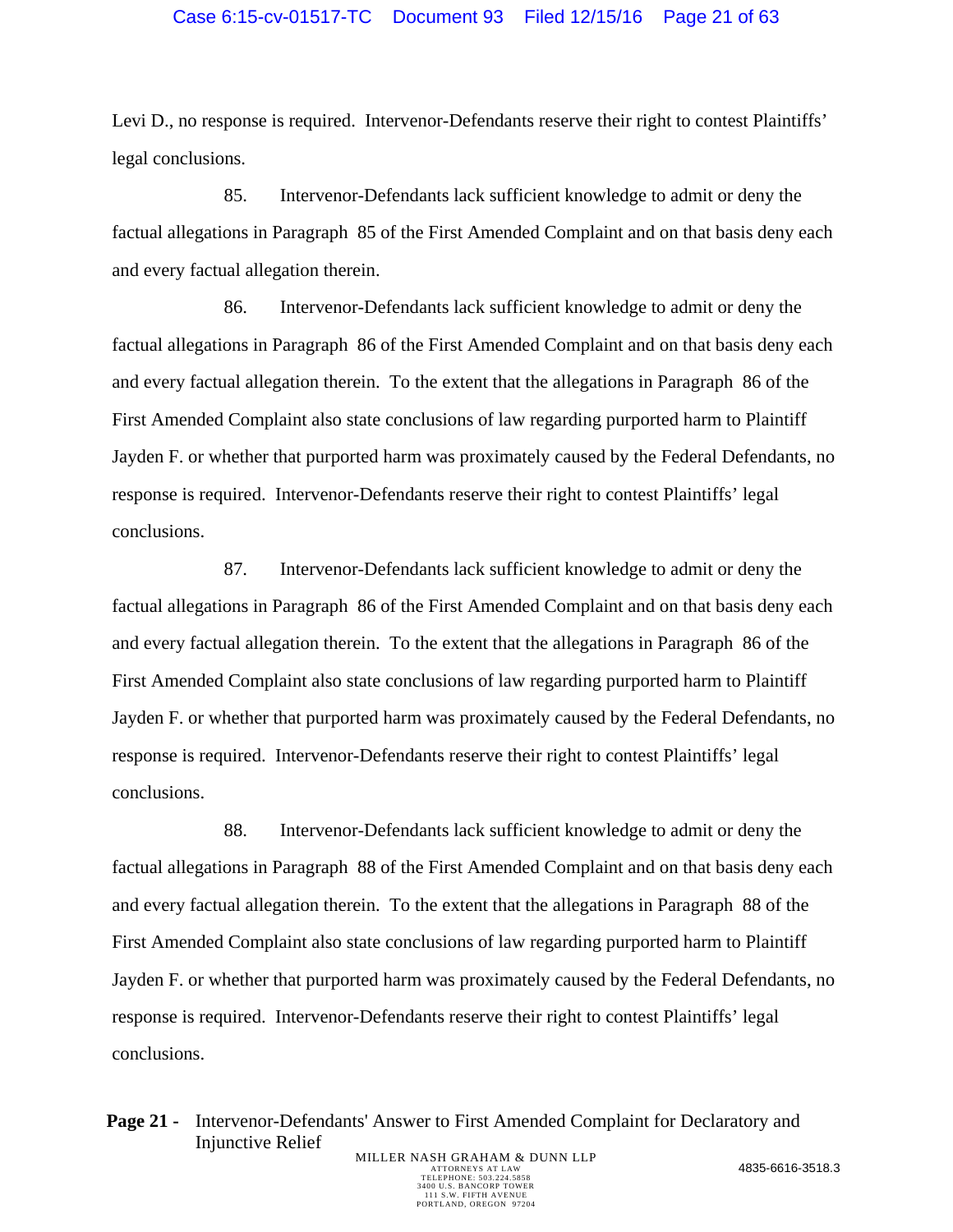Levi D., no response is required. Intervenor-Defendants reserve their right to contest Plaintiffs' legal conclusions.

85. Intervenor-Defendants lack sufficient knowledge to admit or deny the factual allegations in Paragraph 85 of the First Amended Complaint and on that basis deny each and every factual allegation therein.

86. Intervenor-Defendants lack sufficient knowledge to admit or deny the factual allegations in Paragraph 86 of the First Amended Complaint and on that basis deny each and every factual allegation therein. To the extent that the allegations in Paragraph 86 of the First Amended Complaint also state conclusions of law regarding purported harm to Plaintiff Jayden F. or whether that purported harm was proximately caused by the Federal Defendants, no response is required. Intervenor-Defendants reserve their right to contest Plaintiffs' legal conclusions.

87. Intervenor-Defendants lack sufficient knowledge to admit or deny the factual allegations in Paragraph 86 of the First Amended Complaint and on that basis deny each and every factual allegation therein. To the extent that the allegations in Paragraph 86 of the First Amended Complaint also state conclusions of law regarding purported harm to Plaintiff Jayden F. or whether that purported harm was proximately caused by the Federal Defendants, no response is required. Intervenor-Defendants reserve their right to contest Plaintiffs' legal conclusions.

88. Intervenor-Defendants lack sufficient knowledge to admit or deny the factual allegations in Paragraph 88 of the First Amended Complaint and on that basis deny each and every factual allegation therein. To the extent that the allegations in Paragraph 88 of the First Amended Complaint also state conclusions of law regarding purported harm to Plaintiff Jayden F. or whether that purported harm was proximately caused by the Federal Defendants, no response is required. Intervenor-Defendants reserve their right to contest Plaintiffs' legal conclusions.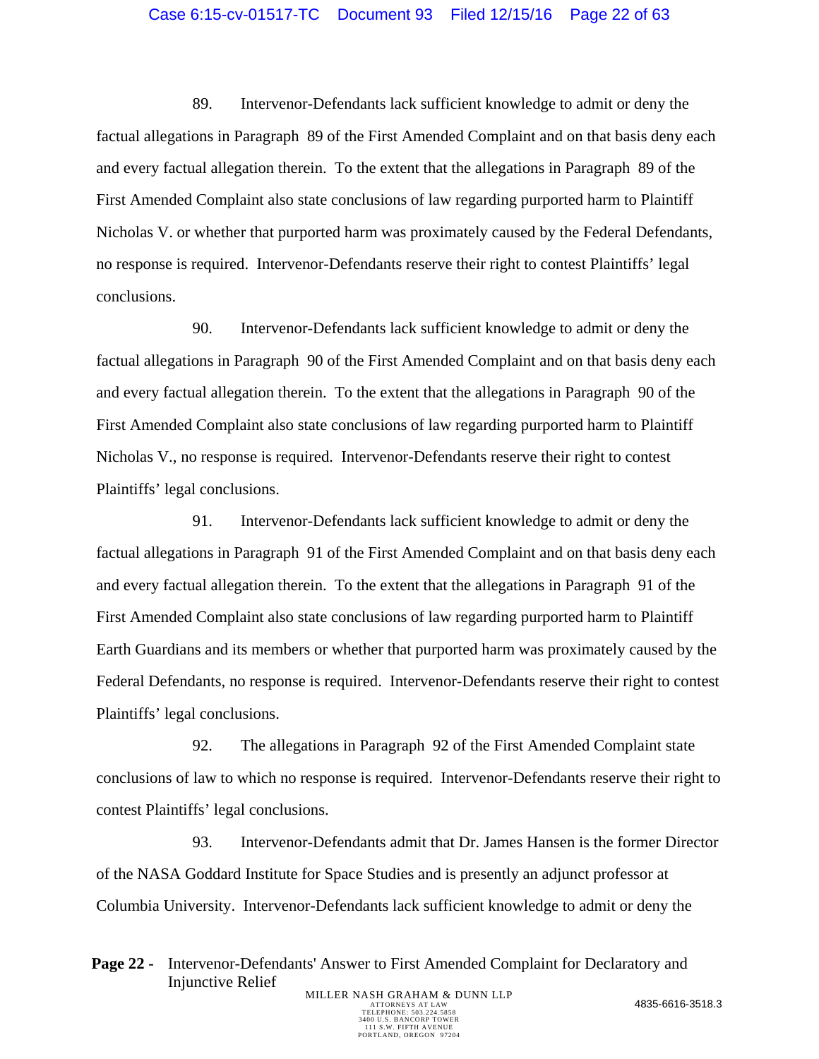89. Intervenor-Defendants lack sufficient knowledge to admit or deny the factual allegations in Paragraph 89 of the First Amended Complaint and on that basis deny each and every factual allegation therein. To the extent that the allegations in Paragraph 89 of the First Amended Complaint also state conclusions of law regarding purported harm to Plaintiff Nicholas V. or whether that purported harm was proximately caused by the Federal Defendants, no response is required. Intervenor-Defendants reserve their right to contest Plaintiffs' legal conclusions.

90. Intervenor-Defendants lack sufficient knowledge to admit or deny the factual allegations in Paragraph 90 of the First Amended Complaint and on that basis deny each and every factual allegation therein. To the extent that the allegations in Paragraph 90 of the First Amended Complaint also state conclusions of law regarding purported harm to Plaintiff Nicholas V., no response is required. Intervenor-Defendants reserve their right to contest Plaintiffs' legal conclusions.

91. Intervenor-Defendants lack sufficient knowledge to admit or deny the factual allegations in Paragraph 91 of the First Amended Complaint and on that basis deny each and every factual allegation therein. To the extent that the allegations in Paragraph 91 of the First Amended Complaint also state conclusions of law regarding purported harm to Plaintiff Earth Guardians and its members or whether that purported harm was proximately caused by the Federal Defendants, no response is required. Intervenor-Defendants reserve their right to contest Plaintiffs' legal conclusions.

92. The allegations in Paragraph 92 of the First Amended Complaint state conclusions of law to which no response is required. Intervenor-Defendants reserve their right to contest Plaintiffs' legal conclusions.

93. Intervenor-Defendants admit that Dr. James Hansen is the former Director of the NASA Goddard Institute for Space Studies and is presently an adjunct professor at Columbia University. Intervenor-Defendants lack sufficient knowledge to admit or deny the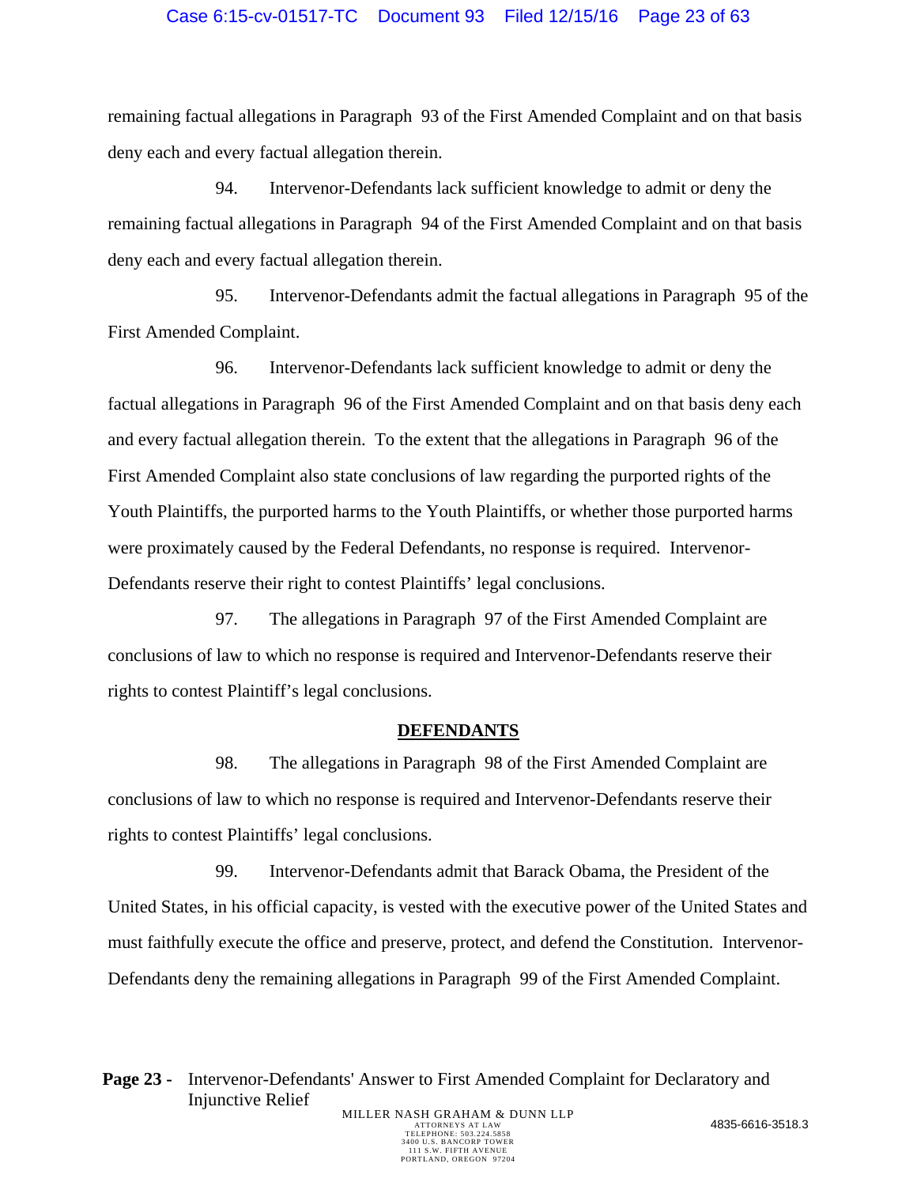remaining factual allegations in Paragraph 93 of the First Amended Complaint and on that basis deny each and every factual allegation therein.

94. Intervenor-Defendants lack sufficient knowledge to admit or deny the remaining factual allegations in Paragraph 94 of the First Amended Complaint and on that basis deny each and every factual allegation therein.

95. Intervenor-Defendants admit the factual allegations in Paragraph 95 of the First Amended Complaint.

96. Intervenor-Defendants lack sufficient knowledge to admit or deny the factual allegations in Paragraph 96 of the First Amended Complaint and on that basis deny each and every factual allegation therein. To the extent that the allegations in Paragraph 96 of the First Amended Complaint also state conclusions of law regarding the purported rights of the Youth Plaintiffs, the purported harms to the Youth Plaintiffs, or whether those purported harms were proximately caused by the Federal Defendants, no response is required. Intervenor-Defendants reserve their right to contest Plaintiffs' legal conclusions.

97. The allegations in Paragraph 97 of the First Amended Complaint are conclusions of law to which no response is required and Intervenor-Defendants reserve their rights to contest Plaintiff's legal conclusions.

## DEFENDANTS

98. The allegations in Paragraph 98 of the First Amended Complaint are conclusions of law to which no response is required and Intervenor-Defendants reserve their rights to contest Plaintiffs' legal conclusions.

99. Intervenor-Defendants admit that Barack Obama, the President of the United States, in his official capacity, is vested with the executive power of the United States and must faithfully execute the office and preserve, protect, and defend the Constitution. Intervenor-Defendants deny the remaining allegations in Paragraph 99 of the First Amended Complaint.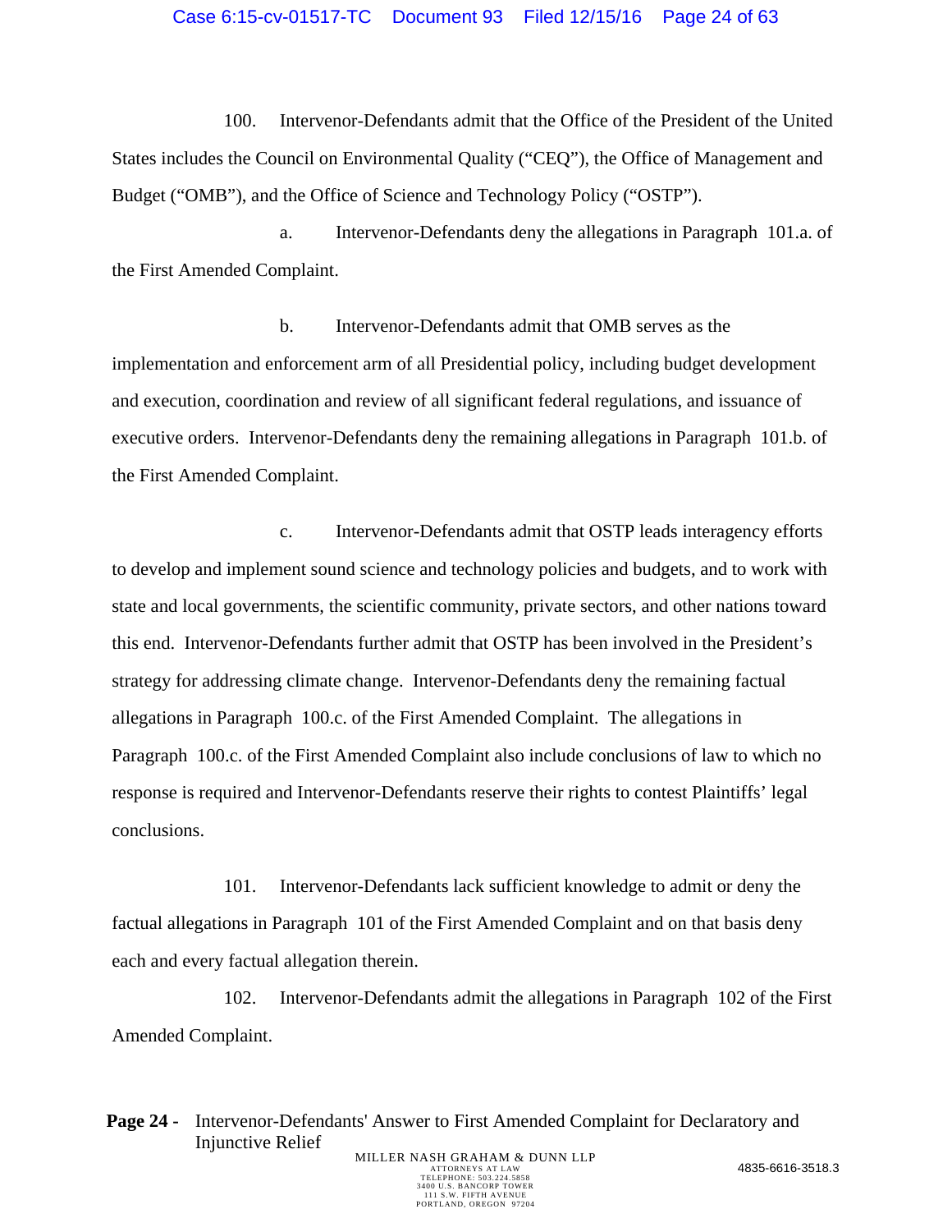100. Intervenor-Defendants admit that the Office of the President of the United States includes the Council on Environmental Quality ("CEQ"), the Office of Management and Budget ("OMB"), and the Office of Science and Technology Policy ("OSTP").

a. Intervenor-Defendants deny the allegations in Paragraph 101.a. of the First Amended Complaint.

b. Intervenor-Defendants admit that OMB serves as the implementation and enforcement arm of all Presidential policy, including budget development and execution, coordination and review of all significant federal regulations, and issuance of executive orders. Intervenor-Defendants deny the remaining allegations in Paragraph 101.b. of the First Amended Complaint.

c. Intervenor-Defendants admit that OSTP leads interagency efforts to develop and implement sound science and technology policies and budgets, and to work with state and local governments, the scientific community, private sectors, and other nations toward this end. Intervenor-Defendants further admit that OSTP has been involved in the President's strategy for addressing climate change. Intervenor-Defendants deny the remaining factual allegations in Paragraph 100.c. of the First Amended Complaint. The allegations in Paragraph 100.c. of the First Amended Complaint also include conclusions of law to which no response is required and Intervenor-Defendants reserve their rights to contest Plaintiffs' legal conclusions.

101. Intervenor-Defendants lack sufficient knowledge to admit or deny the factual allegations in Paragraph 101 of the First Amended Complaint and on that basis deny each and every factual allegation therein.

102. Intervenor-Defendants admit the allegations in Paragraph 102 of the First Amended Complaint.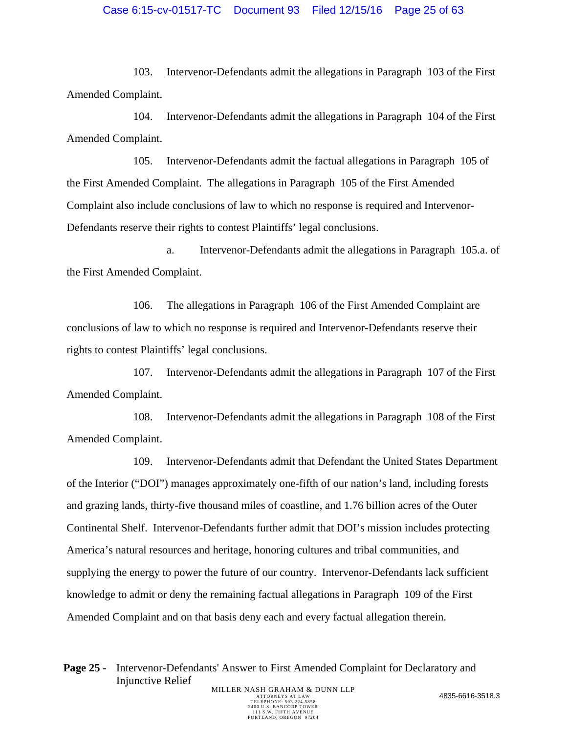103. Intervenor-Defendants admit the allegations in Paragraph 103 of the First Amended Complaint.

104. Intervenor-Defendants admit the allegations in Paragraph 104 of the First Amended Complaint.

105. Intervenor-Defendants admit the factual allegations in Paragraph 105 of the First Amended Complaint. The allegations in Paragraph 105 of the First Amended Complaint also include conclusions of law to which no response is required and Intervenor-Defendants reserve their rights to contest Plaintiffs' legal conclusions.

a. Intervenor-Defendants admit the allegations in Paragraph 105.a. of the First Amended Complaint.

106. The allegations in Paragraph 106 of the First Amended Complaint are conclusions of law to which no response is required and Intervenor-Defendants reserve their rights to contest Plaintiffs' legal conclusions.

107. Intervenor-Defendants admit the allegations in Paragraph 107 of the First Amended Complaint.

108. Intervenor-Defendants admit the allegations in Paragraph 108 of the First Amended Complaint.

109. Intervenor-Defendants admit that Defendant the United States Department of the Interior ("DOI") manages approximately one-fifth of our nation's land, including forests and grazing lands, thirty-five thousand miles of coastline, and 1.76 billion acres of the Outer Continental Shelf. Intervenor-Defendants further admit that DOI's mission includes protecting America's natural resources and heritage, honoring cultures and tribal communities, and supplying the energy to power the future of our country. Intervenor-Defendants lack sufficient knowledge to admit or deny the remaining factual allegations in Paragraph 109 of the First Amended Complaint and on that basis deny each and every factual allegation therein.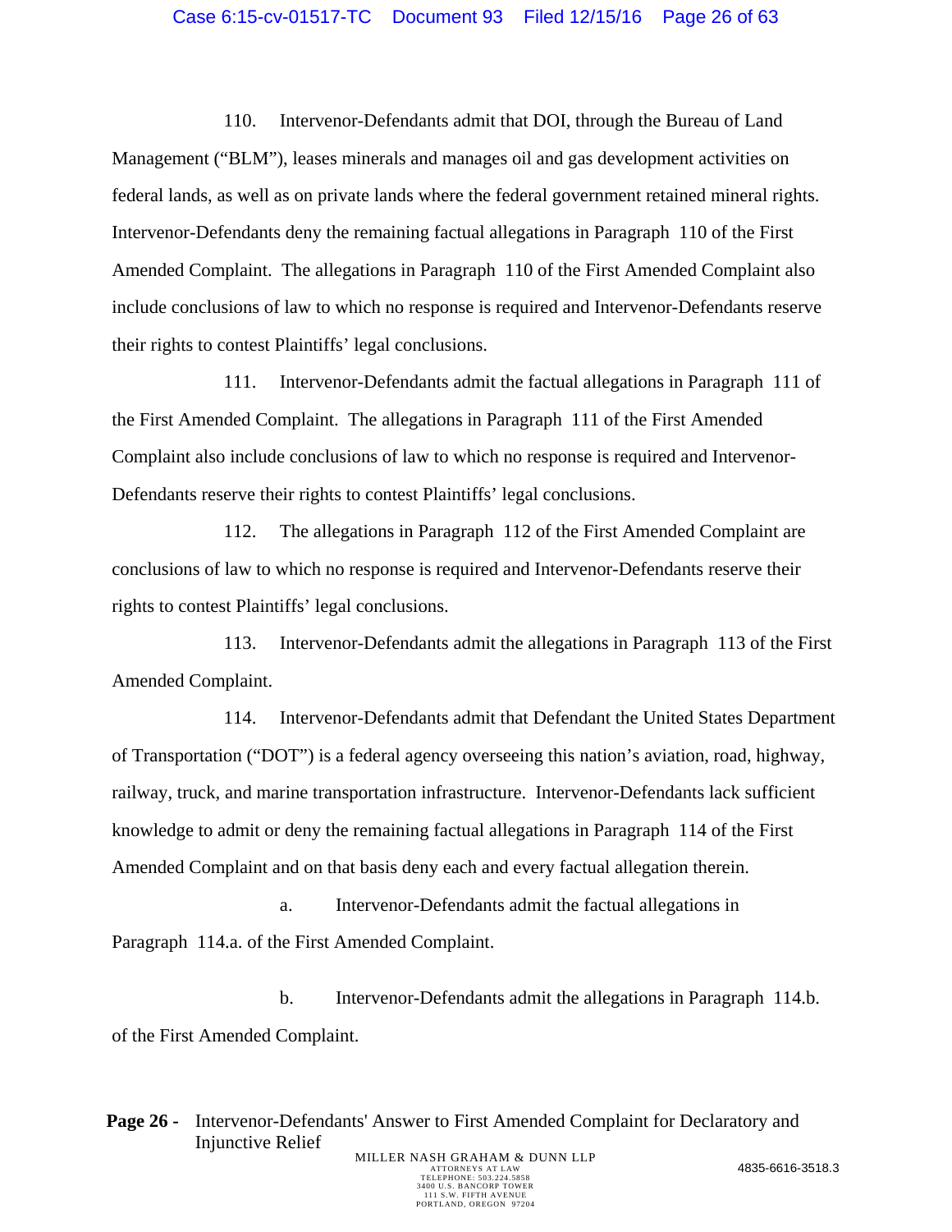110. Intervenor-Defendants admit that DOI, through the Bureau of Land Management ("BLM"), leases minerals and manages oil and gas development activities on federal lands, as well as on private lands where the federal government retained mineral rights. Intervenor-Defendants deny the remaining factual allegations in Paragraph 110 of the First Amended Complaint. The allegations in Paragraph 110 of the First Amended Complaint also include conclusions of law to which no response is required and Intervenor-Defendants reserve their rights to contest Plaintiffs' legal conclusions.

111. Intervenor-Defendants admit the factual allegations in Paragraph 111 of the First Amended Complaint. The allegations in Paragraph 111 of the First Amended Complaint also include conclusions of law to which no response is required and Intervenor-Defendants reserve their rights to contest Plaintiffs' legal conclusions.

112. The allegations in Paragraph 112 of the First Amended Complaint are conclusions of law to which no response is required and Intervenor-Defendants reserve their rights to contest Plaintiffs' legal conclusions.

113. Intervenor-Defendants admit the allegations in Paragraph 113 of the First Amended Complaint.

114. Intervenor-Defendants admit that Defendant the United States Department of Transportation ("DOT") is a federal agency overseeing this nation's aviation, road, highway, railway, truck, and marine transportation infrastructure. Intervenor-Defendants lack sufficient knowledge to admit or deny the remaining factual allegations in Paragraph 114 of the First Amended Complaint and on that basis deny each and every factual allegation therein.

a. Intervenor-Defendants admit the factual allegations in Paragraph 114.a. of the First Amended Complaint.

b. Intervenor-Defendants admit the allegations in Paragraph 114.b. of the First Amended Complaint.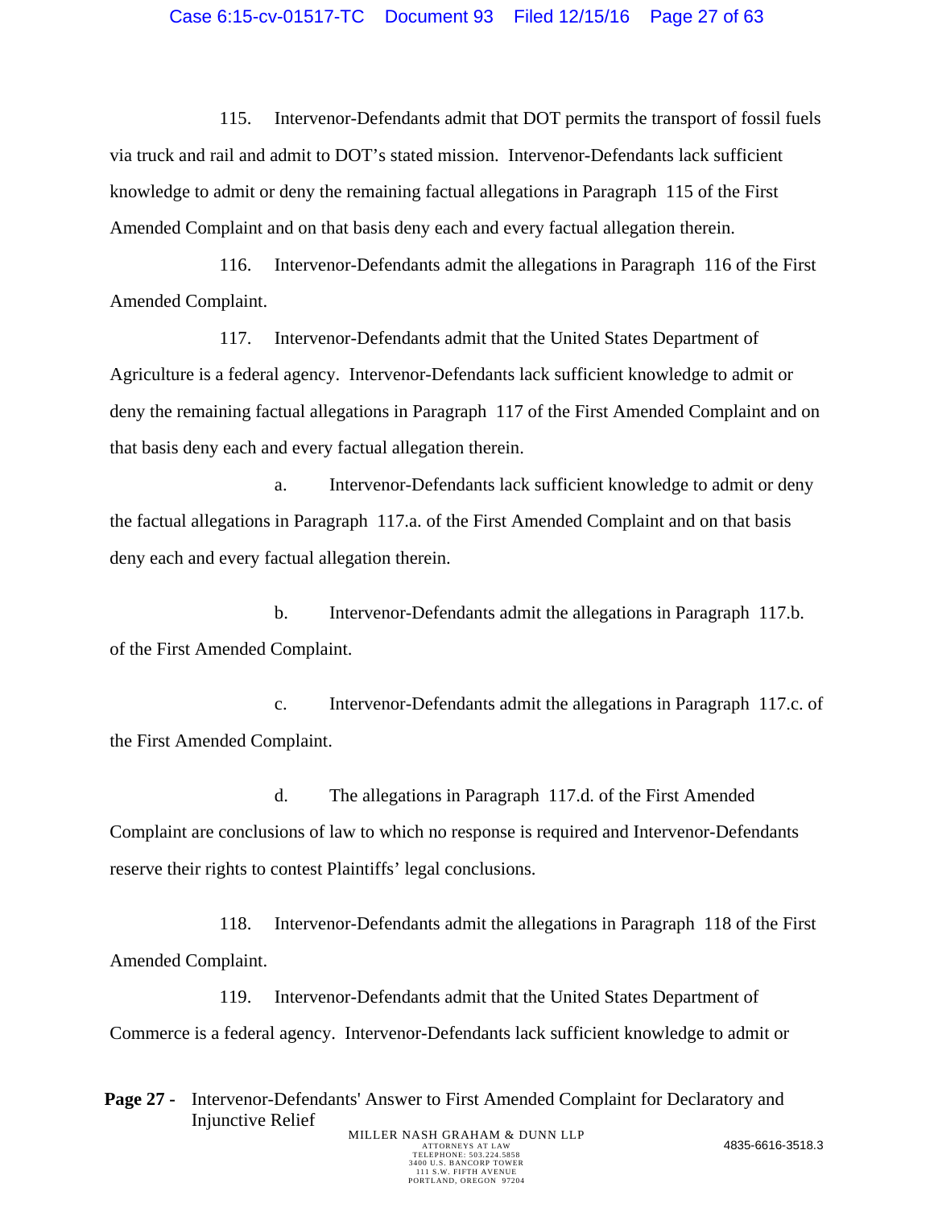115. Intervenor-Defendants admit that DOT permits the transport of fossil fuels via truck and rail and admit to DOT's stated mission. Intervenor-Defendants lack sufficient knowledge to admit or deny the remaining factual allegations in Paragraph 115 of the First Amended Complaint and on that basis deny each and every factual allegation therein.

116. Intervenor-Defendants admit the allegations in Paragraph 116 of the First Amended Complaint.

117. Intervenor-Defendants admit that the United States Department of Agriculture is a federal agency. Intervenor-Defendants lack sufficient knowledge to admit or deny the remaining factual allegations in Paragraph 117 of the First Amended Complaint and on that basis deny each and every factual allegation therein.

a. Intervenor-Defendants lack sufficient knowledge to admit or deny the factual allegations in Paragraph 117.a. of the First Amended Complaint and on that basis deny each and every factual allegation therein.

b. Intervenor-Defendants admit the allegations in Paragraph 117.b. of the First Amended Complaint.

c. Intervenor-Defendants admit the allegations in Paragraph 117.c. of the First Amended Complaint.

d. The allegations in Paragraph 117.d. of the First Amended Complaint are conclusions of law to which no response is required and Intervenor-Defendants reserve their rights to contest Plaintiffs' legal conclusions.

118. Intervenor-Defendants admit the allegations in Paragraph 118 of the First Amended Complaint.

119. Intervenor-Defendants admit that the United States Department of Commerce is a federal agency. Intervenor-Defendants lack sufficient knowledge to admit or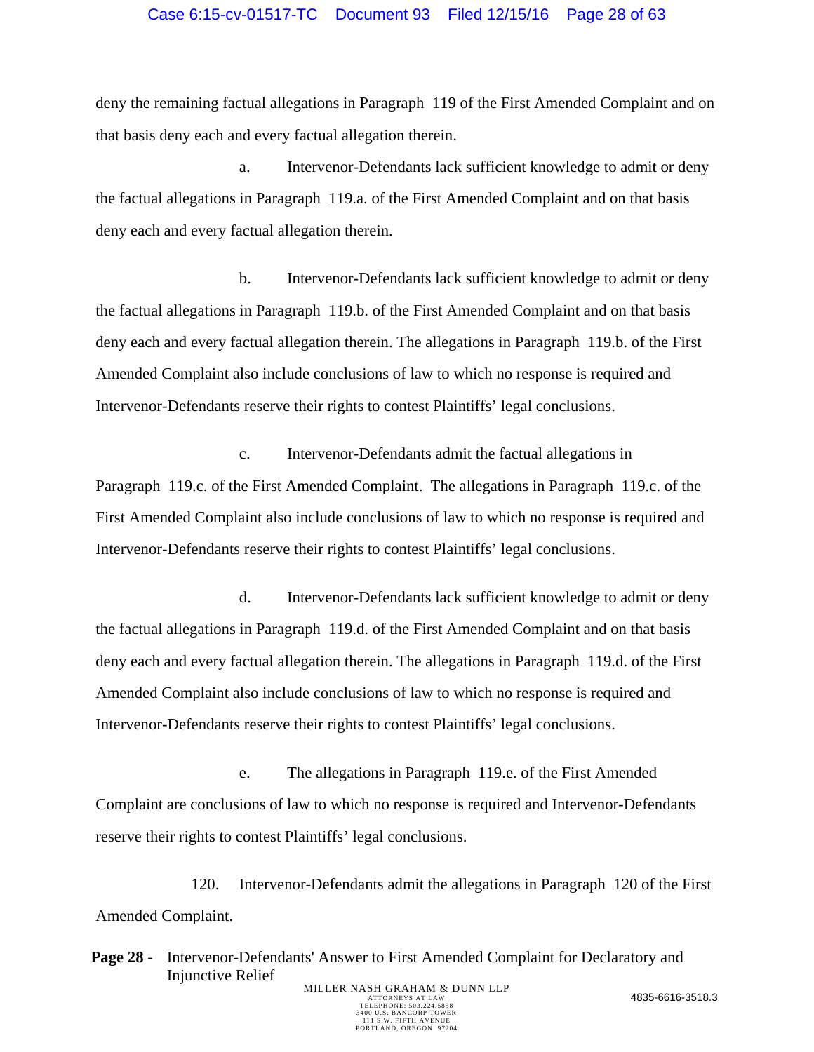deny the remaining factual allegations in Paragraph 119 of the First Amended Complaint and on that basis deny each and every factual allegation therein.

a. Intervenor-Defendants lack sufficient knowledge to admit or deny the factual allegations in Paragraph 119.a. of the First Amended Complaint and on that basis deny each and every factual allegation therein.

b. Intervenor-Defendants lack sufficient knowledge to admit or deny the factual allegations in Paragraph 119.b. of the First Amended Complaint and on that basis deny each and every factual allegation therein. The allegations in Paragraph 119.b. of the First Amended Complaint also include conclusions of law to which no response is required and Intervenor-Defendants reserve their rights to contest Plaintiffs' legal conclusions.

c. Intervenor-Defendants admit the factual allegations in Paragraph 119.c. of the First Amended Complaint. The allegations in Paragraph 119.c. of the First Amended Complaint also include conclusions of law to which no response is required and Intervenor-Defendants reserve their rights to contest Plaintiffs' legal conclusions.

d. Intervenor-Defendants lack sufficient knowledge to admit or deny the factual allegations in Paragraph 119.d. of the First Amended Complaint and on that basis deny each and every factual allegation therein. The allegations in Paragraph 119.d. of the First Amended Complaint also include conclusions of law to which no response is required and Intervenor-Defendants reserve their rights to contest Plaintiffs' legal conclusions.

e. The allegations in Paragraph 119.e. of the First Amended Complaint are conclusions of law to which no response is required and Intervenor-Defendants reserve their rights to contest Plaintiffs' legal conclusions.

120. Intervenor-Defendants admit the allegations in Paragraph 120 of the First Amended Complaint.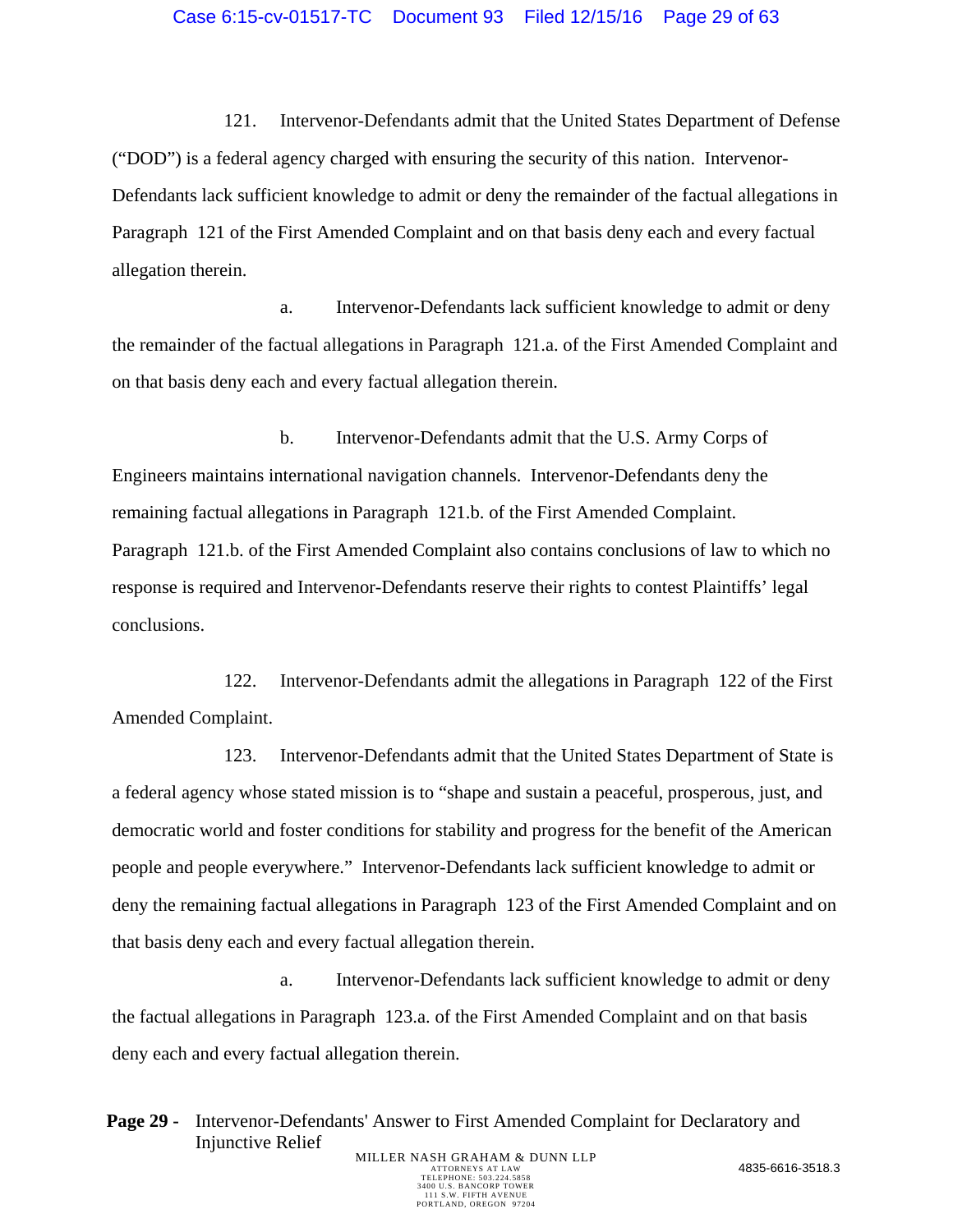121. Intervenor-Defendants admit that the United States Department of Defense ("DOD") is a federal agency charged with ensuring the security of this nation. Intervenor-Defendants lack sufficient knowledge to admit or deny the remainder of the factual allegations in Paragraph 121 of the First Amended Complaint and on that basis deny each and every factual allegation therein.

a. Intervenor-Defendants lack sufficient knowledge to admit or deny the remainder of the factual allegations in Paragraph 121.a. of the First Amended Complaint and on that basis deny each and every factual allegation therein.

b. Intervenor-Defendants admit that the U.S. Army Corps of Engineers maintains international navigation channels. Intervenor-Defendants deny the remaining factual allegations in Paragraph 121.b. of the First Amended Complaint. Paragraph 121.b. of the First Amended Complaint also contains conclusions of law to which no response is required and Intervenor-Defendants reserve their rights to contest Plaintiffs' legal conclusions.

122. Intervenor-Defendants admit the allegations in Paragraph 122 of the First Amended Complaint.

123. Intervenor-Defendants admit that the United States Department of State is a federal agency whose stated mission is to "shape and sustain a peaceful, prosperous, just, and democratic world and foster conditions for stability and progress for the benefit of the American people and people everywhere." Intervenor-Defendants lack sufficient knowledge to admit or deny the remaining factual allegations in Paragraph 123 of the First Amended Complaint and on that basis deny each and every factual allegation therein.

a. Intervenor-Defendants lack sufficient knowledge to admit or deny the factual allegations in Paragraph 123.a. of the First Amended Complaint and on that basis deny each and every factual allegation therein.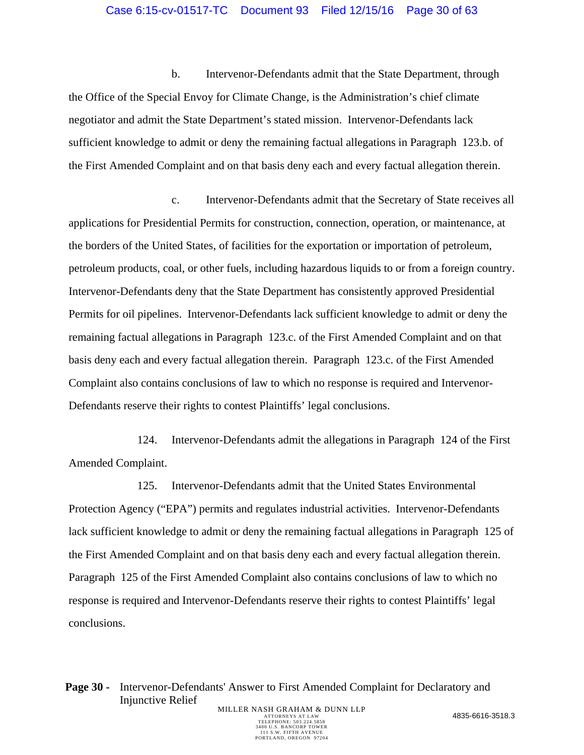b. Intervenor-Defendants admit that the State Department, through the Office of the Special Envoy for Climate Change, is the Administration's chief climate negotiator and admit the State Department's stated mission. Intervenor-Defendants lack sufficient knowledge to admit or deny the remaining factual allegations in Paragraph 123.b. of the First Amended Complaint and on that basis deny each and every factual allegation therein.

c. Intervenor-Defendants admit that the Secretary of State receives all applications for Presidential Permits for construction, connection, operation, or maintenance, at the borders of the United States, of facilities for the exportation or importation of petroleum, petroleum products, coal, or other fuels, including hazardous liquids to or from a foreign country. Intervenor-Defendants deny that the State Department has consistently approved Presidential Permits for oil pipelines. Intervenor-Defendants lack sufficient knowledge to admit or deny the remaining factual allegations in Paragraph 123.c. of the First Amended Complaint and on that basis deny each and every factual allegation therein. Paragraph 123.c. of the First Amended Complaint also contains conclusions of law to which no response is required and Intervenor-Defendants reserve their rights to contest Plaintiffs' legal conclusions.

124. Intervenor-Defendants admit the allegations in Paragraph 124 of the First Amended Complaint.

125. Intervenor-Defendants admit that the United States Environmental Protection Agency ("EPA") permits and regulates industrial activities. Intervenor-Defendants lack sufficient knowledge to admit or deny the remaining factual allegations in Paragraph 125 of the First Amended Complaint and on that basis deny each and every factual allegation therein. Paragraph 125 of the First Amended Complaint also contains conclusions of law to which no response is required and Intervenor-Defendants reserve their rights to contest Plaintiffs' legal conclusions.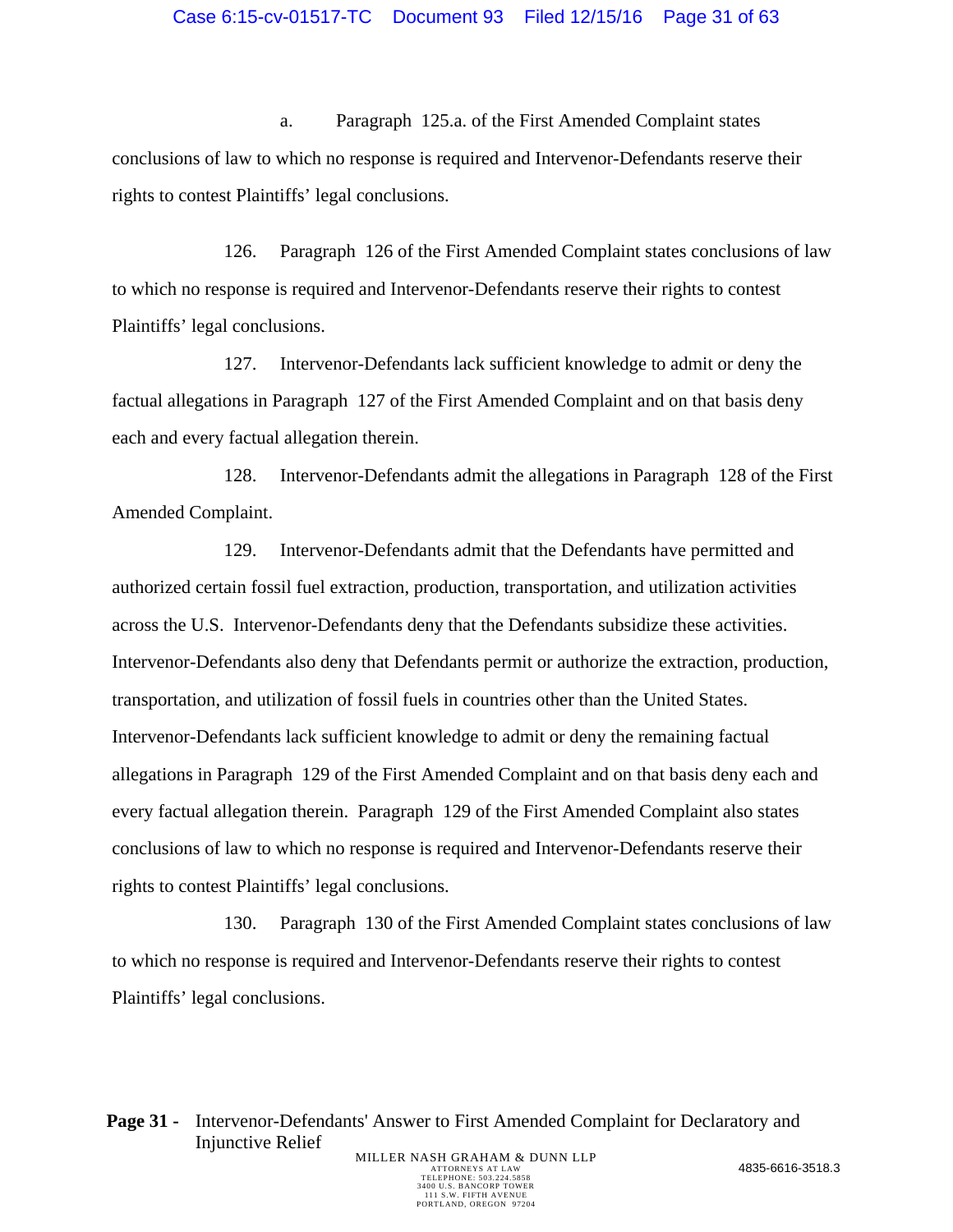a. Paragraph 125.a. of the First Amended Complaint states conclusions of law to which no response is required and Intervenor-Defendants reserve their rights to contest Plaintiffs' legal conclusions.

126. Paragraph 126 of the First Amended Complaint states conclusions of law to which no response is required and Intervenor-Defendants reserve their rights to contest Plaintiffs' legal conclusions.

127. Intervenor-Defendants lack sufficient knowledge to admit or deny the factual allegations in Paragraph 127 of the First Amended Complaint and on that basis deny each and every factual allegation therein.

128. Intervenor-Defendants admit the allegations in Paragraph 128 of the First Amended Complaint.

129. Intervenor-Defendants admit that the Defendants have permitted and authorized certain fossil fuel extraction, production, transportation, and utilization activities across the U.S. Intervenor-Defendants deny that the Defendants subsidize these activities. Intervenor-Defendants also deny that Defendants permit or authorize the extraction, production, transportation, and utilization of fossil fuels in countries other than the United States. Intervenor-Defendants lack sufficient knowledge to admit or deny the remaining factual allegations in Paragraph 129 of the First Amended Complaint and on that basis deny each and every factual allegation therein. Paragraph 129 of the First Amended Complaint also states conclusions of law to which no response is required and Intervenor-Defendants reserve their rights to contest Plaintiffs' legal conclusions.

130. Paragraph 130 of the First Amended Complaint states conclusions of law to which no response is required and Intervenor-Defendants reserve their rights to contest Plaintiffs' legal conclusions.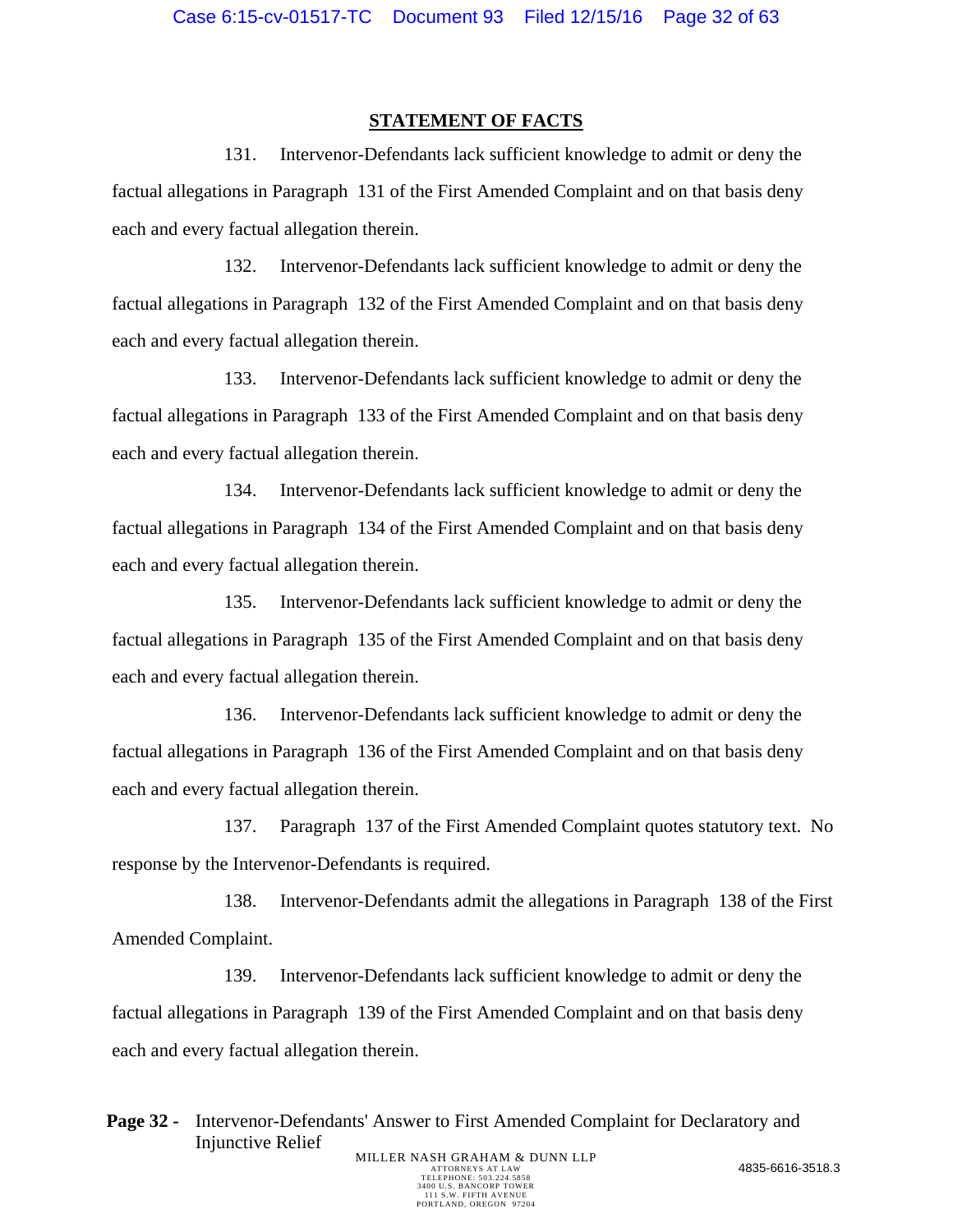## STATEMENT OF FACTS

131. Intervenor-Defendants lack sufficient knowledge to admit or deny the factual allegations in Paragraph 131 of the First Amended Complaint and on that basis deny each and every factual allegation therein.

132. Intervenor-Defendants lack sufficient knowledge to admit or deny the factual allegations in Paragraph 132 of the First Amended Complaint and on that basis deny each and every factual allegation therein.

133. Intervenor-Defendants lack sufficient knowledge to admit or deny the factual allegations in Paragraph 133 of the First Amended Complaint and on that basis deny each and every factual allegation therein.

134. Intervenor-Defendants lack sufficient knowledge to admit or deny the factual allegations in Paragraph 134 of the First Amended Complaint and on that basis deny each and every factual allegation therein.

135. Intervenor-Defendants lack sufficient knowledge to admit or deny the factual allegations in Paragraph 135 of the First Amended Complaint and on that basis deny each and every factual allegation therein.

136. Intervenor-Defendants lack sufficient knowledge to admit or deny the factual allegations in Paragraph 136 of the First Amended Complaint and on that basis deny each and every factual allegation therein.

137. Paragraph 137 of the First Amended Complaint quotes statutory text. No response by the Intervenor-Defendants is required.

138. Intervenor-Defendants admit the allegations in Paragraph 138 of the First Amended Complaint.

139. Intervenor-Defendants lack sufficient knowledge to admit or deny the factual allegations in Paragraph 139 of the First Amended Complaint and on that basis deny each and every factual allegation therein.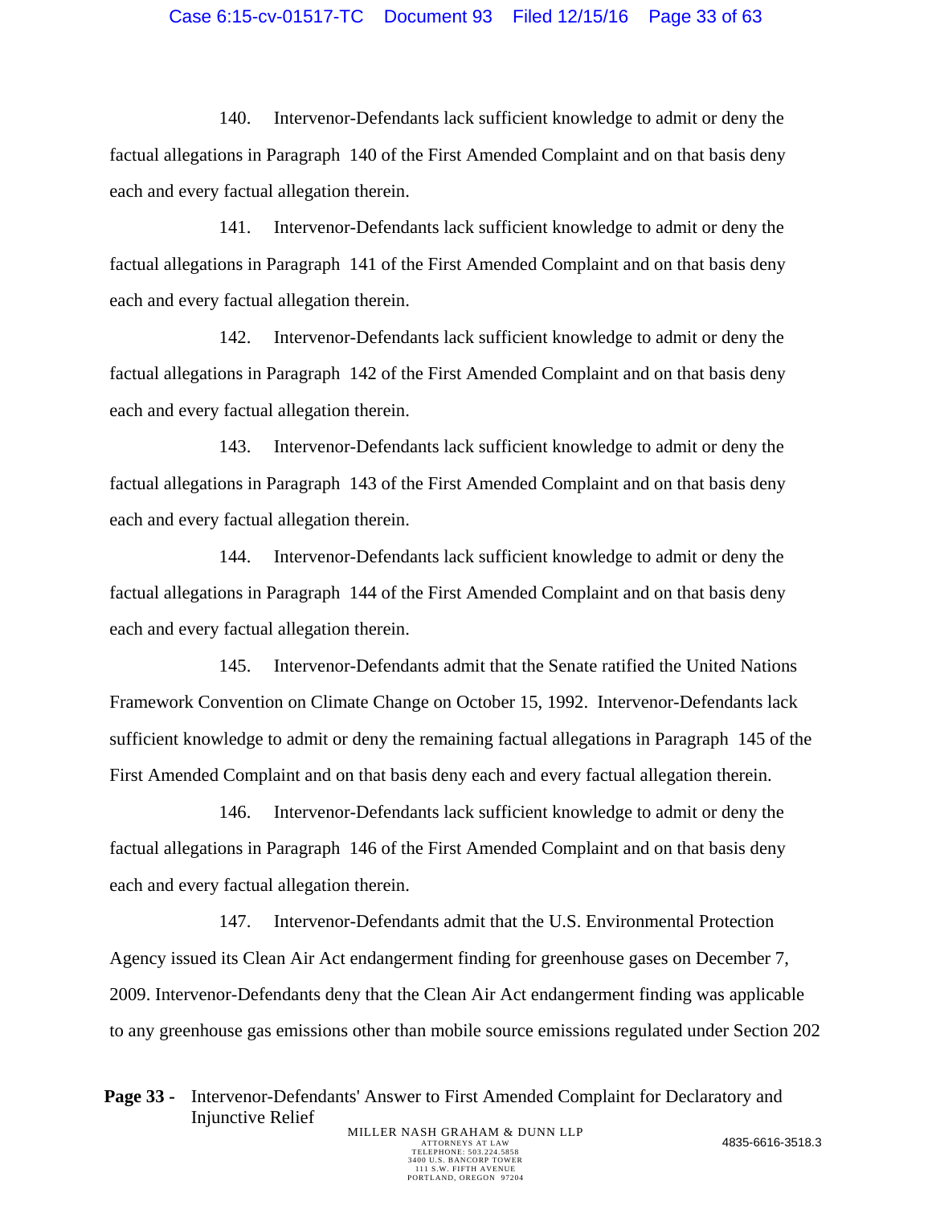140. Intervenor-Defendants lack sufficient knowledge to admit or deny the factual allegations in Paragraph 140 of the First Amended Complaint and on that basis deny each and every factual allegation therein.

141. Intervenor-Defendants lack sufficient knowledge to admit or deny the factual allegations in Paragraph 141 of the First Amended Complaint and on that basis deny each and every factual allegation therein.

142. Intervenor-Defendants lack sufficient knowledge to admit or deny the factual allegations in Paragraph 142 of the First Amended Complaint and on that basis deny each and every factual allegation therein.

143. Intervenor-Defendants lack sufficient knowledge to admit or deny the factual allegations in Paragraph 143 of the First Amended Complaint and on that basis deny each and every factual allegation therein.

144. Intervenor-Defendants lack sufficient knowledge to admit or deny the factual allegations in Paragraph 144 of the First Amended Complaint and on that basis deny each and every factual allegation therein.

145. Intervenor-Defendants admit that the Senate ratified the United Nations Framework Convention on Climate Change on October 15, 1992. Intervenor-Defendants lack sufficient knowledge to admit or deny the remaining factual allegations in Paragraph 145 of the First Amended Complaint and on that basis deny each and every factual allegation therein.

146. Intervenor-Defendants lack sufficient knowledge to admit or deny the factual allegations in Paragraph 146 of the First Amended Complaint and on that basis deny each and every factual allegation therein.

147. Intervenor-Defendants admit that the U.S. Environmental Protection Agency issued its Clean Air Act endangerment finding for greenhouse gases on December 7, 2009. Intervenor-Defendants deny that the Clean Air Act endangerment finding was applicable to any greenhouse gas emissions other than mobile source emissions regulated under Section 202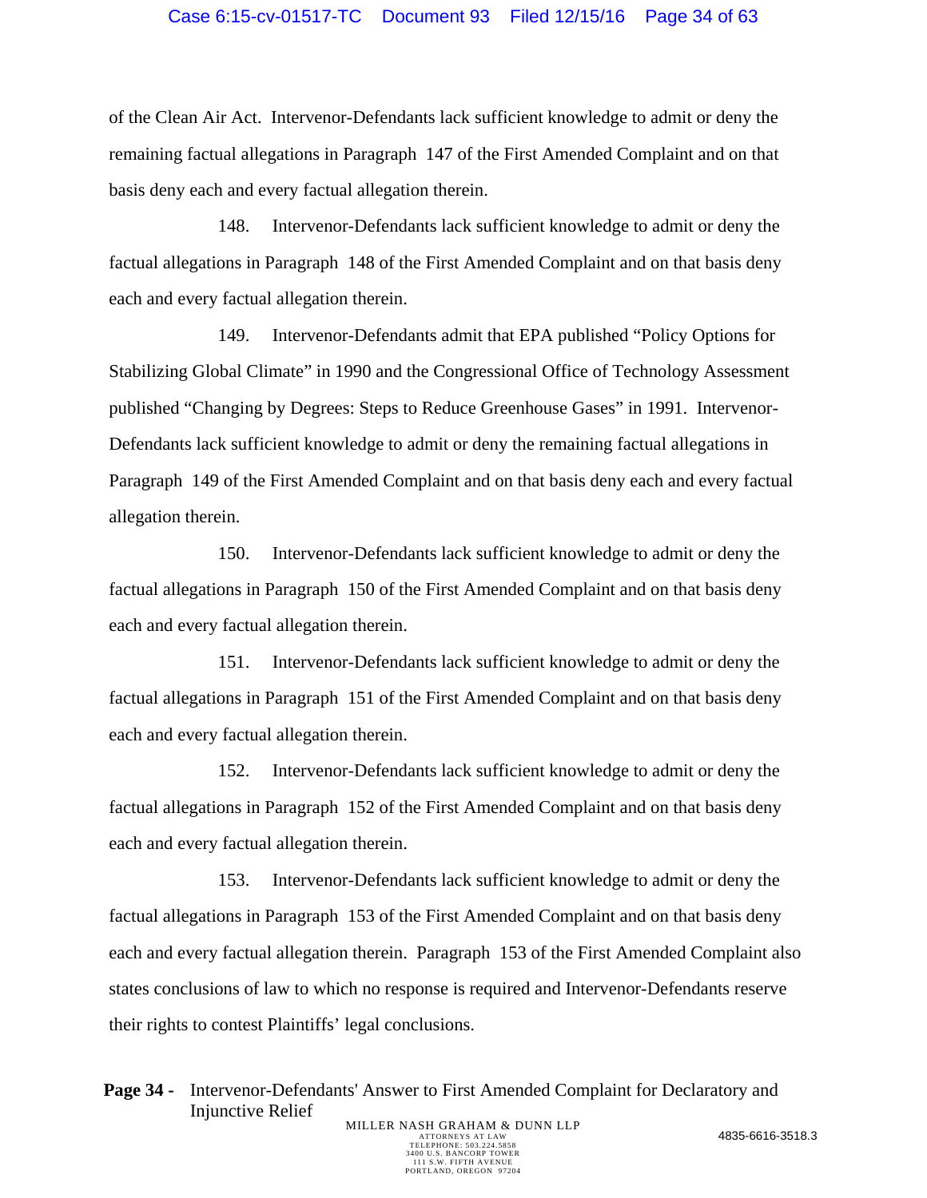of the Clean Air Act. Intervenor-Defendants lack sufficient knowledge to admit or deny the remaining factual allegations in Paragraph 147 of the First Amended Complaint and on that basis deny each and every factual allegation therein.

148. Intervenor-Defendants lack sufficient knowledge to admit or deny the factual allegations in Paragraph 148 of the First Amended Complaint and on that basis deny each and every factual allegation therein.

149. Intervenor-Defendants admit that EPA published "Policy Options for Stabilizing Global Climate" in 1990 and the Congressional Office of Technology Assessment published "Changing by Degrees: Steps to Reduce Greenhouse Gases" in 1991. Intervenor-Defendants lack sufficient knowledge to admit or deny the remaining factual allegations in Paragraph 149 of the First Amended Complaint and on that basis deny each and every factual allegation therein.

150. Intervenor-Defendants lack sufficient knowledge to admit or deny the factual allegations in Paragraph 150 of the First Amended Complaint and on that basis deny each and every factual allegation therein.

151. Intervenor-Defendants lack sufficient knowledge to admit or deny the factual allegations in Paragraph 151 of the First Amended Complaint and on that basis deny each and every factual allegation therein.

152. Intervenor-Defendants lack sufficient knowledge to admit or deny the factual allegations in Paragraph 152 of the First Amended Complaint and on that basis deny each and every factual allegation therein.

153. Intervenor-Defendants lack sufficient knowledge to admit or deny the factual allegations in Paragraph 153 of the First Amended Complaint and on that basis deny each and every factual allegation therein. Paragraph 153 of the First Amended Complaint also states conclusions of law to which no response is required and Intervenor-Defendants reserve their rights to contest Plaintiffs' legal conclusions.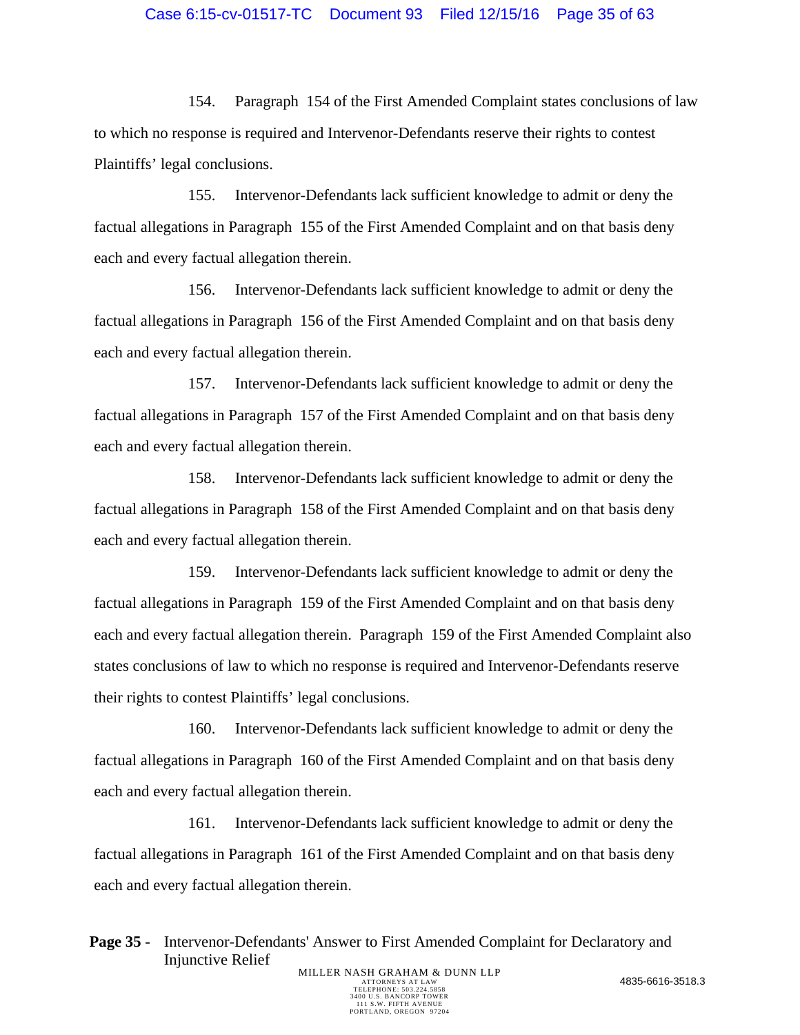154. Paragraph 154 of the First Amended Complaint states conclusions of law to which no response is required and Intervenor-Defendants reserve their rights to contest Plaintiffs' legal conclusions.

155. Intervenor-Defendants lack sufficient knowledge to admit or deny the factual allegations in Paragraph 155 of the First Amended Complaint and on that basis deny each and every factual allegation therein.

156. Intervenor-Defendants lack sufficient knowledge to admit or deny the factual allegations in Paragraph 156 of the First Amended Complaint and on that basis deny each and every factual allegation therein.

157. Intervenor-Defendants lack sufficient knowledge to admit or deny the factual allegations in Paragraph 157 of the First Amended Complaint and on that basis deny each and every factual allegation therein.

158. Intervenor-Defendants lack sufficient knowledge to admit or deny the factual allegations in Paragraph 158 of the First Amended Complaint and on that basis deny each and every factual allegation therein.

159. Intervenor-Defendants lack sufficient knowledge to admit or deny the factual allegations in Paragraph 159 of the First Amended Complaint and on that basis deny each and every factual allegation therein. Paragraph 159 of the First Amended Complaint also states conclusions of law to which no response is required and Intervenor-Defendants reserve their rights to contest Plaintiffs' legal conclusions.

160. Intervenor-Defendants lack sufficient knowledge to admit or deny the factual allegations in Paragraph 160 of the First Amended Complaint and on that basis deny each and every factual allegation therein.

161. Intervenor-Defendants lack sufficient knowledge to admit or deny the factual allegations in Paragraph 161 of the First Amended Complaint and on that basis deny each and every factual allegation therein.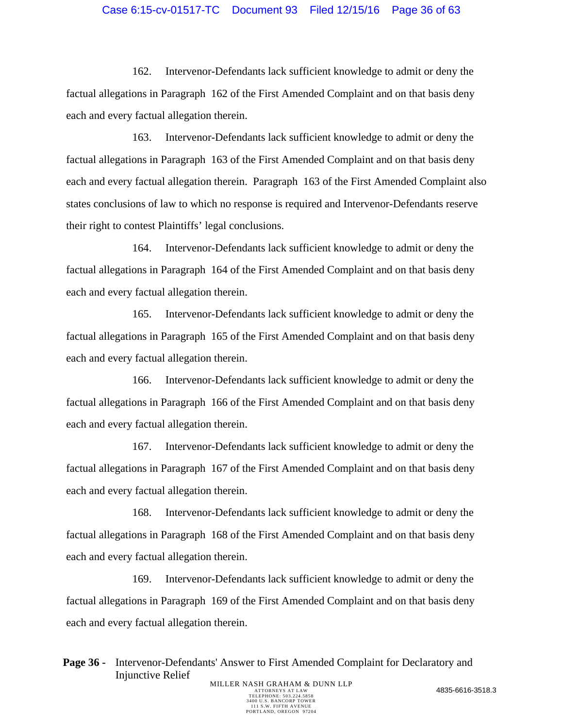162. Intervenor-Defendants lack sufficient knowledge to admit or deny the factual allegations in Paragraph 162 of the First Amended Complaint and on that basis deny each and every factual allegation therein.

163. Intervenor-Defendants lack sufficient knowledge to admit or deny the factual allegations in Paragraph 163 of the First Amended Complaint and on that basis deny each and every factual allegation therein. Paragraph 163 of the First Amended Complaint also states conclusions of law to which no response is required and Intervenor-Defendants reserve their right to contest Plaintiffs' legal conclusions.

164. Intervenor-Defendants lack sufficient knowledge to admit or deny the factual allegations in Paragraph 164 of the First Amended Complaint and on that basis deny each and every factual allegation therein.

165. Intervenor-Defendants lack sufficient knowledge to admit or deny the factual allegations in Paragraph 165 of the First Amended Complaint and on that basis deny each and every factual allegation therein.

166. Intervenor-Defendants lack sufficient knowledge to admit or deny the factual allegations in Paragraph 166 of the First Amended Complaint and on that basis deny each and every factual allegation therein.

167. Intervenor-Defendants lack sufficient knowledge to admit or deny the factual allegations in Paragraph 167 of the First Amended Complaint and on that basis deny each and every factual allegation therein.

168. Intervenor-Defendants lack sufficient knowledge to admit or deny the factual allegations in Paragraph 168 of the First Amended Complaint and on that basis deny each and every factual allegation therein.

169. Intervenor-Defendants lack sufficient knowledge to admit or deny the factual allegations in Paragraph 169 of the First Amended Complaint and on that basis deny each and every factual allegation therein.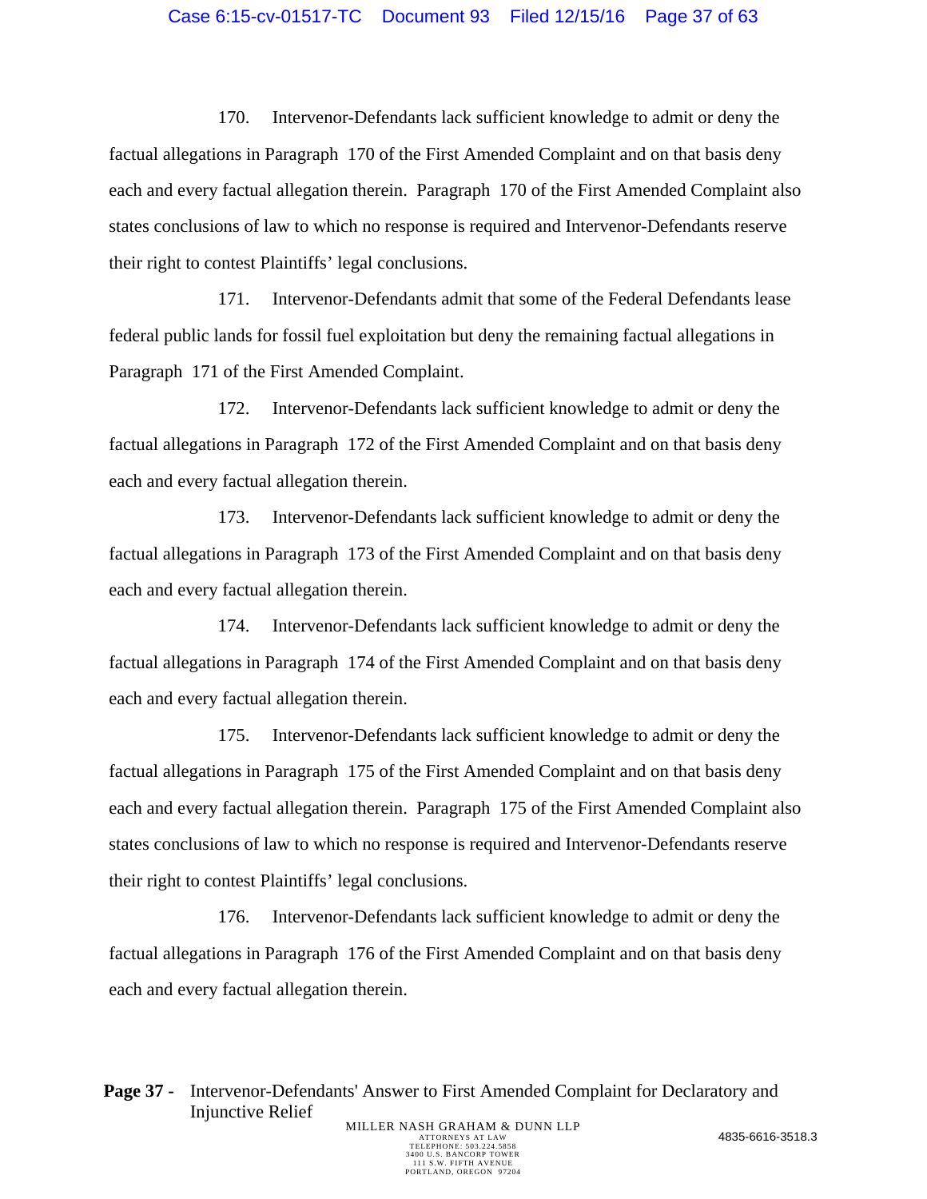170. Intervenor-Defendants lack sufficient knowledge to admit or deny the factual allegations in Paragraph 170 of the First Amended Complaint and on that basis deny each and every factual allegation therein. Paragraph 170 of the First Amended Complaint also states conclusions of law to which no response is required and Intervenor-Defendants reserve their right to contest Plaintiffs' legal conclusions.

171. Intervenor-Defendants admit that some of the Federal Defendants lease federal public lands for fossil fuel exploitation but deny the remaining factual allegations in Paragraph 171 of the First Amended Complaint.

172. Intervenor-Defendants lack sufficient knowledge to admit or deny the factual allegations in Paragraph 172 of the First Amended Complaint and on that basis deny each and every factual allegation therein.

173. Intervenor-Defendants lack sufficient knowledge to admit or deny the factual allegations in Paragraph 173 of the First Amended Complaint and on that basis deny each and every factual allegation therein.

174. Intervenor-Defendants lack sufficient knowledge to admit or deny the factual allegations in Paragraph 174 of the First Amended Complaint and on that basis deny each and every factual allegation therein.

175. Intervenor-Defendants lack sufficient knowledge to admit or deny the factual allegations in Paragraph 175 of the First Amended Complaint and on that basis deny each and every factual allegation therein. Paragraph 175 of the First Amended Complaint also states conclusions of law to which no response is required and Intervenor-Defendants reserve their right to contest Plaintiffs' legal conclusions.

176. Intervenor-Defendants lack sufficient knowledge to admit or deny the factual allegations in Paragraph 176 of the First Amended Complaint and on that basis deny each and every factual allegation therein.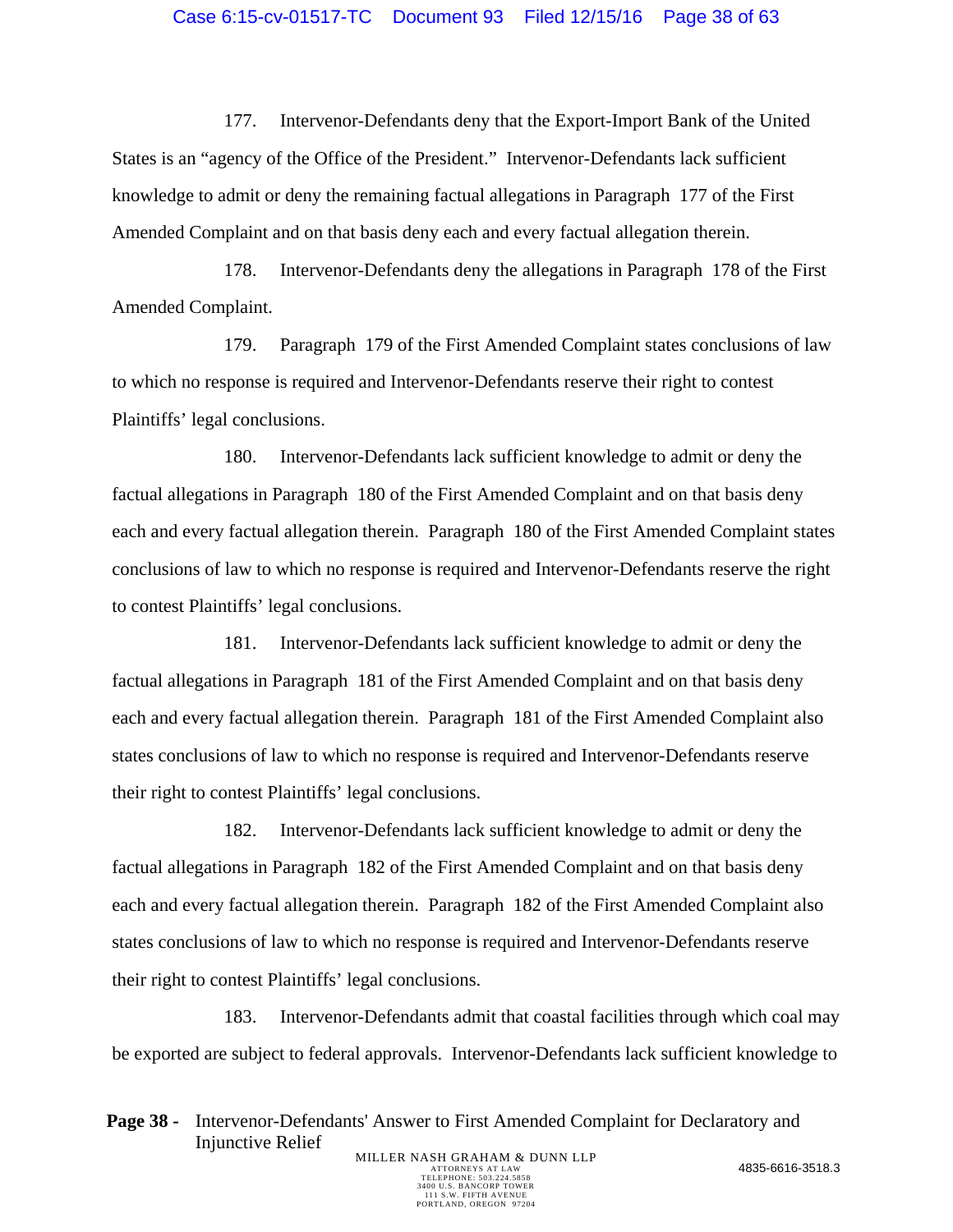177. Intervenor-Defendants deny that the Export-Import Bank of the United States is an "agency of the Office of the President." Intervenor-Defendants lack sufficient knowledge to admit or deny the remaining factual allegations in Paragraph 177 of the First Amended Complaint and on that basis deny each and every factual allegation therein.

178. Intervenor-Defendants deny the allegations in Paragraph 178 of the First Amended Complaint.

179. Paragraph 179 of the First Amended Complaint states conclusions of law to which no response is required and Intervenor-Defendants reserve their right to contest Plaintiffs' legal conclusions.

180. Intervenor-Defendants lack sufficient knowledge to admit or deny the factual allegations in Paragraph 180 of the First Amended Complaint and on that basis deny each and every factual allegation therein. Paragraph 180 of the First Amended Complaint states conclusions of law to which no response is required and Intervenor-Defendants reserve the right to contest Plaintiffs' legal conclusions.

181. Intervenor-Defendants lack sufficient knowledge to admit or deny the factual allegations in Paragraph 181 of the First Amended Complaint and on that basis deny each and every factual allegation therein. Paragraph 181 of the First Amended Complaint also states conclusions of law to which no response is required and Intervenor-Defendants reserve their right to contest Plaintiffs' legal conclusions.

182. Intervenor-Defendants lack sufficient knowledge to admit or deny the factual allegations in Paragraph 182 of the First Amended Complaint and on that basis deny each and every factual allegation therein. Paragraph 182 of the First Amended Complaint also states conclusions of law to which no response is required and Intervenor-Defendants reserve their right to contest Plaintiffs' legal conclusions.

183. Intervenor-Defendants admit that coastal facilities through which coal may be exported are subject to federal approvals. Intervenor-Defendants lack sufficient knowledge to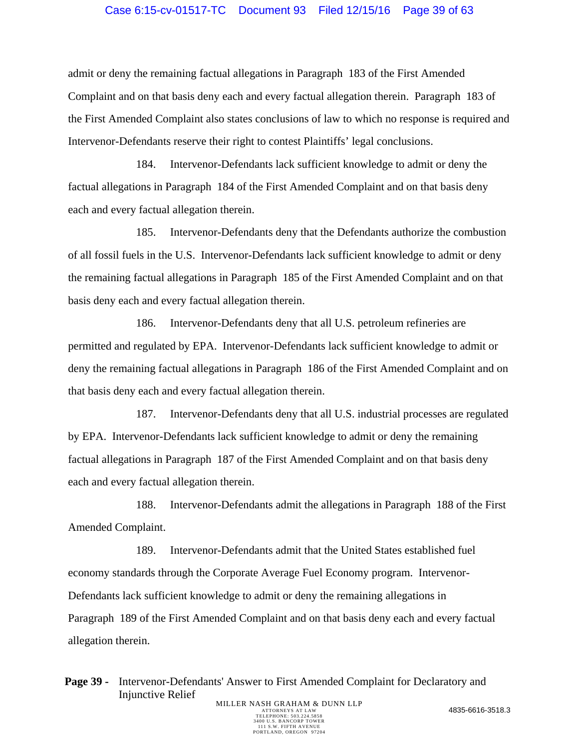admit or deny the remaining factual allegations in Paragraph 183 of the First Amended Complaint and on that basis deny each and every factual allegation therein. Paragraph 183 of the First Amended Complaint also states conclusions of law to which no response is required and Intervenor-Defendants reserve their right to contest Plaintiffs' legal conclusions.

184. Intervenor-Defendants lack sufficient knowledge to admit or deny the factual allegations in Paragraph 184 of the First Amended Complaint and on that basis deny each and every factual allegation therein.

185. Intervenor-Defendants deny that the Defendants authorize the combustion of all fossil fuels in the U.S. Intervenor-Defendants lack sufficient knowledge to admit or deny the remaining factual allegations in Paragraph 185 of the First Amended Complaint and on that basis deny each and every factual allegation therein.

186. Intervenor-Defendants deny that all U.S. petroleum refineries are permitted and regulated by EPA. Intervenor-Defendants lack sufficient knowledge to admit or deny the remaining factual allegations in Paragraph 186 of the First Amended Complaint and on that basis deny each and every factual allegation therein.

187. Intervenor-Defendants deny that all U.S. industrial processes are regulated by EPA. Intervenor-Defendants lack sufficient knowledge to admit or deny the remaining factual allegations in Paragraph 187 of the First Amended Complaint and on that basis deny each and every factual allegation therein.

188. Intervenor-Defendants admit the allegations in Paragraph 188 of the First Amended Complaint.

189. Intervenor-Defendants admit that the United States established fuel economy standards through the Corporate Average Fuel Economy program. Intervenor-Defendants lack sufficient knowledge to admit or deny the remaining allegations in Paragraph 189 of the First Amended Complaint and on that basis deny each and every factual allegation therein.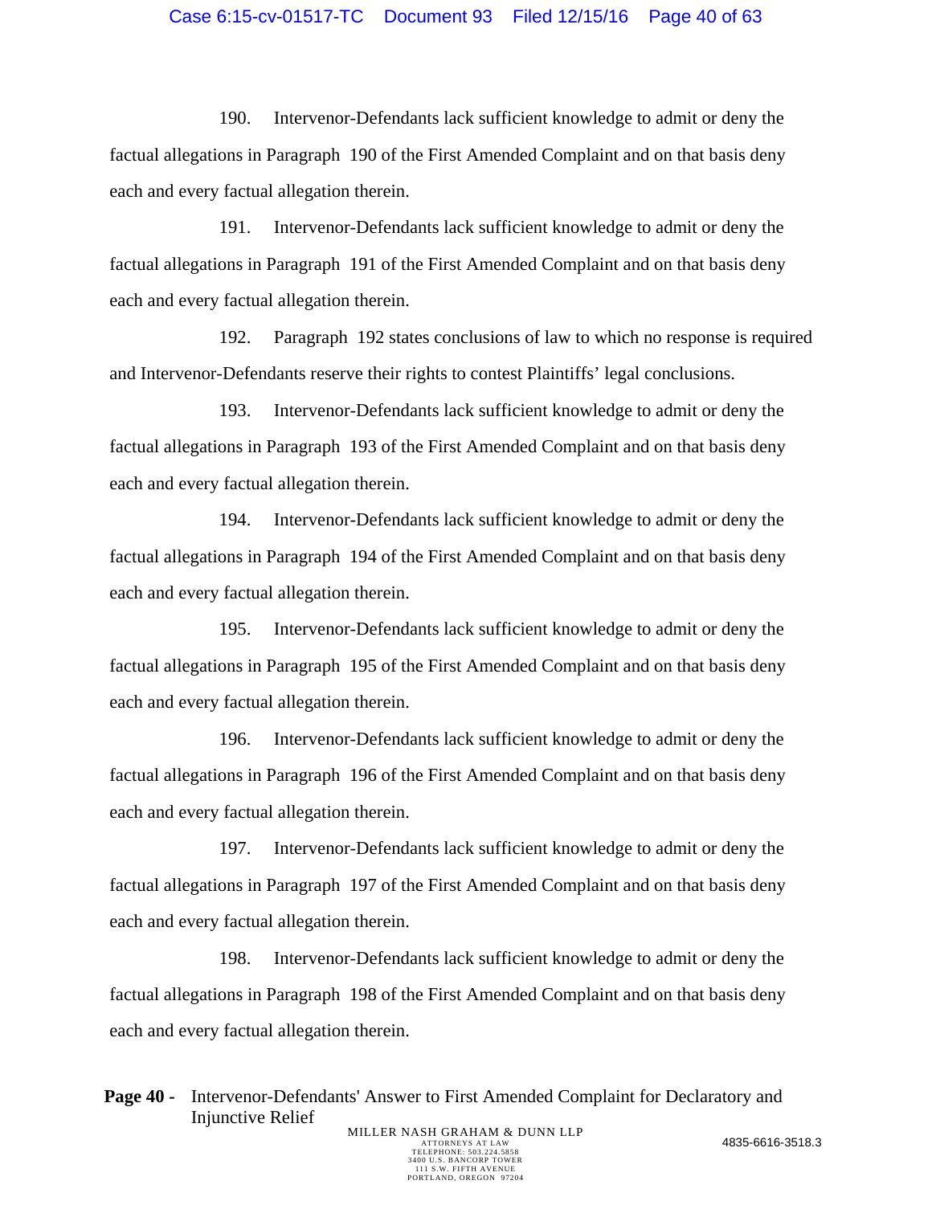190. Intervenor-Defendants lack sufficient knowledge to admit or deny the factual allegations in Paragraph 190 of the First Amended Complaint and on that basis deny each and every factual allegation therein.

191. Intervenor-Defendants lack sufficient knowledge to admit or deny the factual allegations in Paragraph 191 of the First Amended Complaint and on that basis deny each and every factual allegation therein.

192. Paragraph 192 states conclusions of law to which no response is required and Intervenor-Defendants reserve their rights to contest Plaintiffs' legal conclusions.

193. Intervenor-Defendants lack sufficient knowledge to admit or deny the factual allegations in Paragraph 193 of the First Amended Complaint and on that basis deny each and every factual allegation therein.

194. Intervenor-Defendants lack sufficient knowledge to admit or deny the factual allegations in Paragraph 194 of the First Amended Complaint and on that basis deny each and every factual allegation therein.

195. Intervenor-Defendants lack sufficient knowledge to admit or deny the factual allegations in Paragraph 195 of the First Amended Complaint and on that basis deny each and every factual allegation therein.

196. Intervenor-Defendants lack sufficient knowledge to admit or deny the factual allegations in Paragraph 196 of the First Amended Complaint and on that basis deny each and every factual allegation therein.

197. Intervenor-Defendants lack sufficient knowledge to admit or deny the factual allegations in Paragraph 197 of the First Amended Complaint and on that basis deny each and every factual allegation therein.

198. Intervenor-Defendants lack sufficient knowledge to admit or deny the factual allegations in Paragraph 198 of the First Amended Complaint and on that basis deny each and every factual allegation therein.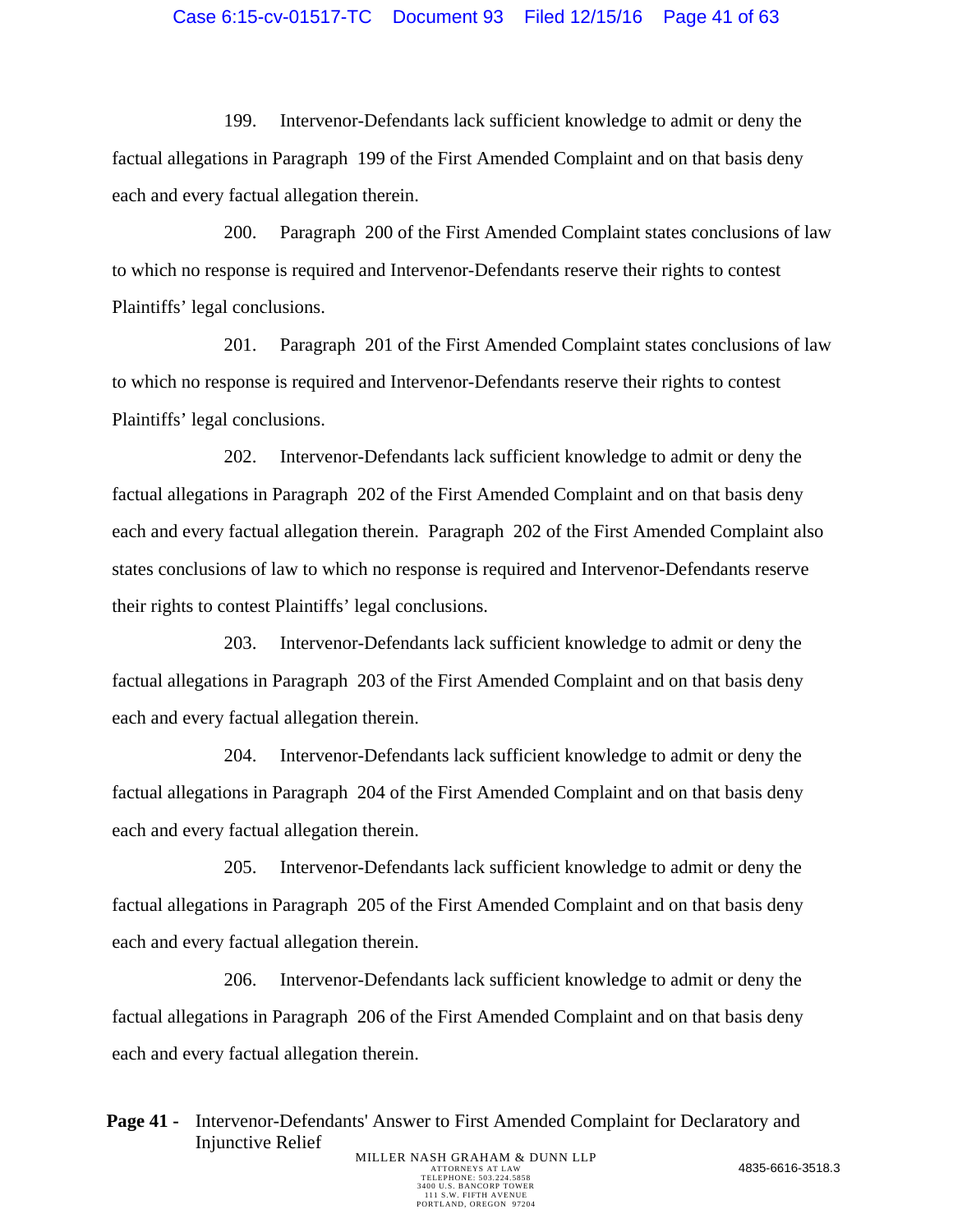199. Intervenor-Defendants lack sufficient knowledge to admit or deny the factual allegations in Paragraph 199 of the First Amended Complaint and on that basis deny each and every factual allegation therein.

200. Paragraph 200 of the First Amended Complaint states conclusions of law to which no response is required and Intervenor-Defendants reserve their rights to contest Plaintiffs' legal conclusions.

201. Paragraph 201 of the First Amended Complaint states conclusions of law to which no response is required and Intervenor-Defendants reserve their rights to contest Plaintiffs' legal conclusions.

202. Intervenor-Defendants lack sufficient knowledge to admit or deny the factual allegations in Paragraph 202 of the First Amended Complaint and on that basis deny each and every factual allegation therein. Paragraph 202 of the First Amended Complaint also states conclusions of law to which no response is required and Intervenor-Defendants reserve their rights to contest Plaintiffs' legal conclusions.

203. Intervenor-Defendants lack sufficient knowledge to admit or deny the factual allegations in Paragraph 203 of the First Amended Complaint and on that basis deny each and every factual allegation therein.

204. Intervenor-Defendants lack sufficient knowledge to admit or deny the factual allegations in Paragraph 204 of the First Amended Complaint and on that basis deny each and every factual allegation therein.

205. Intervenor-Defendants lack sufficient knowledge to admit or deny the factual allegations in Paragraph 205 of the First Amended Complaint and on that basis deny each and every factual allegation therein.

206. Intervenor-Defendants lack sufficient knowledge to admit or deny the factual allegations in Paragraph 206 of the First Amended Complaint and on that basis deny each and every factual allegation therein.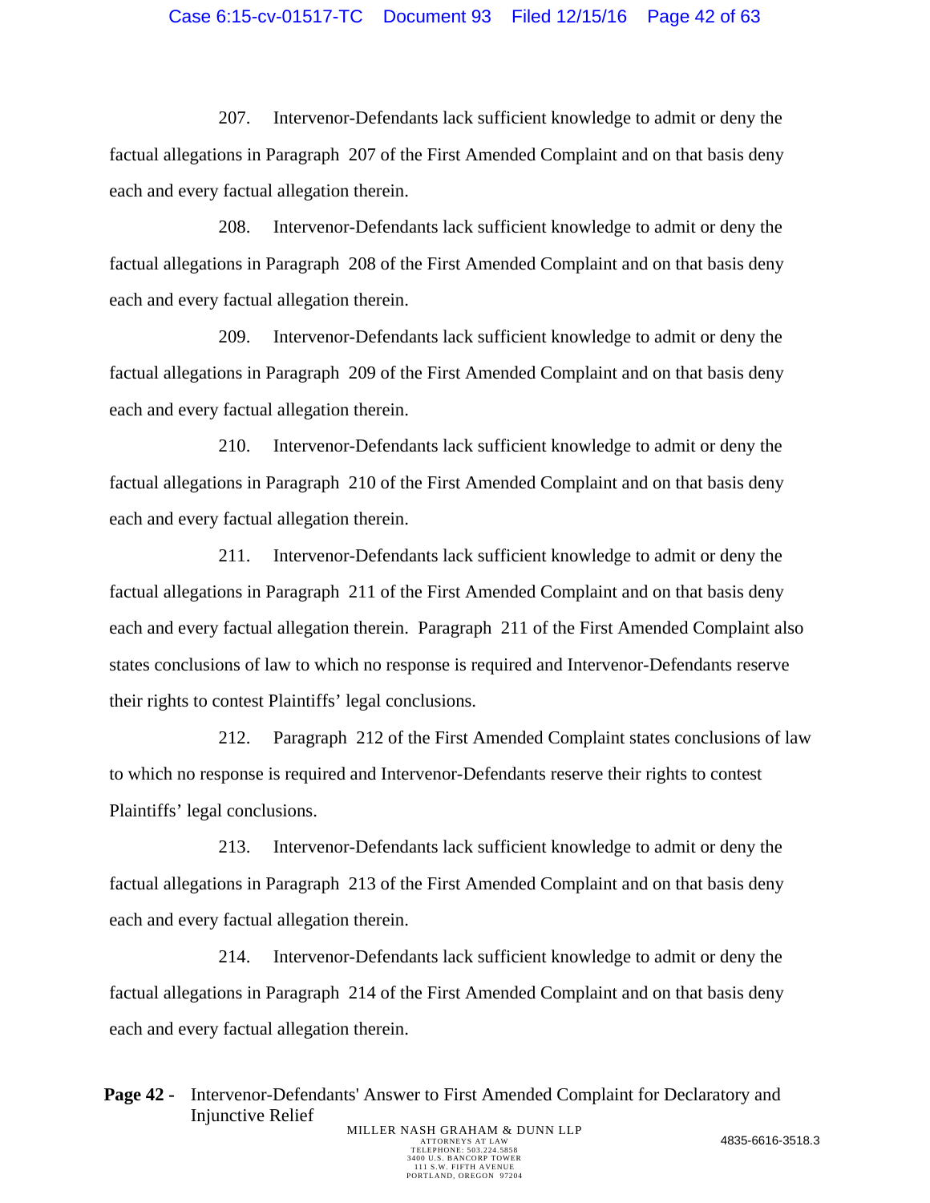207. Intervenor-Defendants lack sufficient knowledge to admit or deny the factual allegations in Paragraph 207 of the First Amended Complaint and on that basis deny each and every factual allegation therein.

208. Intervenor-Defendants lack sufficient knowledge to admit or deny the factual allegations in Paragraph 208 of the First Amended Complaint and on that basis deny each and every factual allegation therein.

209. Intervenor-Defendants lack sufficient knowledge to admit or deny the factual allegations in Paragraph 209 of the First Amended Complaint and on that basis deny each and every factual allegation therein.

210. Intervenor-Defendants lack sufficient knowledge to admit or deny the factual allegations in Paragraph 210 of the First Amended Complaint and on that basis deny each and every factual allegation therein.

211. Intervenor-Defendants lack sufficient knowledge to admit or deny the factual allegations in Paragraph 211 of the First Amended Complaint and on that basis deny each and every factual allegation therein. Paragraph 211 of the First Amended Complaint also states conclusions of law to which no response is required and Intervenor-Defendants reserve their rights to contest Plaintiffs' legal conclusions.

212. Paragraph 212 of the First Amended Complaint states conclusions of law to which no response is required and Intervenor-Defendants reserve their rights to contest Plaintiffs' legal conclusions.

213. Intervenor-Defendants lack sufficient knowledge to admit or deny the factual allegations in Paragraph 213 of the First Amended Complaint and on that basis deny each and every factual allegation therein.

214. Intervenor-Defendants lack sufficient knowledge to admit or deny the factual allegations in Paragraph 214 of the First Amended Complaint and on that basis deny each and every factual allegation therein.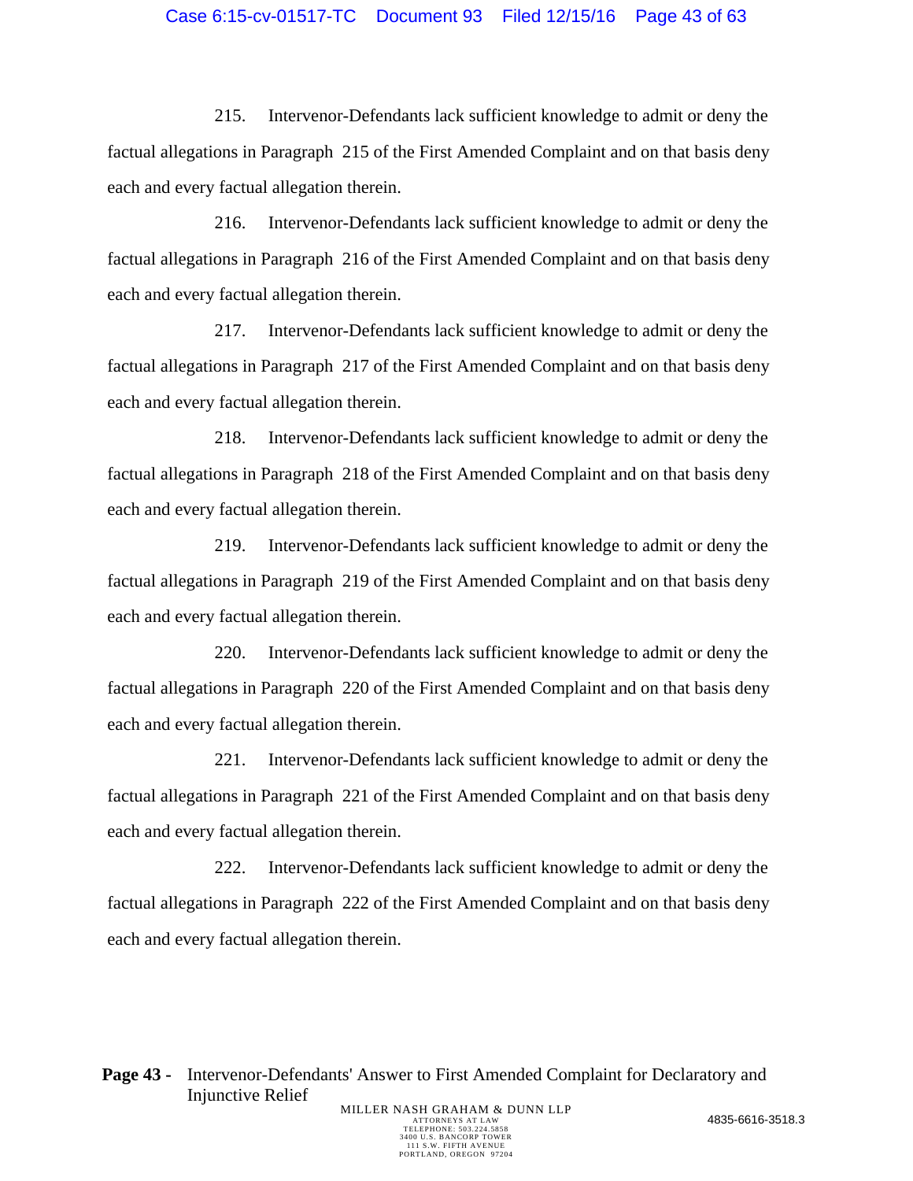215. Intervenor-Defendants lack sufficient knowledge to admit or deny the factual allegations in Paragraph 215 of the First Amended Complaint and on that basis deny each and every factual allegation therein.

216. Intervenor-Defendants lack sufficient knowledge to admit or deny the factual allegations in Paragraph 216 of the First Amended Complaint and on that basis deny each and every factual allegation therein.

217. Intervenor-Defendants lack sufficient knowledge to admit or deny the factual allegations in Paragraph 217 of the First Amended Complaint and on that basis deny each and every factual allegation therein.

218. Intervenor-Defendants lack sufficient knowledge to admit or deny the factual allegations in Paragraph 218 of the First Amended Complaint and on that basis deny each and every factual allegation therein.

219. Intervenor-Defendants lack sufficient knowledge to admit or deny the factual allegations in Paragraph 219 of the First Amended Complaint and on that basis deny each and every factual allegation therein.

220. Intervenor-Defendants lack sufficient knowledge to admit or deny the factual allegations in Paragraph 220 of the First Amended Complaint and on that basis deny each and every factual allegation therein.

221. Intervenor-Defendants lack sufficient knowledge to admit or deny the factual allegations in Paragraph 221 of the First Amended Complaint and on that basis deny each and every factual allegation therein.

222. Intervenor-Defendants lack sufficient knowledge to admit or deny the factual allegations in Paragraph 222 of the First Amended Complaint and on that basis deny each and every factual allegation therein.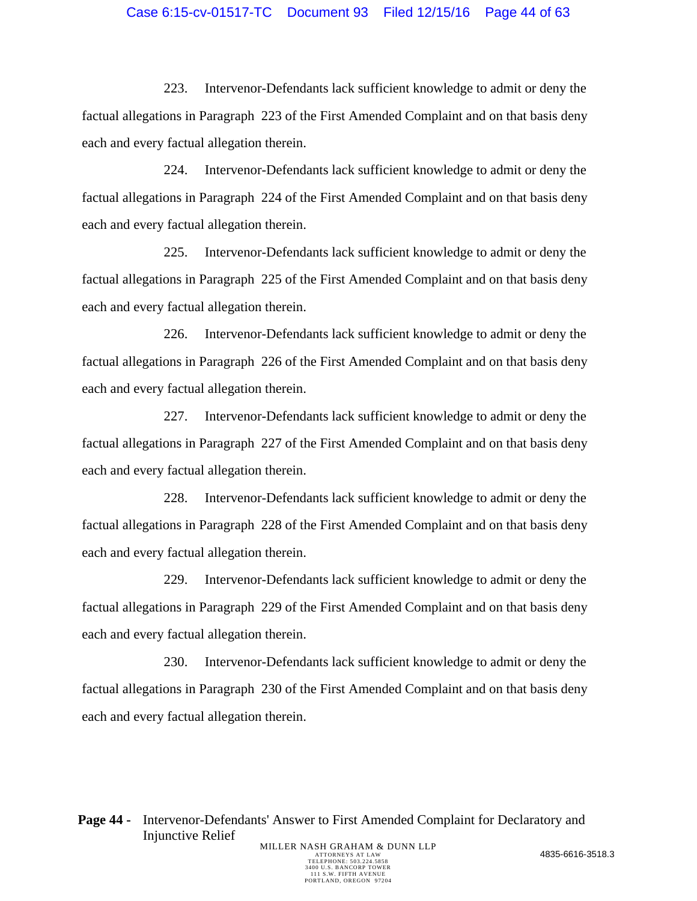223. Intervenor-Defendants lack sufficient knowledge to admit or deny the factual allegations in Paragraph 223 of the First Amended Complaint and on that basis deny each and every factual allegation therein.

224. Intervenor-Defendants lack sufficient knowledge to admit or deny the factual allegations in Paragraph 224 of the First Amended Complaint and on that basis deny each and every factual allegation therein.

225. Intervenor-Defendants lack sufficient knowledge to admit or deny the factual allegations in Paragraph 225 of the First Amended Complaint and on that basis deny each and every factual allegation therein.

226. Intervenor-Defendants lack sufficient knowledge to admit or deny the factual allegations in Paragraph 226 of the First Amended Complaint and on that basis deny each and every factual allegation therein.

227. Intervenor-Defendants lack sufficient knowledge to admit or deny the factual allegations in Paragraph 227 of the First Amended Complaint and on that basis deny each and every factual allegation therein.

228. Intervenor-Defendants lack sufficient knowledge to admit or deny the factual allegations in Paragraph 228 of the First Amended Complaint and on that basis deny each and every factual allegation therein.

229. Intervenor-Defendants lack sufficient knowledge to admit or deny the factual allegations in Paragraph 229 of the First Amended Complaint and on that basis deny each and every factual allegation therein.

230. Intervenor-Defendants lack sufficient knowledge to admit or deny the factual allegations in Paragraph 230 of the First Amended Complaint and on that basis deny each and every factual allegation therein.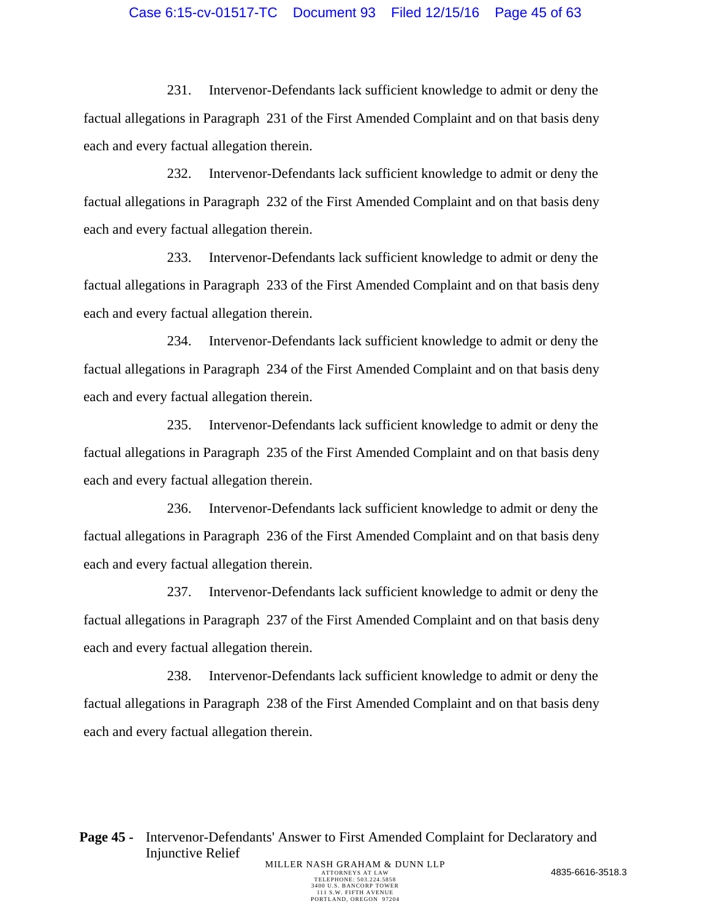231. Intervenor-Defendants lack sufficient knowledge to admit or deny the factual allegations in Paragraph 231 of the First Amended Complaint and on that basis deny each and every factual allegation therein.

232. Intervenor-Defendants lack sufficient knowledge to admit or deny the factual allegations in Paragraph 232 of the First Amended Complaint and on that basis deny each and every factual allegation therein.

233. Intervenor-Defendants lack sufficient knowledge to admit or deny the factual allegations in Paragraph 233 of the First Amended Complaint and on that basis deny each and every factual allegation therein.

234. Intervenor-Defendants lack sufficient knowledge to admit or deny the factual allegations in Paragraph 234 of the First Amended Complaint and on that basis deny each and every factual allegation therein.

235. Intervenor-Defendants lack sufficient knowledge to admit or deny the factual allegations in Paragraph 235 of the First Amended Complaint and on that basis deny each and every factual allegation therein.

236. Intervenor-Defendants lack sufficient knowledge to admit or deny the factual allegations in Paragraph 236 of the First Amended Complaint and on that basis deny each and every factual allegation therein.

237. Intervenor-Defendants lack sufficient knowledge to admit or deny the factual allegations in Paragraph 237 of the First Amended Complaint and on that basis deny each and every factual allegation therein.

238. Intervenor-Defendants lack sufficient knowledge to admit or deny the factual allegations in Paragraph 238 of the First Amended Complaint and on that basis deny each and every factual allegation therein.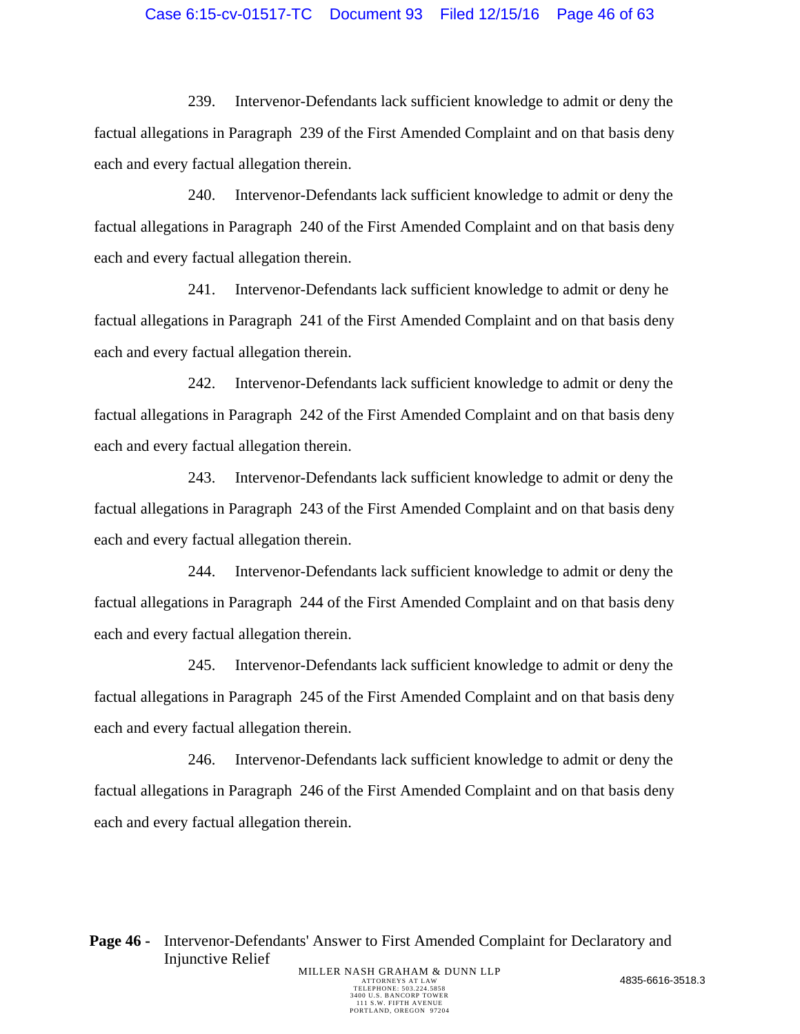239. Intervenor-Defendants lack sufficient knowledge to admit or deny the factual allegations in Paragraph 239 of the First Amended Complaint and on that basis deny each and every factual allegation therein.

240. Intervenor-Defendants lack sufficient knowledge to admit or deny the factual allegations in Paragraph 240 of the First Amended Complaint and on that basis deny each and every factual allegation therein.

241. Intervenor-Defendants lack sufficient knowledge to admit or deny he factual allegations in Paragraph 241 of the First Amended Complaint and on that basis deny each and every factual allegation therein.

242. Intervenor-Defendants lack sufficient knowledge to admit or deny the factual allegations in Paragraph 242 of the First Amended Complaint and on that basis deny each and every factual allegation therein.

243. Intervenor-Defendants lack sufficient knowledge to admit or deny the factual allegations in Paragraph 243 of the First Amended Complaint and on that basis deny each and every factual allegation therein.

244. Intervenor-Defendants lack sufficient knowledge to admit or deny the factual allegations in Paragraph 244 of the First Amended Complaint and on that basis deny each and every factual allegation therein.

245. Intervenor-Defendants lack sufficient knowledge to admit or deny the factual allegations in Paragraph 245 of the First Amended Complaint and on that basis deny each and every factual allegation therein.

246. Intervenor-Defendants lack sufficient knowledge to admit or deny the factual allegations in Paragraph 246 of the First Amended Complaint and on that basis deny each and every factual allegation therein.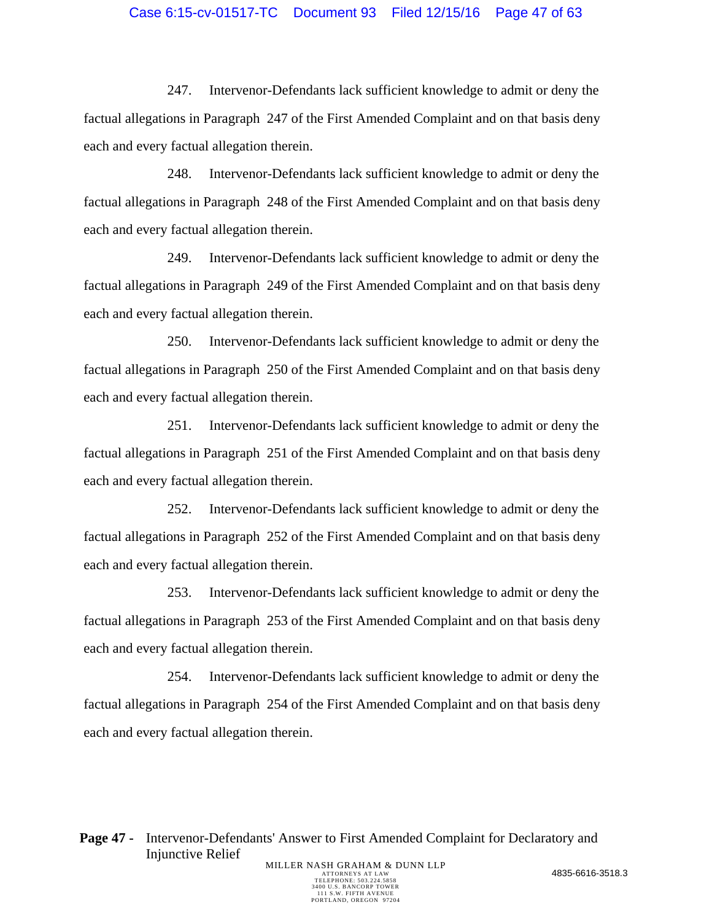247. Intervenor-Defendants lack sufficient knowledge to admit or deny the factual allegations in Paragraph 247 of the First Amended Complaint and on that basis deny each and every factual allegation therein.

248. Intervenor-Defendants lack sufficient knowledge to admit or deny the factual allegations in Paragraph 248 of the First Amended Complaint and on that basis deny each and every factual allegation therein.

249. Intervenor-Defendants lack sufficient knowledge to admit or deny the factual allegations in Paragraph 249 of the First Amended Complaint and on that basis deny each and every factual allegation therein.

250. Intervenor-Defendants lack sufficient knowledge to admit or deny the factual allegations in Paragraph 250 of the First Amended Complaint and on that basis deny each and every factual allegation therein.

251. Intervenor-Defendants lack sufficient knowledge to admit or deny the factual allegations in Paragraph 251 of the First Amended Complaint and on that basis deny each and every factual allegation therein.

252. Intervenor-Defendants lack sufficient knowledge to admit or deny the factual allegations in Paragraph 252 of the First Amended Complaint and on that basis deny each and every factual allegation therein.

253. Intervenor-Defendants lack sufficient knowledge to admit or deny the factual allegations in Paragraph 253 of the First Amended Complaint and on that basis deny each and every factual allegation therein.

254. Intervenor-Defendants lack sufficient knowledge to admit or deny the factual allegations in Paragraph 254 of the First Amended Complaint and on that basis deny each and every factual allegation therein.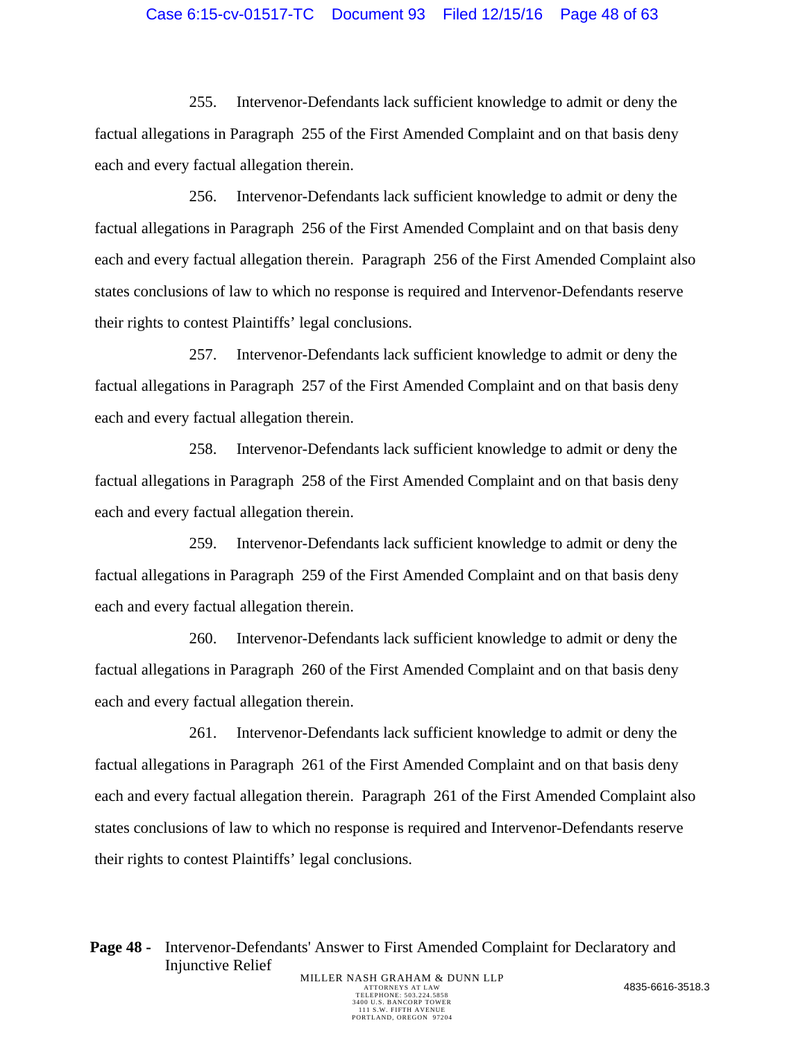255. Intervenor-Defendants lack sufficient knowledge to admit or deny the factual allegations in Paragraph 255 of the First Amended Complaint and on that basis deny each and every factual allegation therein.

256. Intervenor-Defendants lack sufficient knowledge to admit or deny the factual allegations in Paragraph 256 of the First Amended Complaint and on that basis deny each and every factual allegation therein. Paragraph 256 of the First Amended Complaint also states conclusions of law to which no response is required and Intervenor-Defendants reserve their rights to contest Plaintiffs' legal conclusions.

257. Intervenor-Defendants lack sufficient knowledge to admit or deny the factual allegations in Paragraph 257 of the First Amended Complaint and on that basis deny each and every factual allegation therein.

258. Intervenor-Defendants lack sufficient knowledge to admit or deny the factual allegations in Paragraph 258 of the First Amended Complaint and on that basis deny each and every factual allegation therein.

259. Intervenor-Defendants lack sufficient knowledge to admit or deny the factual allegations in Paragraph 259 of the First Amended Complaint and on that basis deny each and every factual allegation therein.

260. Intervenor-Defendants lack sufficient knowledge to admit or deny the factual allegations in Paragraph 260 of the First Amended Complaint and on that basis deny each and every factual allegation therein.

261. Intervenor-Defendants lack sufficient knowledge to admit or deny the factual allegations in Paragraph 261 of the First Amended Complaint and on that basis deny each and every factual allegation therein. Paragraph 261 of the First Amended Complaint also states conclusions of law to which no response is required and Intervenor-Defendants reserve their rights to contest Plaintiffs' legal conclusions.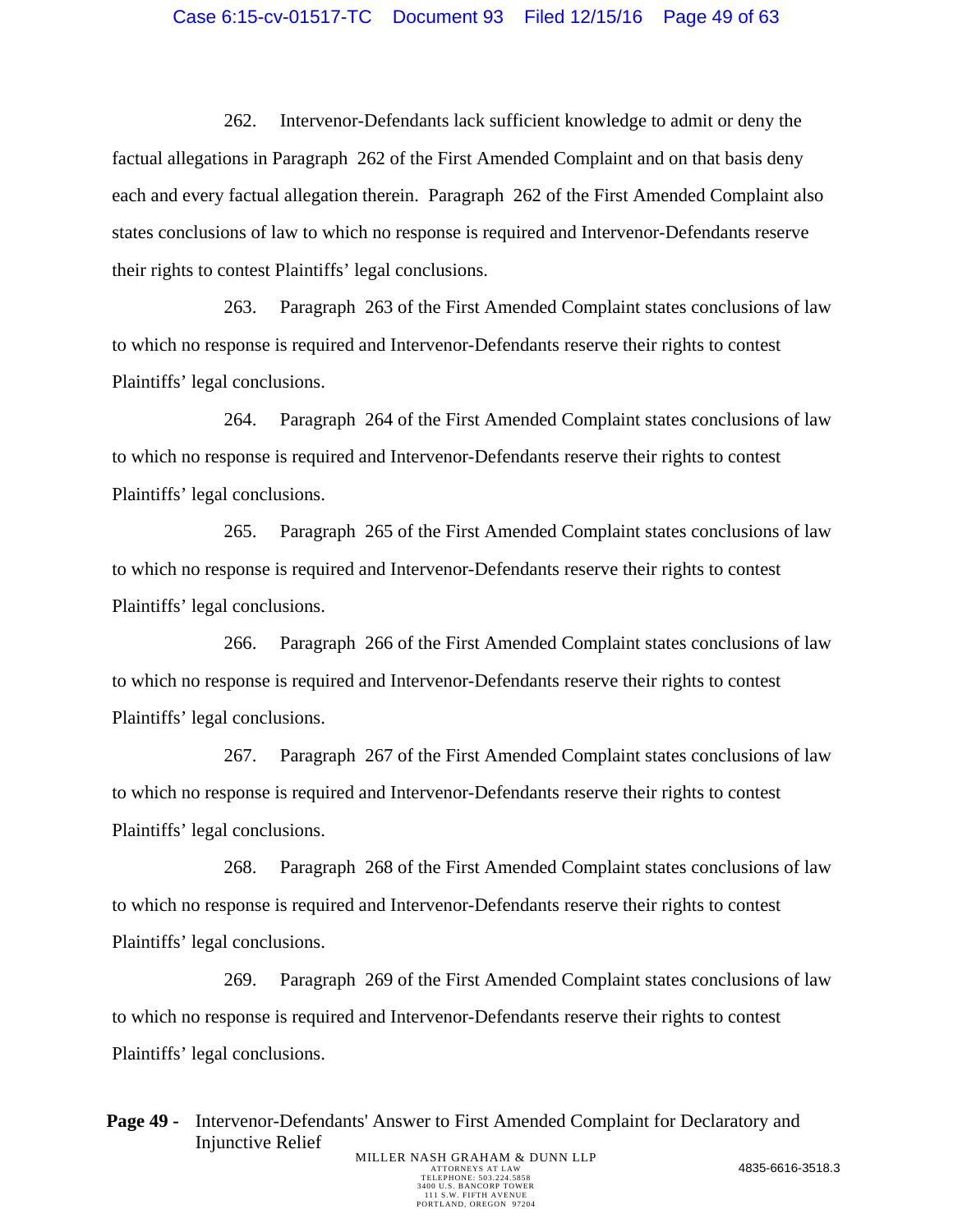262. Intervenor-Defendants lack sufficient knowledge to admit or deny the factual allegations in Paragraph 262 of the First Amended Complaint and on that basis deny each and every factual allegation therein. Paragraph 262 of the First Amended Complaint also states conclusions of law to which no response is required and Intervenor-Defendants reserve their rights to contest Plaintiffs' legal conclusions.

263. Paragraph 263 of the First Amended Complaint states conclusions of law to which no response is required and Intervenor-Defendants reserve their rights to contest Plaintiffs' legal conclusions.

264. Paragraph 264 of the First Amended Complaint states conclusions of law to which no response is required and Intervenor-Defendants reserve their rights to contest Plaintiffs' legal conclusions.

265. Paragraph 265 of the First Amended Complaint states conclusions of law to which no response is required and Intervenor-Defendants reserve their rights to contest Plaintiffs' legal conclusions.

266. Paragraph 266 of the First Amended Complaint states conclusions of law to which no response is required and Intervenor-Defendants reserve their rights to contest Plaintiffs' legal conclusions.

267. Paragraph 267 of the First Amended Complaint states conclusions of law to which no response is required and Intervenor-Defendants reserve their rights to contest Plaintiffs' legal conclusions.

268. Paragraph 268 of the First Amended Complaint states conclusions of law to which no response is required and Intervenor-Defendants reserve their rights to contest Plaintiffs' legal conclusions.

269. Paragraph 269 of the First Amended Complaint states conclusions of law to which no response is required and Intervenor-Defendants reserve their rights to contest Plaintiffs' legal conclusions.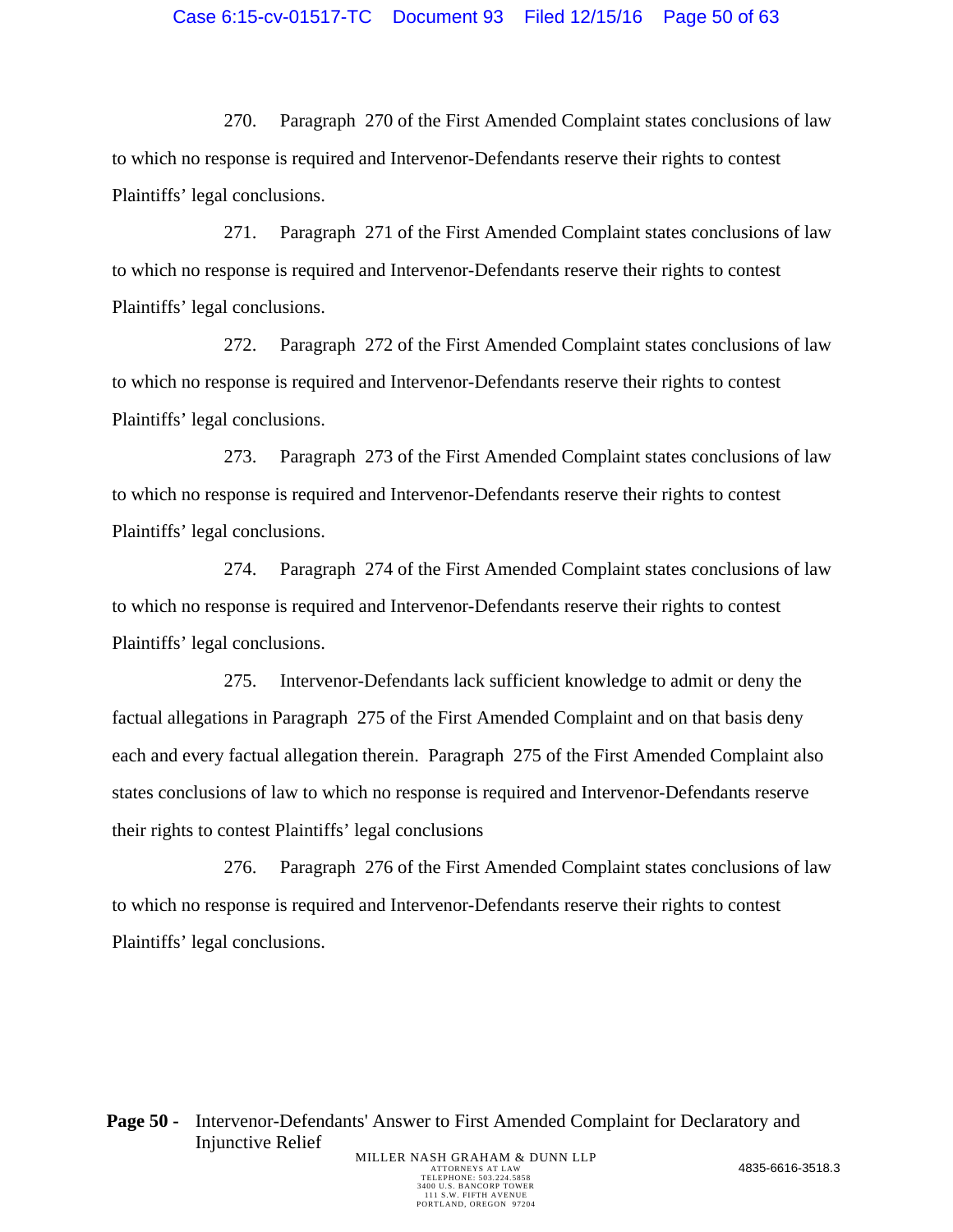270. Paragraph 270 of the First Amended Complaint states conclusions of law to which no response is required and Intervenor-Defendants reserve their rights to contest Plaintiffs' legal conclusions.

271. Paragraph 271 of the First Amended Complaint states conclusions of law to which no response is required and Intervenor-Defendants reserve their rights to contest Plaintiffs' legal conclusions.

272. Paragraph 272 of the First Amended Complaint states conclusions of law to which no response is required and Intervenor-Defendants reserve their rights to contest Plaintiffs' legal conclusions.

273. Paragraph 273 of the First Amended Complaint states conclusions of law to which no response is required and Intervenor-Defendants reserve their rights to contest Plaintiffs' legal conclusions.

274. Paragraph 274 of the First Amended Complaint states conclusions of law to which no response is required and Intervenor-Defendants reserve their rights to contest Plaintiffs' legal conclusions.

275. Intervenor-Defendants lack sufficient knowledge to admit or deny the factual allegations in Paragraph 275 of the First Amended Complaint and on that basis deny each and every factual allegation therein. Paragraph 275 of the First Amended Complaint also states conclusions of law to which no response is required and Intervenor-Defendants reserve their rights to contest Plaintiffs' legal conclusions

276. Paragraph 276 of the First Amended Complaint states conclusions of law to which no response is required and Intervenor-Defendants reserve their rights to contest Plaintiffs' legal conclusions.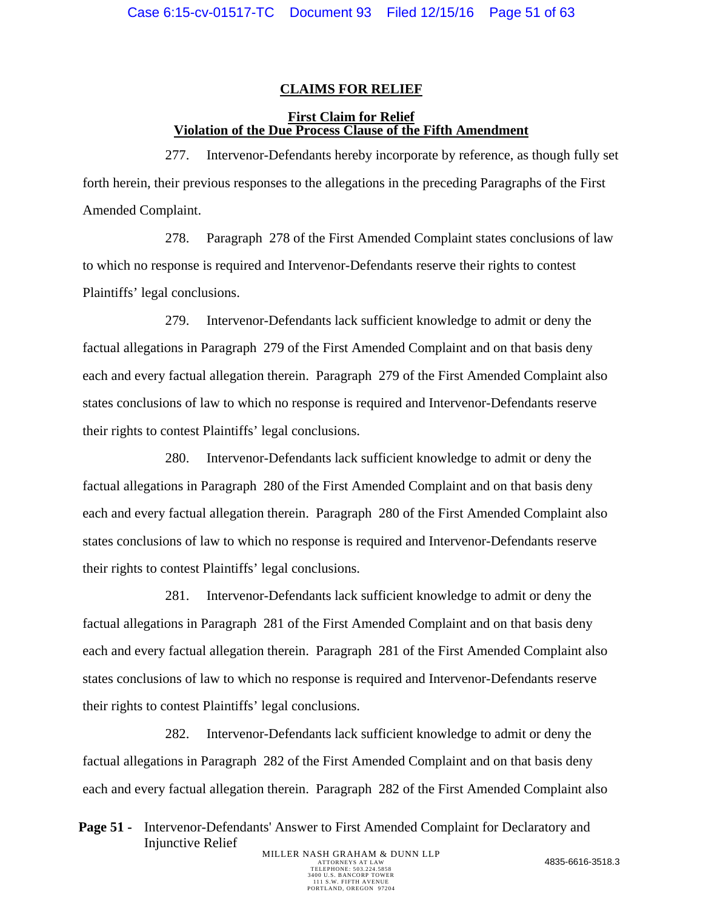## CLAIMS FOR RELIEF

### First Claim for Relief
### Violation of the Due Process Clause of the Fifth Amendment

277. Intervenor-Defendants hereby incorporate by reference, as though fully set forth herein, their previous responses to the allegations in the preceding Paragraphs of the First Amended Complaint.

278. Paragraph 278 of the First Amended Complaint states conclusions of law to which no response is required and Intervenor-Defendants reserve their rights to contest Plaintiffs' legal conclusions.

279. Intervenor-Defendants lack sufficient knowledge to admit or deny the factual allegations in Paragraph 279 of the First Amended Complaint and on that basis deny each and every factual allegation therein. Paragraph 279 of the First Amended Complaint also states conclusions of law to which no response is required and Intervenor-Defendants reserve their rights to contest Plaintiffs' legal conclusions.

280. Intervenor-Defendants lack sufficient knowledge to admit or deny the factual allegations in Paragraph 280 of the First Amended Complaint and on that basis deny each and every factual allegation therein. Paragraph 280 of the First Amended Complaint also states conclusions of law to which no response is required and Intervenor-Defendants reserve their rights to contest Plaintiffs' legal conclusions.

281. Intervenor-Defendants lack sufficient knowledge to admit or deny the factual allegations in Paragraph 281 of the First Amended Complaint and on that basis deny each and every factual allegation therein. Paragraph 281 of the First Amended Complaint also states conclusions of law to which no response is required and Intervenor-Defendants reserve their rights to contest Plaintiffs' legal conclusions.

282. Intervenor-Defendants lack sufficient knowledge to admit or deny the factual allegations in Paragraph 282 of the First Amended Complaint and on that basis deny each and every factual allegation therein. Paragraph 282 of the First Amended Complaint also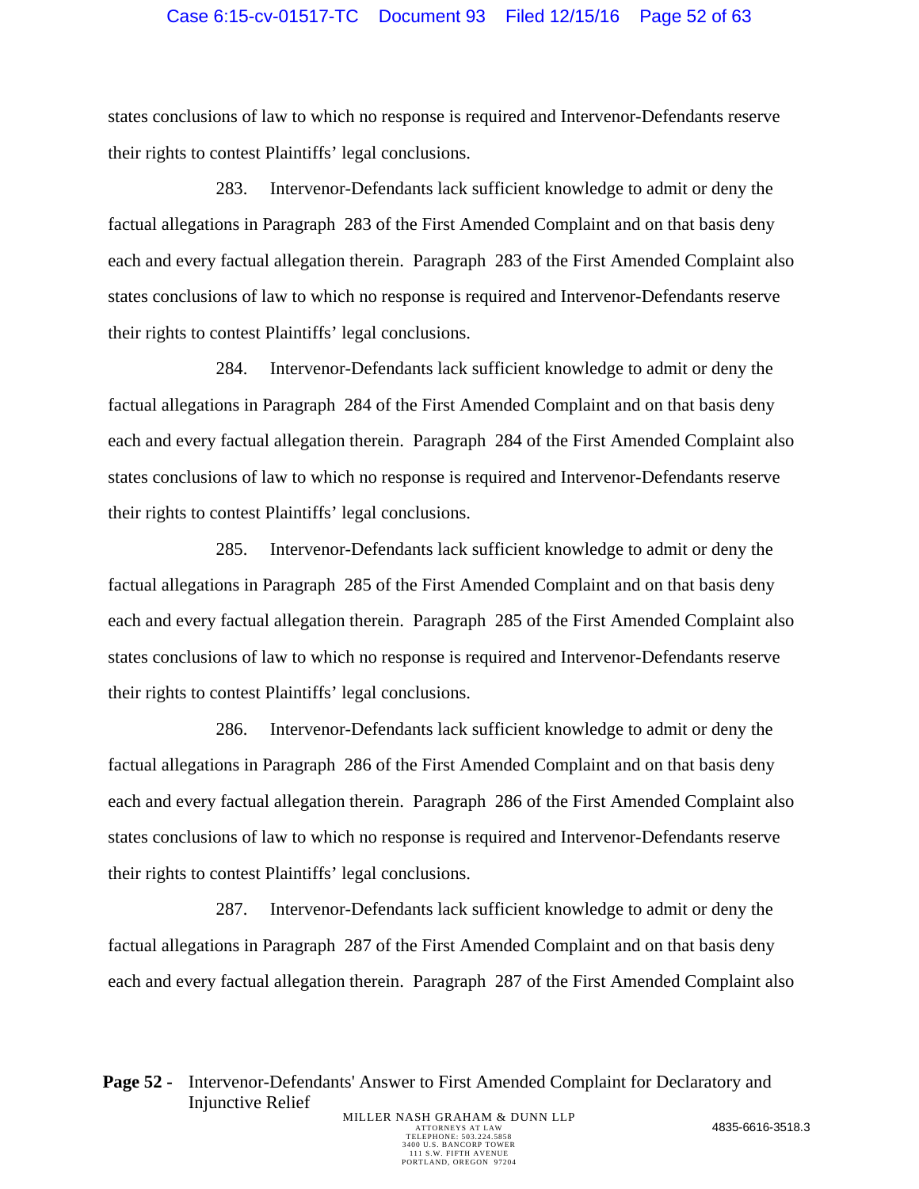states conclusions of law to which no response is required and Intervenor-Defendants reserve their rights to contest Plaintiffs' legal conclusions.

283. Intervenor-Defendants lack sufficient knowledge to admit or deny the factual allegations in Paragraph 283 of the First Amended Complaint and on that basis deny each and every factual allegation therein. Paragraph 283 of the First Amended Complaint also states conclusions of law to which no response is required and Intervenor-Defendants reserve their rights to contest Plaintiffs' legal conclusions.

284. Intervenor-Defendants lack sufficient knowledge to admit or deny the factual allegations in Paragraph 284 of the First Amended Complaint and on that basis deny each and every factual allegation therein. Paragraph 284 of the First Amended Complaint also states conclusions of law to which no response is required and Intervenor-Defendants reserve their rights to contest Plaintiffs' legal conclusions.

285. Intervenor-Defendants lack sufficient knowledge to admit or deny the factual allegations in Paragraph 285 of the First Amended Complaint and on that basis deny each and every factual allegation therein. Paragraph 285 of the First Amended Complaint also states conclusions of law to which no response is required and Intervenor-Defendants reserve their rights to contest Plaintiffs' legal conclusions.

286. Intervenor-Defendants lack sufficient knowledge to admit or deny the factual allegations in Paragraph 286 of the First Amended Complaint and on that basis deny each and every factual allegation therein. Paragraph 286 of the First Amended Complaint also states conclusions of law to which no response is required and Intervenor-Defendants reserve their rights to contest Plaintiffs' legal conclusions.

287. Intervenor-Defendants lack sufficient knowledge to admit or deny the factual allegations in Paragraph 287 of the First Amended Complaint and on that basis deny each and every factual allegation therein. Paragraph 287 of the First Amended Complaint also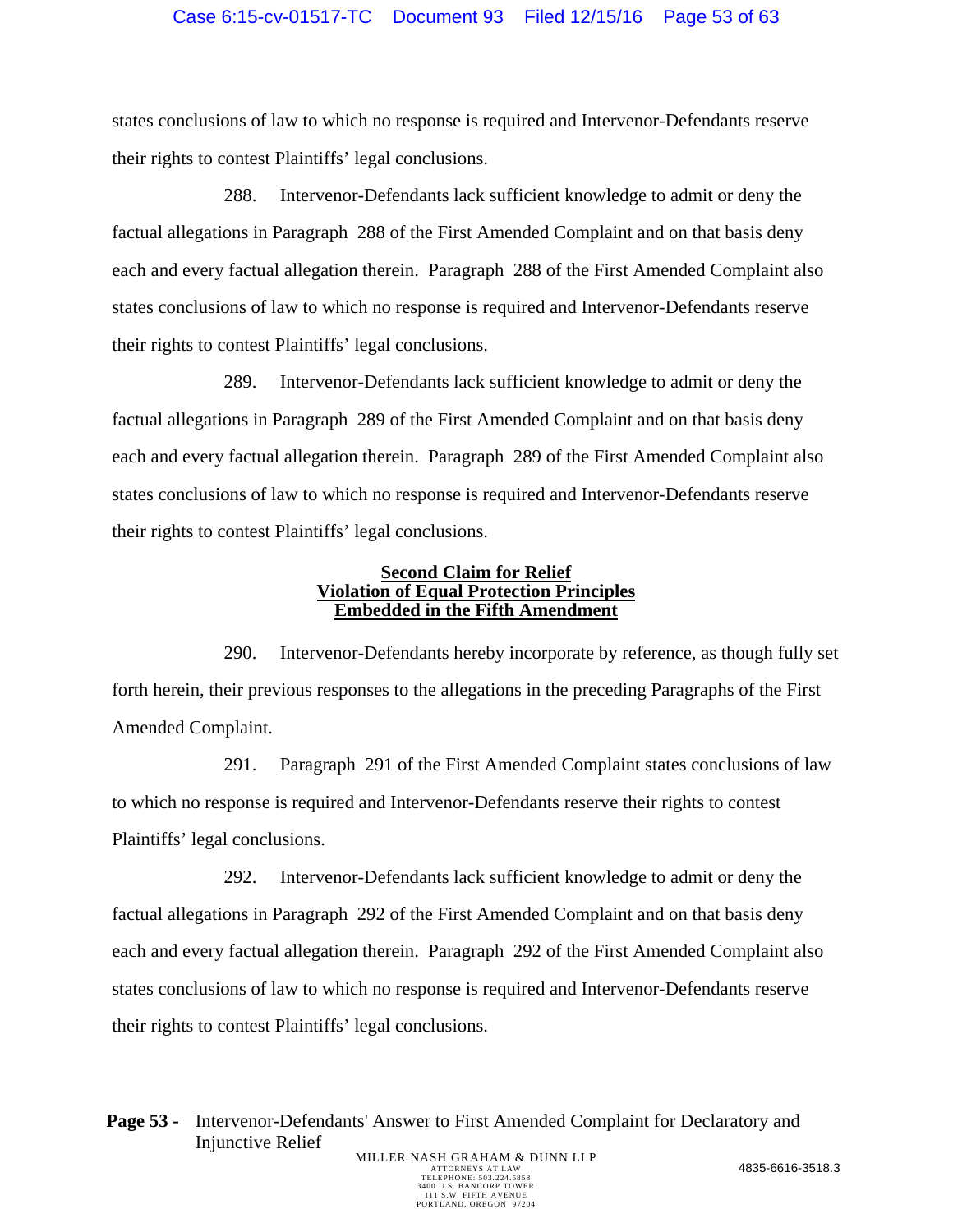states conclusions of law to which no response is required and Intervenor-Defendants reserve their rights to contest Plaintiffs' legal conclusions.

288. Intervenor-Defendants lack sufficient knowledge to admit or deny the factual allegations in Paragraph 288 of the First Amended Complaint and on that basis deny each and every factual allegation therein. Paragraph 288 of the First Amended Complaint also states conclusions of law to which no response is required and Intervenor-Defendants reserve their rights to contest Plaintiffs' legal conclusions.

289. Intervenor-Defendants lack sufficient knowledge to admit or deny the factual allegations in Paragraph 289 of the First Amended Complaint and on that basis deny each and every factual allegation therein. Paragraph 289 of the First Amended Complaint also states conclusions of law to which no response is required and Intervenor-Defendants reserve their rights to contest Plaintiffs' legal conclusions.

**Second Claim for Relief**
**Violation of Equal Protection Principles**
**Embedded in the Fifth Amendment**

290. Intervenor-Defendants hereby incorporate by reference, as though fully set forth herein, their previous responses to the allegations in the preceding Paragraphs of the First Amended Complaint.

291. Paragraph 291 of the First Amended Complaint states conclusions of law to which no response is required and Intervenor-Defendants reserve their rights to contest Plaintiffs' legal conclusions.

292. Intervenor-Defendants lack sufficient knowledge to admit or deny the factual allegations in Paragraph 292 of the First Amended Complaint and on that basis deny each and every factual allegation therein. Paragraph 292 of the First Amended Complaint also states conclusions of law to which no response is required and Intervenor-Defendants reserve their rights to contest Plaintiffs' legal conclusions.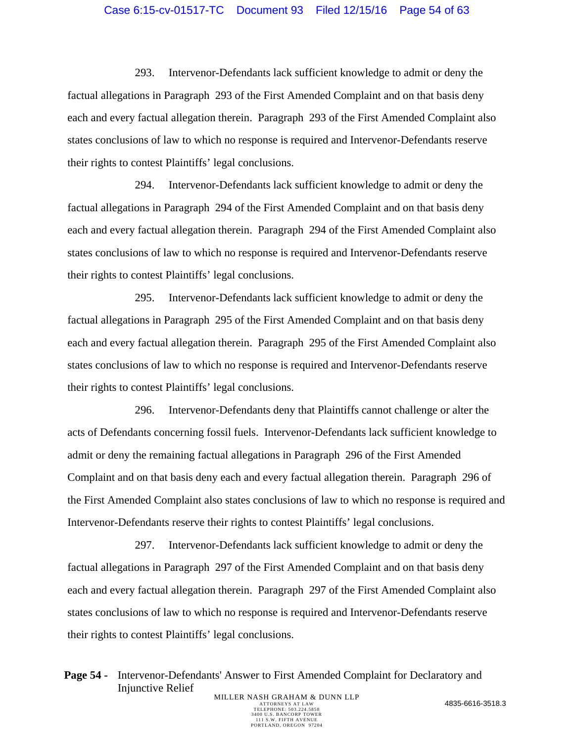293. Intervenor-Defendants lack sufficient knowledge to admit or deny the factual allegations in Paragraph 293 of the First Amended Complaint and on that basis deny each and every factual allegation therein. Paragraph 293 of the First Amended Complaint also states conclusions of law to which no response is required and Intervenor-Defendants reserve their rights to contest Plaintiffs' legal conclusions.

294. Intervenor-Defendants lack sufficient knowledge to admit or deny the factual allegations in Paragraph 294 of the First Amended Complaint and on that basis deny each and every factual allegation therein. Paragraph 294 of the First Amended Complaint also states conclusions of law to which no response is required and Intervenor-Defendants reserve their rights to contest Plaintiffs' legal conclusions.

295. Intervenor-Defendants lack sufficient knowledge to admit or deny the factual allegations in Paragraph 295 of the First Amended Complaint and on that basis deny each and every factual allegation therein. Paragraph 295 of the First Amended Complaint also states conclusions of law to which no response is required and Intervenor-Defendants reserve their rights to contest Plaintiffs' legal conclusions.

296. Intervenor-Defendants deny that Plaintiffs cannot challenge or alter the acts of Defendants concerning fossil fuels. Intervenor-Defendants lack sufficient knowledge to admit or deny the remaining factual allegations in Paragraph 296 of the First Amended Complaint and on that basis deny each and every factual allegation therein. Paragraph 296 of the First Amended Complaint also states conclusions of law to which no response is required and Intervenor-Defendants reserve their rights to contest Plaintiffs' legal conclusions.

297. Intervenor-Defendants lack sufficient knowledge to admit or deny the factual allegations in Paragraph 297 of the First Amended Complaint and on that basis deny each and every factual allegation therein. Paragraph 297 of the First Amended Complaint also states conclusions of law to which no response is required and Intervenor-Defendants reserve their rights to contest Plaintiffs' legal conclusions.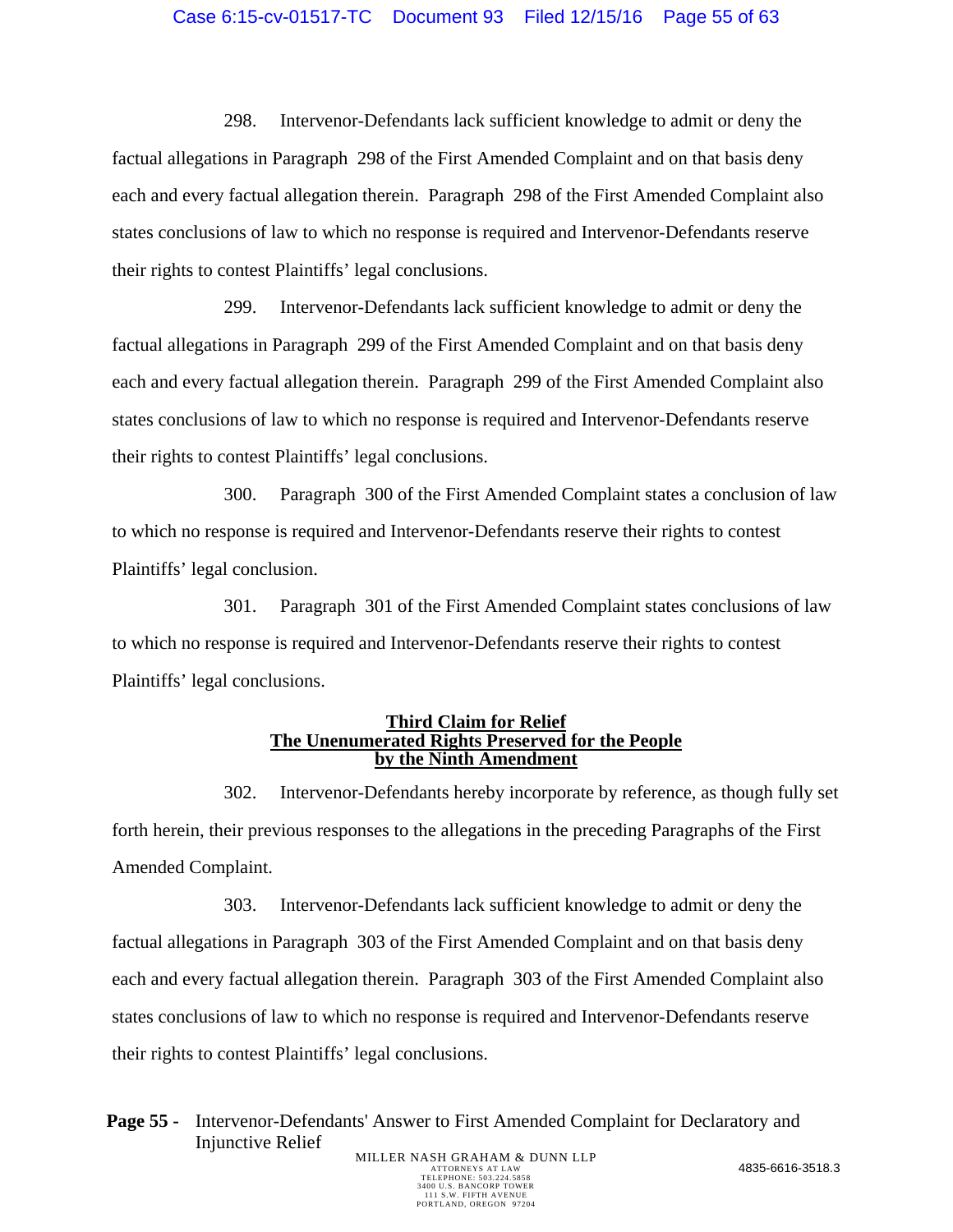298. Intervenor-Defendants lack sufficient knowledge to admit or deny the factual allegations in Paragraph 298 of the First Amended Complaint and on that basis deny each and every factual allegation therein. Paragraph 298 of the First Amended Complaint also states conclusions of law to which no response is required and Intervenor-Defendants reserve their rights to contest Plaintiffs' legal conclusions.

299. Intervenor-Defendants lack sufficient knowledge to admit or deny the factual allegations in Paragraph 299 of the First Amended Complaint and on that basis deny each and every factual allegation therein. Paragraph 299 of the First Amended Complaint also states conclusions of law to which no response is required and Intervenor-Defendants reserve their rights to contest Plaintiffs' legal conclusions.

300. Paragraph 300 of the First Amended Complaint states a conclusion of law to which no response is required and Intervenor-Defendants reserve their rights to contest Plaintiffs' legal conclusion.

301. Paragraph 301 of the First Amended Complaint states conclusions of law to which no response is required and Intervenor-Defendants reserve their rights to contest Plaintiffs' legal conclusions.

## Third Claim for Relief The Unenumerated Rights Preserved for the People by the Ninth Amendment

302. Intervenor-Defendants hereby incorporate by reference, as though fully set forth herein, their previous responses to the allegations in the preceding Paragraphs of the First Amended Complaint.

303. Intervenor-Defendants lack sufficient knowledge to admit or deny the factual allegations in Paragraph 303 of the First Amended Complaint and on that basis deny each and every factual allegation therein. Paragraph 303 of the First Amended Complaint also states conclusions of law to which no response is required and Intervenor-Defendants reserve their rights to contest Plaintiffs' legal conclusions.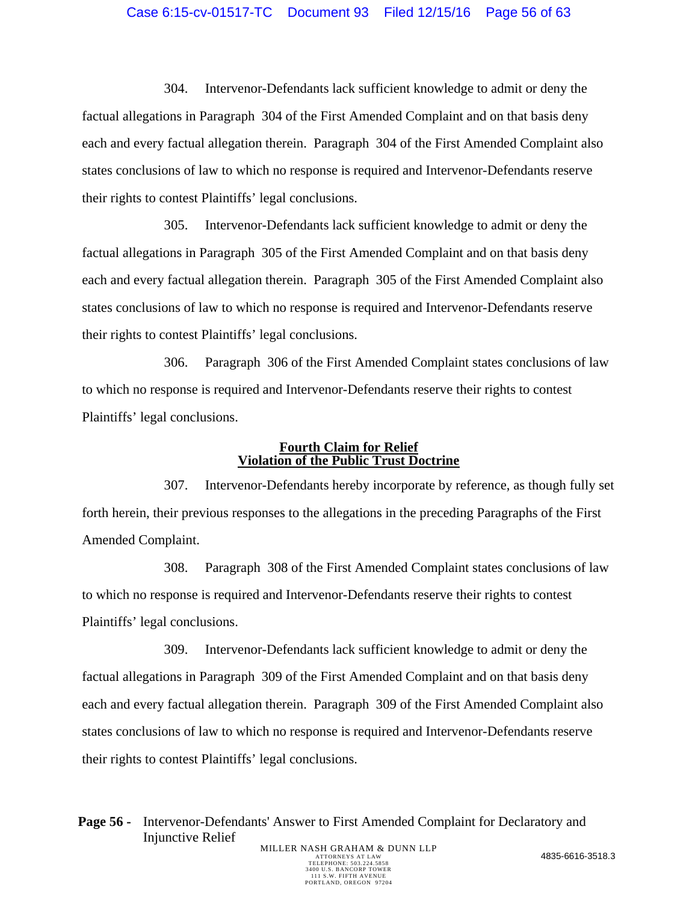304. Intervenor-Defendants lack sufficient knowledge to admit or deny the factual allegations in Paragraph 304 of the First Amended Complaint and on that basis deny each and every factual allegation therein. Paragraph 304 of the First Amended Complaint also states conclusions of law to which no response is required and Intervenor-Defendants reserve their rights to contest Plaintiffs' legal conclusions.

305. Intervenor-Defendants lack sufficient knowledge to admit or deny the factual allegations in Paragraph 305 of the First Amended Complaint and on that basis deny each and every factual allegation therein. Paragraph 305 of the First Amended Complaint also states conclusions of law to which no response is required and Intervenor-Defendants reserve their rights to contest Plaintiffs' legal conclusions.

306. Paragraph 306 of the First Amended Complaint states conclusions of law to which no response is required and Intervenor-Defendants reserve their rights to contest Plaintiffs' legal conclusions.

## Fourth Claim for Relief
## Violation of the Public Trust Doctrine

307. Intervenor-Defendants hereby incorporate by reference, as though fully set forth herein, their previous responses to the allegations in the preceding Paragraphs of the First Amended Complaint.

308. Paragraph 308 of the First Amended Complaint states conclusions of law to which no response is required and Intervenor-Defendants reserve their rights to contest Plaintiffs' legal conclusions.

309. Intervenor-Defendants lack sufficient knowledge to admit or deny the factual allegations in Paragraph 309 of the First Amended Complaint and on that basis deny each and every factual allegation therein. Paragraph 309 of the First Amended Complaint also states conclusions of law to which no response is required and Intervenor-Defendants reserve their rights to contest Plaintiffs' legal conclusions.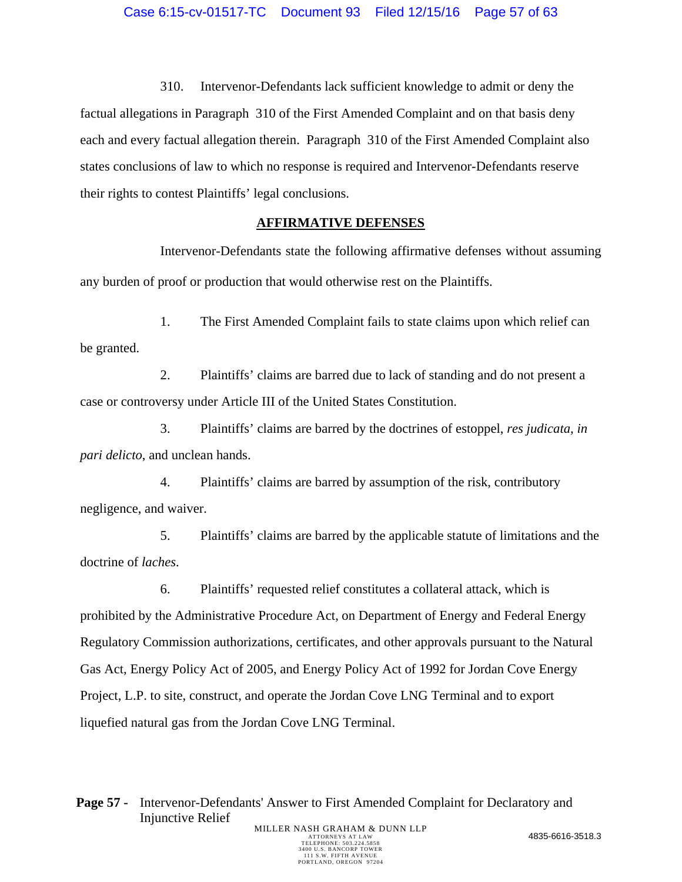310. Intervenor-Defendants lack sufficient knowledge to admit or deny the factual allegations in Paragraph 310 of the First Amended Complaint and on that basis deny each and every factual allegation therein. Paragraph 310 of the First Amended Complaint also states conclusions of law to which no response is required and Intervenor-Defendants reserve their rights to contest Plaintiffs' legal conclusions.

## AFFIRMATIVE DEFENSES

Intervenor-Defendants state the following affirmative defenses without assuming any burden of proof or production that would otherwise rest on the Plaintiffs.

1. The First Amended Complaint fails to state claims upon which relief can be granted.

2. Plaintiffs' claims are barred due to lack of standing and do not present a case or controversy under Article III of the United States Constitution.

3. Plaintiffs' claims are barred by the doctrines of estoppel, *res judicata, in pari delicto*, and unclean hands.

4. Plaintiffs' claims are barred by assumption of the risk, contributory negligence, and waiver.

5. Plaintiffs' claims are barred by the applicable statute of limitations and the doctrine of *laches*.

6. Plaintiffs' requested relief constitutes a collateral attack, which is prohibited by the Administrative Procedure Act, on Department of Energy and Federal Energy Regulatory Commission authorizations, certificates, and other approvals pursuant to the Natural Gas Act, Energy Policy Act of 2005, and Energy Policy Act of 1992 for Jordan Cove Energy Project, L.P. to site, construct, and operate the Jordan Cove LNG Terminal and to export liquefied natural gas from the Jordan Cove LNG Terminal.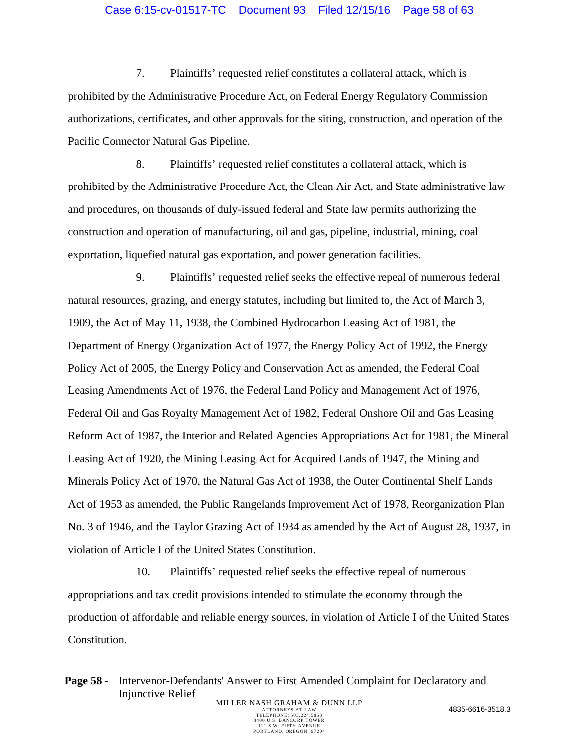7. Plaintiffs' requested relief constitutes a collateral attack, which is prohibited by the Administrative Procedure Act, on Federal Energy Regulatory Commission authorizations, certificates, and other approvals for the siting, construction, and operation of the Pacific Connector Natural Gas Pipeline.

8. Plaintiffs' requested relief constitutes a collateral attack, which is prohibited by the Administrative Procedure Act, the Clean Air Act, and State administrative law and procedures, on thousands of duly-issued federal and State law permits authorizing the construction and operation of manufacturing, oil and gas, pipeline, industrial, mining, coal exportation, liquefied natural gas exportation, and power generation facilities.

9. Plaintiffs' requested relief seeks the effective repeal of numerous federal natural resources, grazing, and energy statutes, including but limited to, the Act of March 3, 1909, the Act of May 11, 1938, the Combined Hydrocarbon Leasing Act of 1981, the Department of Energy Organization Act of 1977, the Energy Policy Act of 1992, the Energy Policy Act of 2005, the Energy Policy and Conservation Act as amended, the Federal Coal Leasing Amendments Act of 1976, the Federal Land Policy and Management Act of 1976, Federal Oil and Gas Royalty Management Act of 1982, Federal Onshore Oil and Gas Leasing Reform Act of 1987, the Interior and Related Agencies Appropriations Act for 1981, the Mineral Leasing Act of 1920, the Mining Leasing Act for Acquired Lands of 1947, the Mining and Minerals Policy Act of 1970, the Natural Gas Act of 1938, the Outer Continental Shelf Lands Act of 1953 as amended, the Public Rangelands Improvement Act of 1978, Reorganization Plan No. 3 of 1946, and the Taylor Grazing Act of 1934 as amended by the Act of August 28, 1937, in violation of Article I of the United States Constitution.

10. Plaintiffs' requested relief seeks the effective repeal of numerous appropriations and tax credit provisions intended to stimulate the economy through the production of affordable and reliable energy sources, in violation of Article I of the United States Constitution.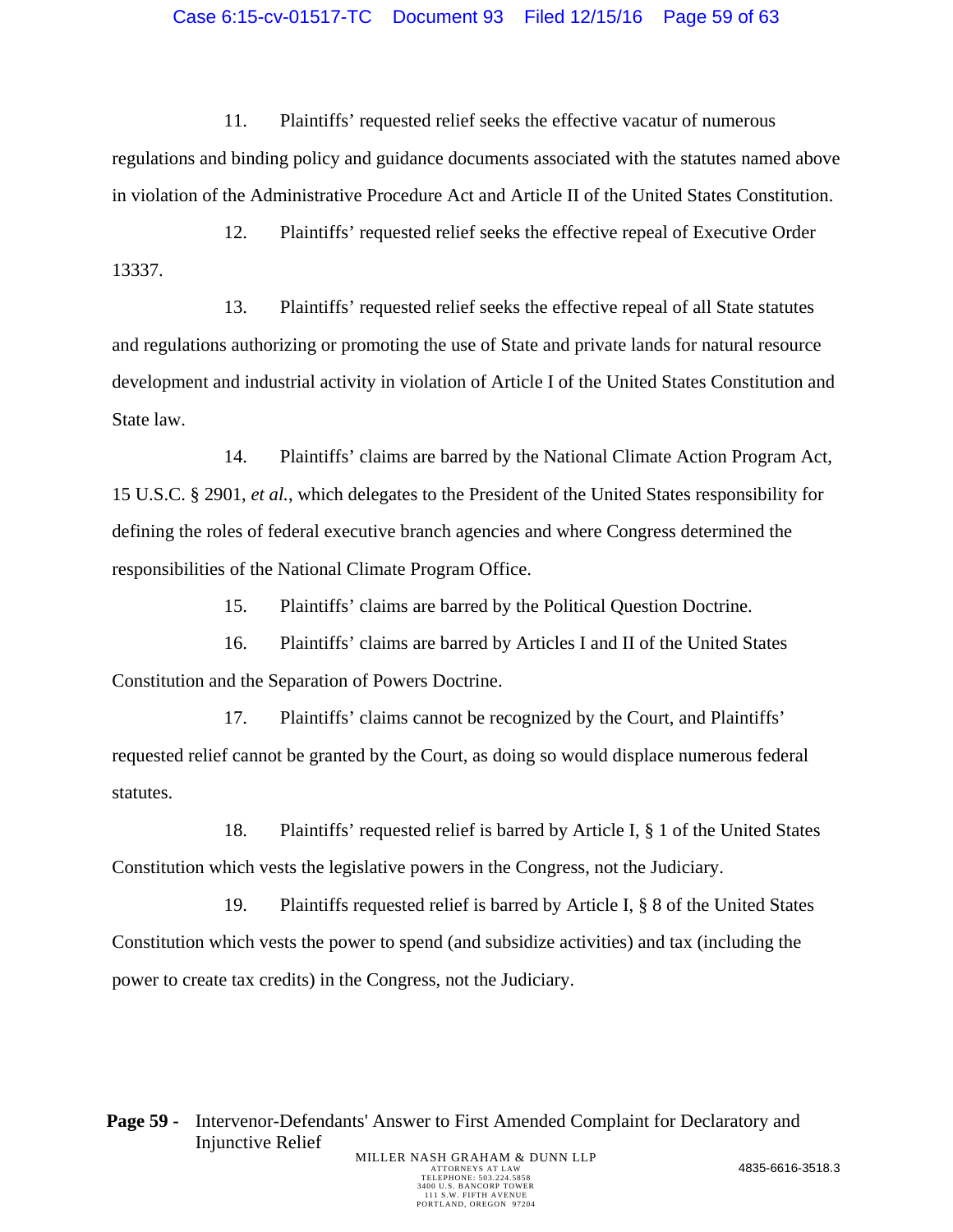11. Plaintiffs' requested relief seeks the effective vacatur of numerous regulations and binding policy and guidance documents associated with the statutes named above in violation of the Administrative Procedure Act and Article II of the United States Constitution.

12. Plaintiffs' requested relief seeks the effective repeal of Executive Order 13337.

13. Plaintiffs' requested relief seeks the effective repeal of all State statutes and regulations authorizing or promoting the use of State and private lands for natural resource development and industrial activity in violation of Article I of the United States Constitution and State law.

14. Plaintiffs' claims are barred by the National Climate Action Program Act, 15 U.S.C. § 2901, *et al.*, which delegates to the President of the United States responsibility for defining the roles of federal executive branch agencies and where Congress determined the responsibilities of the National Climate Program Office.

15. Plaintiffs' claims are barred by the Political Question Doctrine.

16. Plaintiffs' claims are barred by Articles I and II of the United States Constitution and the Separation of Powers Doctrine.

17. Plaintiffs' claims cannot be recognized by the Court, and Plaintiffs' requested relief cannot be granted by the Court, as doing so would displace numerous federal statutes.

18. Plaintiffs' requested relief is barred by Article I, § 1 of the United States Constitution which vests the legislative powers in the Congress, not the Judiciary.

19. Plaintiffs requested relief is barred by Article I, § 8 of the United States Constitution which vests the power to spend (and subsidize activities) and tax (including the power to create tax credits) in the Congress, not the Judiciary.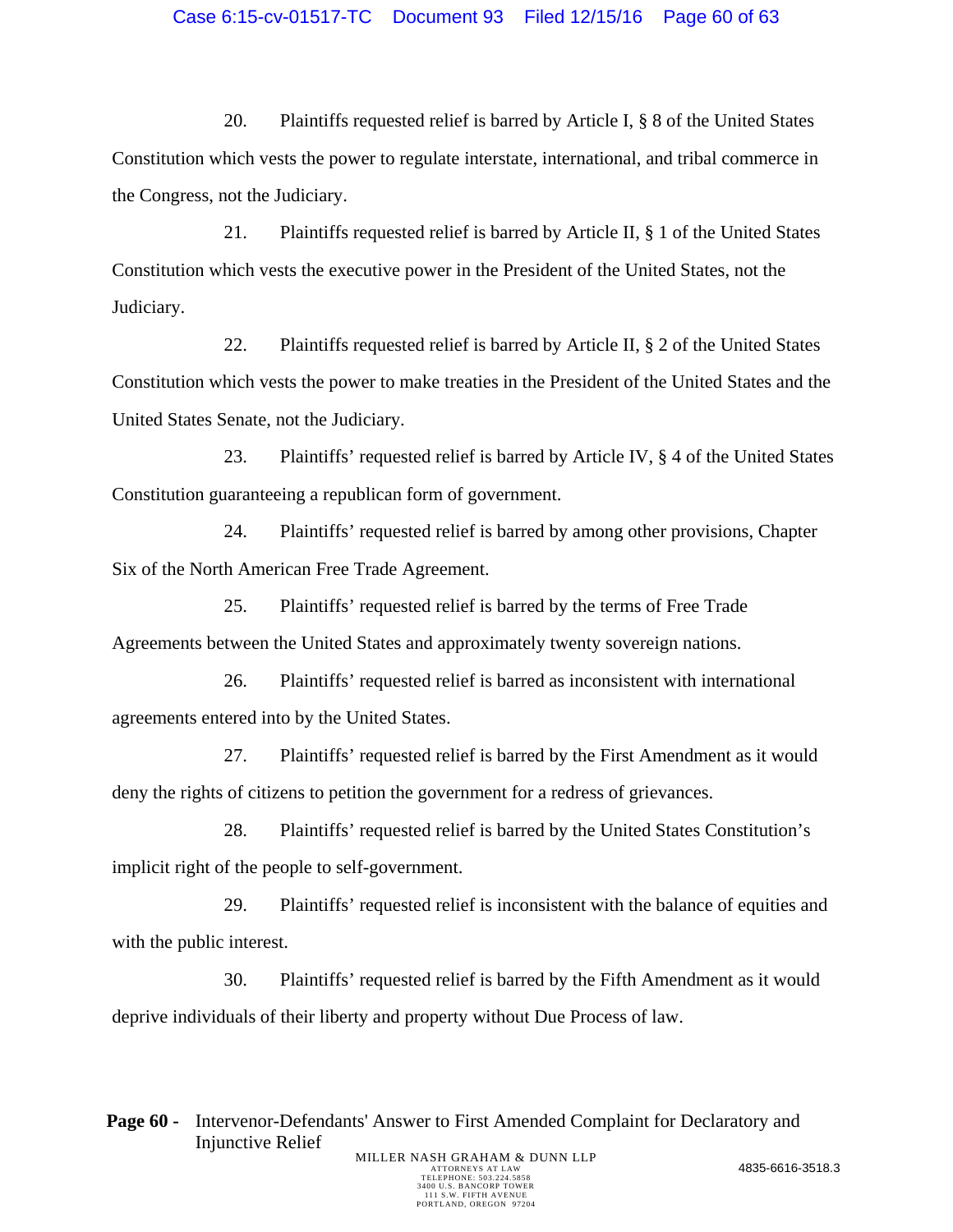20. Plaintiffs requested relief is barred by Article I, § 8 of the United States Constitution which vests the power to regulate interstate, international, and tribal commerce in the Congress, not the Judiciary.

21. Plaintiffs requested relief is barred by Article II, § 1 of the United States Constitution which vests the executive power in the President of the United States, not the Judiciary.

22. Plaintiffs requested relief is barred by Article II, § 2 of the United States Constitution which vests the power to make treaties in the President of the United States and the United States Senate, not the Judiciary.

23. Plaintiffs' requested relief is barred by Article IV, § 4 of the United States Constitution guaranteeing a republican form of government.

24. Plaintiffs' requested relief is barred by among other provisions, Chapter Six of the North American Free Trade Agreement.

25. Plaintiffs' requested relief is barred by the terms of Free Trade Agreements between the United States and approximately twenty sovereign nations.

26. Plaintiffs' requested relief is barred as inconsistent with international agreements entered into by the United States.

27. Plaintiffs' requested relief is barred by the First Amendment as it would deny the rights of citizens to petition the government for a redress of grievances.

28. Plaintiffs' requested relief is barred by the United States Constitution's implicit right of the people to self-government.

29. Plaintiffs' requested relief is inconsistent with the balance of equities and with the public interest.

30. Plaintiffs' requested relief is barred by the Fifth Amendment as it would deprive individuals of their liberty and property without Due Process of law.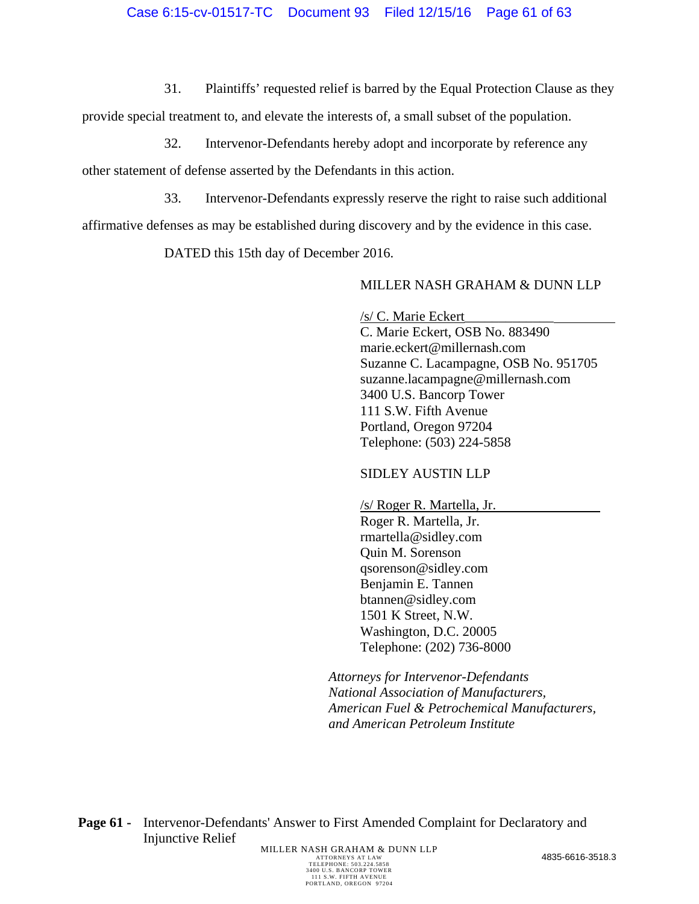31. Plaintiffs' requested relief is barred by the Equal Protection Clause as they provide special treatment to, and elevate the interests of, a small subset of the population.

32. Intervenor-Defendants hereby adopt and incorporate by reference any other statement of defense asserted by the Defendants in this action.

33. Intervenor-Defendants expressly reserve the right to raise such additional affirmative defenses as may be established during discovery and by the evidence in this case.

DATED this 15th day of December 2016.

MILLER NASH GRAHAM & DUNN LLP

/s/ C. Marie Eckert
C. Marie Eckert, OSB No. 883490
marie.eckert@millernash.com
Suzanne C. Lacampagne, OSB No. 951705
suzanne.lacampagne@millernash.com
3400 U.S. Bancorp Tower
111 S.W. Fifth Avenue
Portland, Oregon 97204
Telephone: (503) 224-5858

SIDLEY AUSTIN LLP

/s/ Roger R. Martella, Jr.
Roger R. Martella, Jr.
rmartella@sidley.com
Quin M. Sorenson
qsorenson@sidley.com
Benjamin E. Tannen
btannen@sidley.com
1501 K Street, N.W.
Washington, D.C. 20005
Telephone: (202) 736-8000

*Attorneys for Intervenor-Defendants National Association of Manufacturers, American Fuel & Petrochemical Manufacturers, and American Petroleum Institute*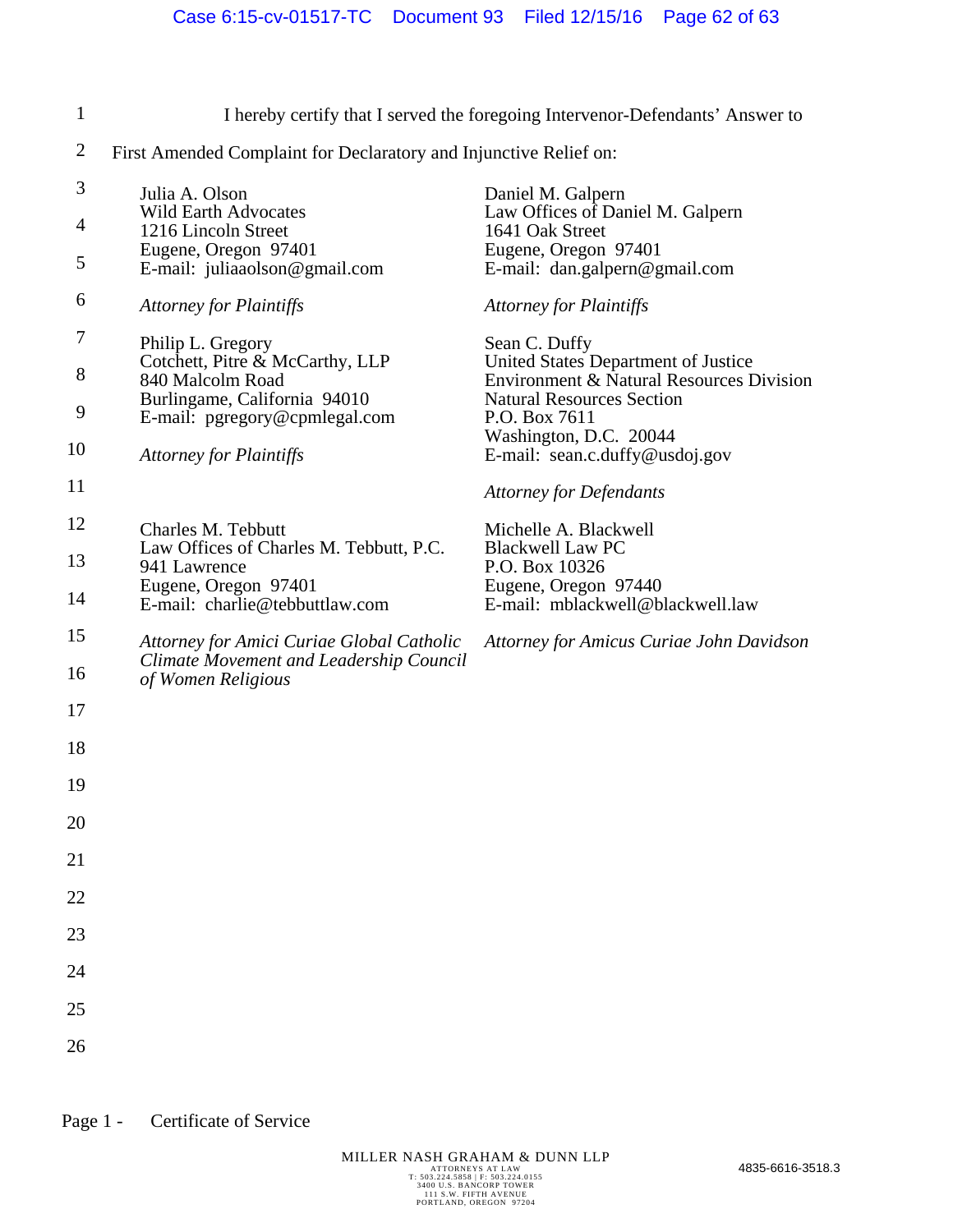I hereby certify that I served the foregoing Intervenor-Defendants' Answer to First Amended Complaint for Declaratory and Injunctive Relief on:

Julia A. Olson
Wild Earth Advocates
1216 Lincoln Street
Eugene, Oregon 97401
E-mail: juliaaolson@gmail.com

*Attorney for Plaintiffs*

Daniel M. Galpern
Law Offices of Daniel M. Galpern
1641 Oak Street
Eugene, Oregon 97401
E-mail: dan.galpern@gmail.com

*Attorney for Plaintiffs*

Philip L. Gregory
Cotchett, Pitre & McCarthy, LLP
840 Malcolm Road
Burlingame, California 94010
E-mail: pgregory@cpmlegal.com

*Attorney for Plaintiffs*

Sean C. Duffy
United States Department of Justice
Environment & Natural Resources Division
Natural Resources Section
P.O. Box 7611
Washington, D.C. 20044
E-mail: sean.c.duffy@usdoj.gov

*Attorney for Defendants*

Charles M. Tebbutt
Law Offices of Charles M. Tebbutt, P.C.
941 Lawrence
Eugene, Oregon 97401
E-mail: charlie@tebbuttlaw.com

*Attorney for Amici Curiae Global Catholic Climate Movement and Leadership Council of Women Religious*

Michelle A. Blackwell
Blackwell Law PC
P.O. Box 10326
Eugene, Oregon 97440
E-mail: mblackwell@blackwell.law

*Attorney for Amicus Curiae John Davidson*

Page 1 - Certificate of Service

MILLER NASH GRAHAM & DUNN LLP
ATTORNEYS AT LAW
T: 503.224.5858 | F: 503.224.0155
3400 U.S. BANCORP TOWER
111 S.W. FIFTH AVENUE
PORTLAND, OREGON 97204

4835-6616-3518.3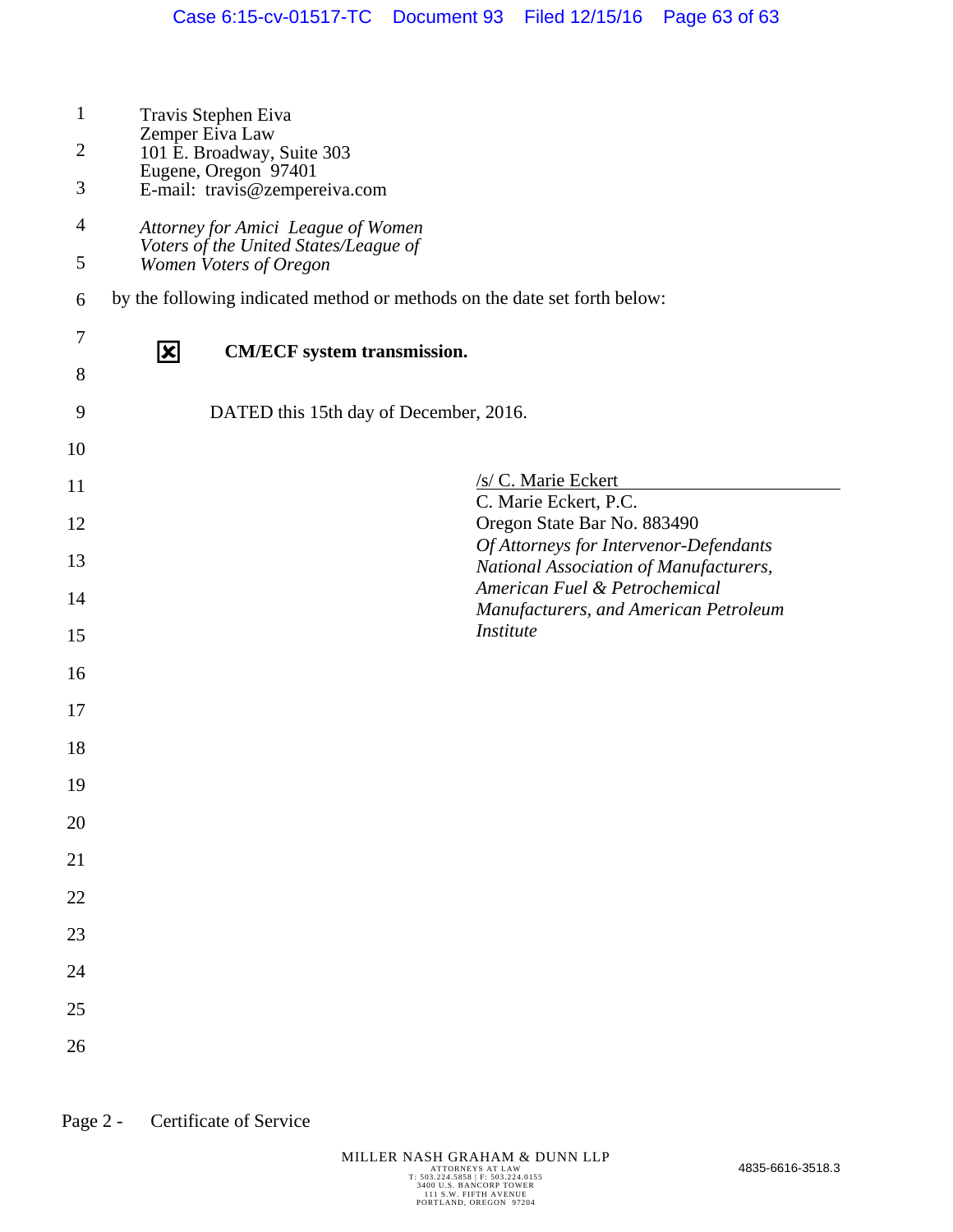Travis Stephen Eiva
Zemper Eiva Law
101 E. Broadway, Suite 303
Eugene, Oregon 97401
E-mail: travis@zempereiva.com

*Attorney for Amici League of Women Voters of the United States/League of Women Voters of Oregon*

by the following indicated method or methods on the date set forth below:

☒ **CM/ECF system transmission.**

DATED this 15th day of December, 2016.

/s/ C. Marie Eckert
C. Marie Eckert, P.C.
Oregon State Bar No. 883490
*Of Attorneys for Intervenor-Defendants National Association of Manufacturers, American Fuel & Petrochemical Manufacturers, and American Petroleum Institute*

Page 2 - Certificate of Service

MILLER NASH GRAHAM & DUNN LLP
ATTORNEYS AT LAW
T: 503.224.5858 | F: 503.224.0155
3400 U.S. BANCORP TOWER
111 S.W. FIFTH AVENUE
PORTLAND, OREGON 97204

4835-6616-3518.3